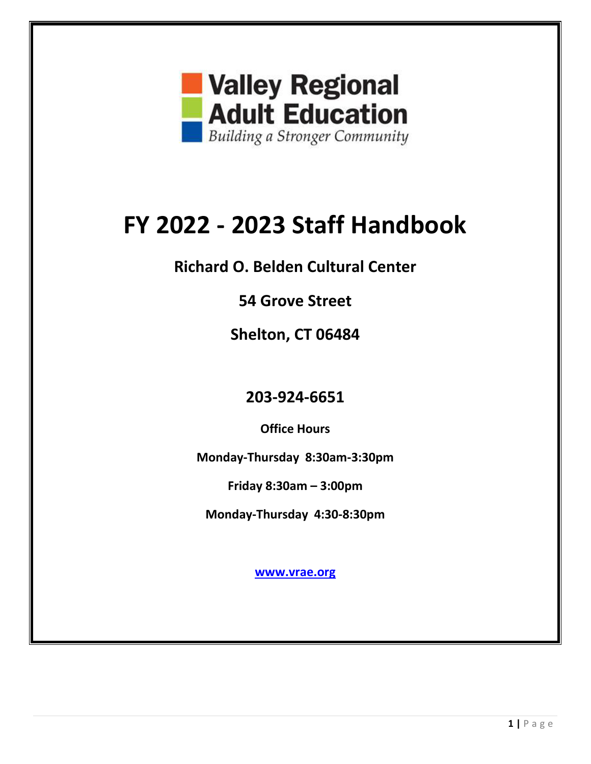Valley Regional Adult Education

*Building a Stronger Community*

# FY 2022 - 2023 Staff Handbook

## Richard O. Belden Cultural Center

## 54 Grove Street

## Shelton, CT 06484

## 203-924-6651

**Office Hours**

**Monday-Thursday 8:30am-3:30pm**

**Friday 8:30am – 3:00pm**

**Monday-Thursday 4:30-8:30pm**

**www.vrae.org**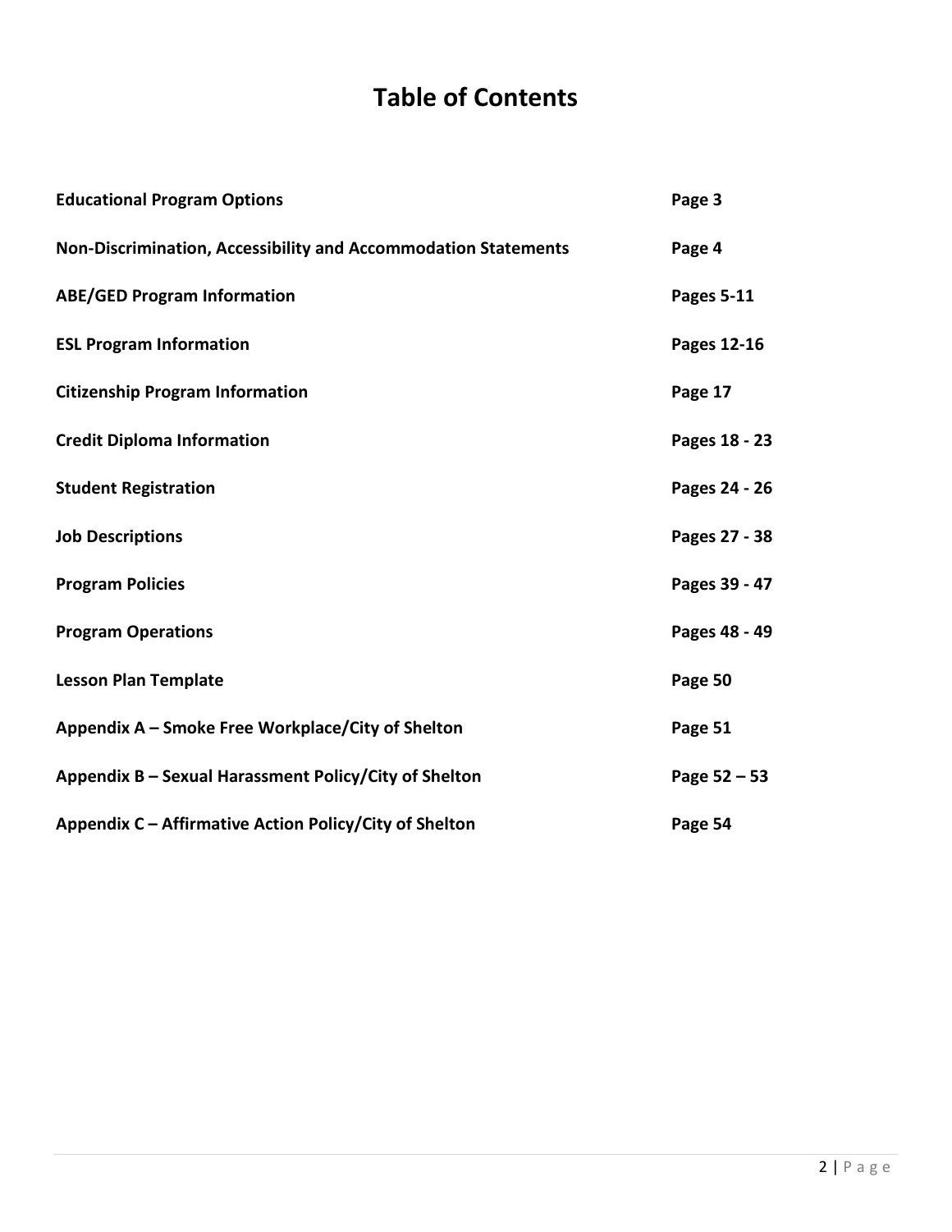# Table of Contents

| | |
|---|---|
| **Educational Program Options** | **Page 3** |
| **Non-Discrimination, Accessibility and Accommodation Statements** | **Page 4** |
| **ABE/GED Program Information** | **Pages 5-11** |
| **ESL Program Information** | **Pages 12-16** |
| **Citizenship Program Information** | **Page 17** |
| **Credit Diploma Information** | **Pages 18 - 23** |
| **Student Registration** | **Pages 24 - 26** |
| **Job Descriptions** | **Pages 27 - 38** |
| **Program Policies** | **Pages 39 - 47** |
| **Program Operations** | **Pages 48 - 49** |
| **Lesson Plan Template** | **Page 50** |
| **Appendix A – Smoke Free Workplace/City of Shelton** | **Page 51** |
| **Appendix B – Sexual Harassment Policy/City of Shelton** | **Page 52 – 53** |
| **Appendix C – Affirmative Action Policy/City of Shelton** | **Page 54** |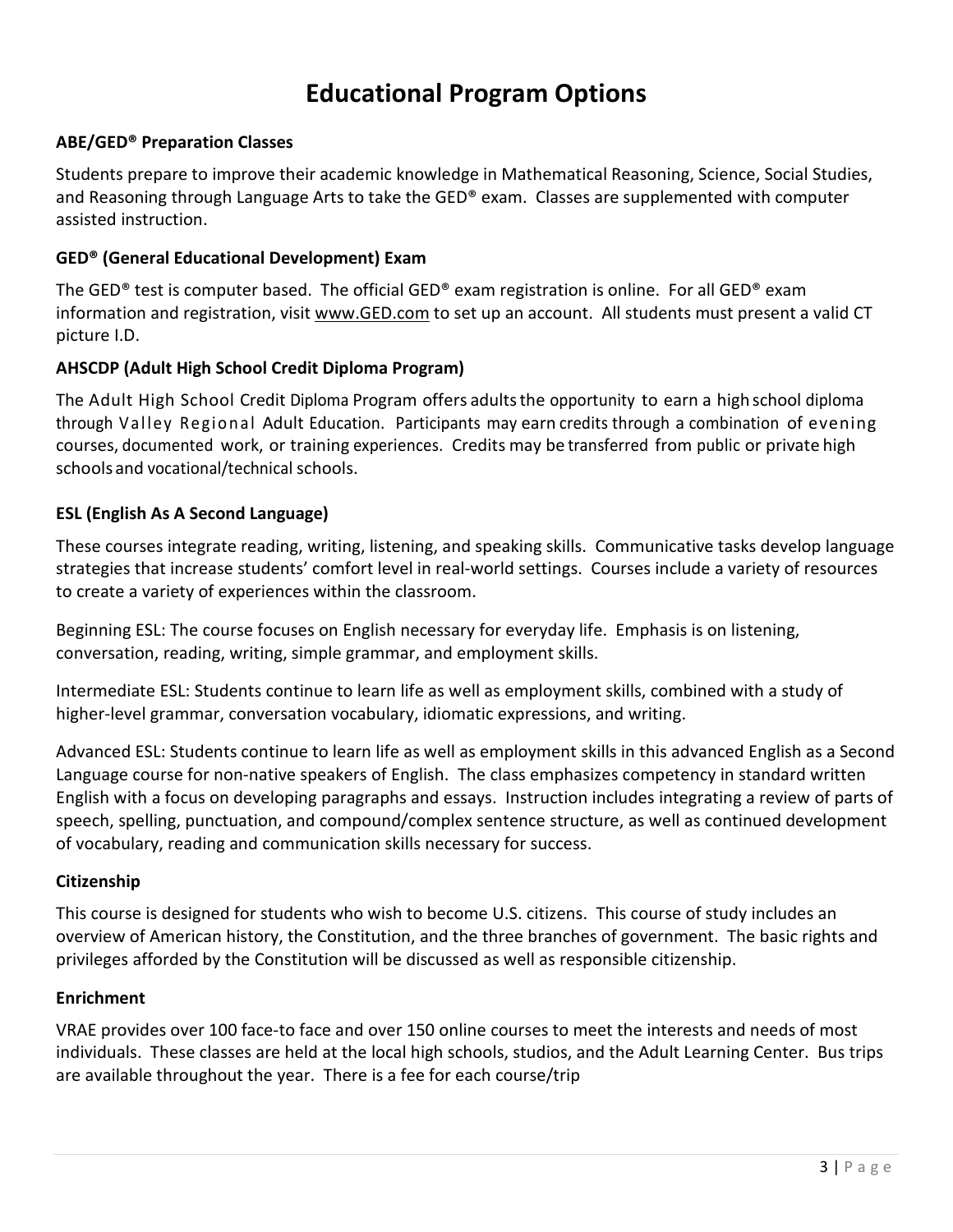# Educational Program Options

### ABE/GED® Preparation Classes

Students prepare to improve their academic knowledge in Mathematical Reasoning, Science, Social Studies, and Reasoning through Language Arts to take the GED® exam. Classes are supplemented with computer assisted instruction.

### GED® (General Educational Development) Exam

The GED® test is computer based. The official GED® exam registration is online. For all GED® exam information and registration, visit www.GED.com to set up an account. All students must present a valid CT picture I.D.

### AHSCDP (Adult High School Credit Diploma Program)

The Adult High School Credit Diploma Program offers adults the opportunity to earn a high school diploma through Valley Regional Adult Education. Participants may earn credits through a combination of evening courses, documented work, or training experiences. Credits may be transferred from public or private high schools and vocational/technical schools.

### ESL (English As A Second Language)

These courses integrate reading, writing, listening, and speaking skills. Communicative tasks develop language strategies that increase students' comfort level in real-world settings. Courses include a variety of resources to create a variety of experiences within the classroom.

Beginning ESL: The course focuses on English necessary for everyday life. Emphasis is on listening, conversation, reading, writing, simple grammar, and employment skills.

Intermediate ESL: Students continue to learn life as well as employment skills, combined with a study of higher-level grammar, conversation vocabulary, idiomatic expressions, and writing.

Advanced ESL: Students continue to learn life as well as employment skills in this advanced English as a Second Language course for non-native speakers of English. The class emphasizes competency in standard written English with a focus on developing paragraphs and essays. Instruction includes integrating a review of parts of speech, spelling, punctuation, and compound/complex sentence structure, as well as continued development of vocabulary, reading and communication skills necessary for success.

### Citizenship

This course is designed for students who wish to become U.S. citizens. This course of study includes an overview of American history, the Constitution, and the three branches of government. The basic rights and privileges afforded by the Constitution will be discussed as well as responsible citizenship.

### Enrichment

VRAE provides over 100 face-to face and over 150 online courses to meet the interests and needs of most individuals. These classes are held at the local high schools, studios, and the Adult Learning Center. Bus trips are available throughout the year. There is a fee for each course/trip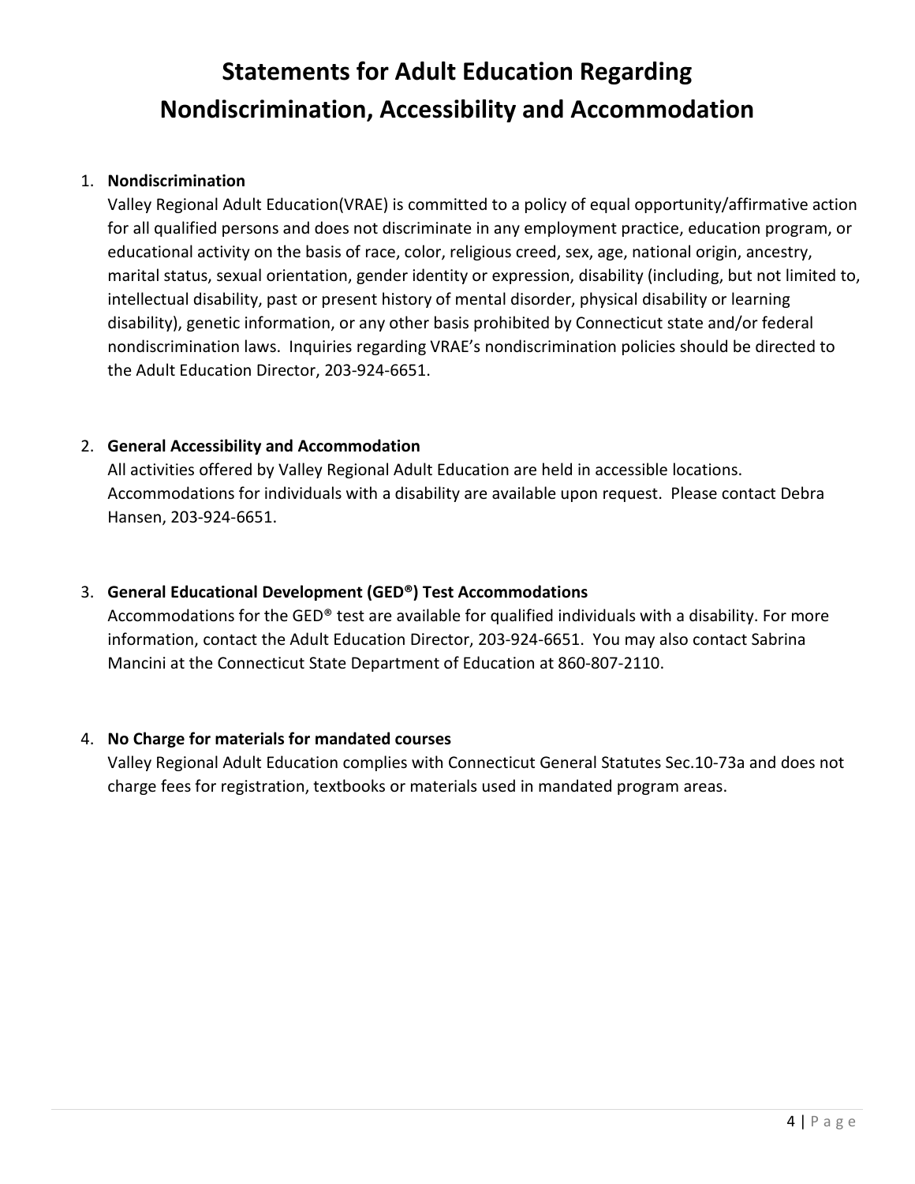# Statements for Adult Education Regarding Nondiscrimination, Accessibility and Accommodation

1. **Nondiscrimination**
   Valley Regional Adult Education(VRAE) is committed to a policy of equal opportunity/affirmative action for all qualified persons and does not discriminate in any employment practice, education program, or educational activity on the basis of race, color, religious creed, sex, age, national origin, ancestry, marital status, sexual orientation, gender identity or expression, disability (including, but not limited to, intellectual disability, past or present history of mental disorder, physical disability or learning disability), genetic information, or any other basis prohibited by Connecticut state and/or federal nondiscrimination laws. Inquiries regarding VRAE's nondiscrimination policies should be directed to the Adult Education Director, 203-924-6651.

2. **General Accessibility and Accommodation**
   All activities offered by Valley Regional Adult Education are held in accessible locations. Accommodations for individuals with a disability are available upon request. Please contact Debra Hansen, 203-924-6651.

3. **General Educational Development (GED®) Test Accommodations**
   Accommodations for the GED® test are available for qualified individuals with a disability. For more information, contact the Adult Education Director, 203-924-6651. You may also contact Sabrina Mancini at the Connecticut State Department of Education at 860-807-2110.

4. **No Charge for materials for mandated courses**
   Valley Regional Adult Education complies with Connecticut General Statutes Sec.10-73a and does not charge fees for registration, textbooks or materials used in mandated program areas.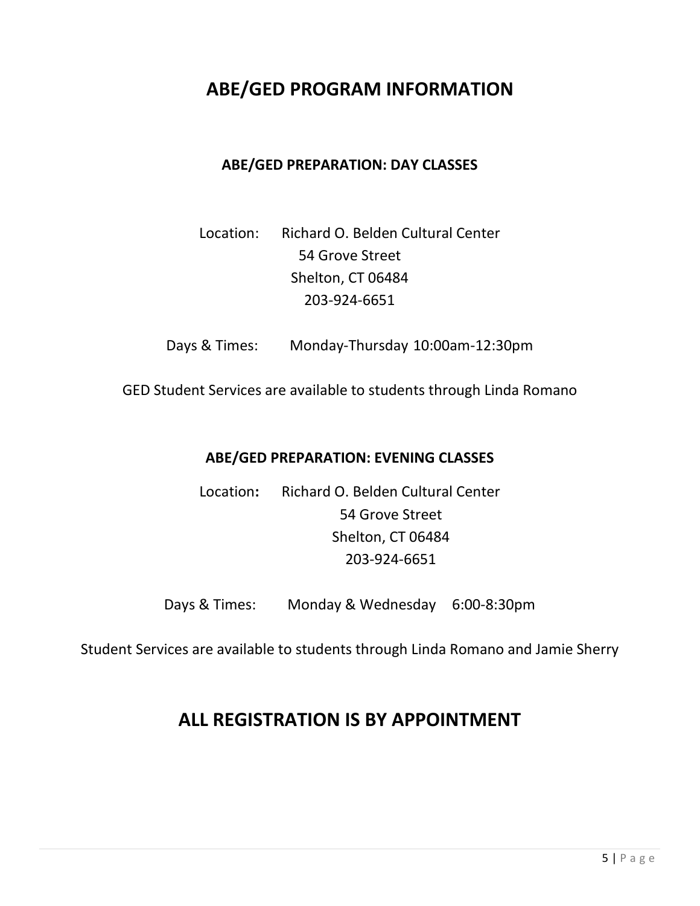# ABE/GED PROGRAM INFORMATION

## ABE/GED PREPARATION: DAY CLASSES

Location: Richard O. Belden Cultural Center
54 Grove Street
Shelton, CT 06484
203-924-6651

Days & Times: Monday-Thursday 10:00am-12:30pm

GED Student Services are available to students through Linda Romano

## ABE/GED PREPARATION: EVENING CLASSES

Location**:** Richard O. Belden Cultural Center
54 Grove Street
Shelton, CT 06484
203-924-6651

Days & Times: Monday & Wednesday 6:00-8:30pm

Student Services are available to students through Linda Romano and Jamie Sherry

# ALL REGISTRATION IS BY APPOINTMENT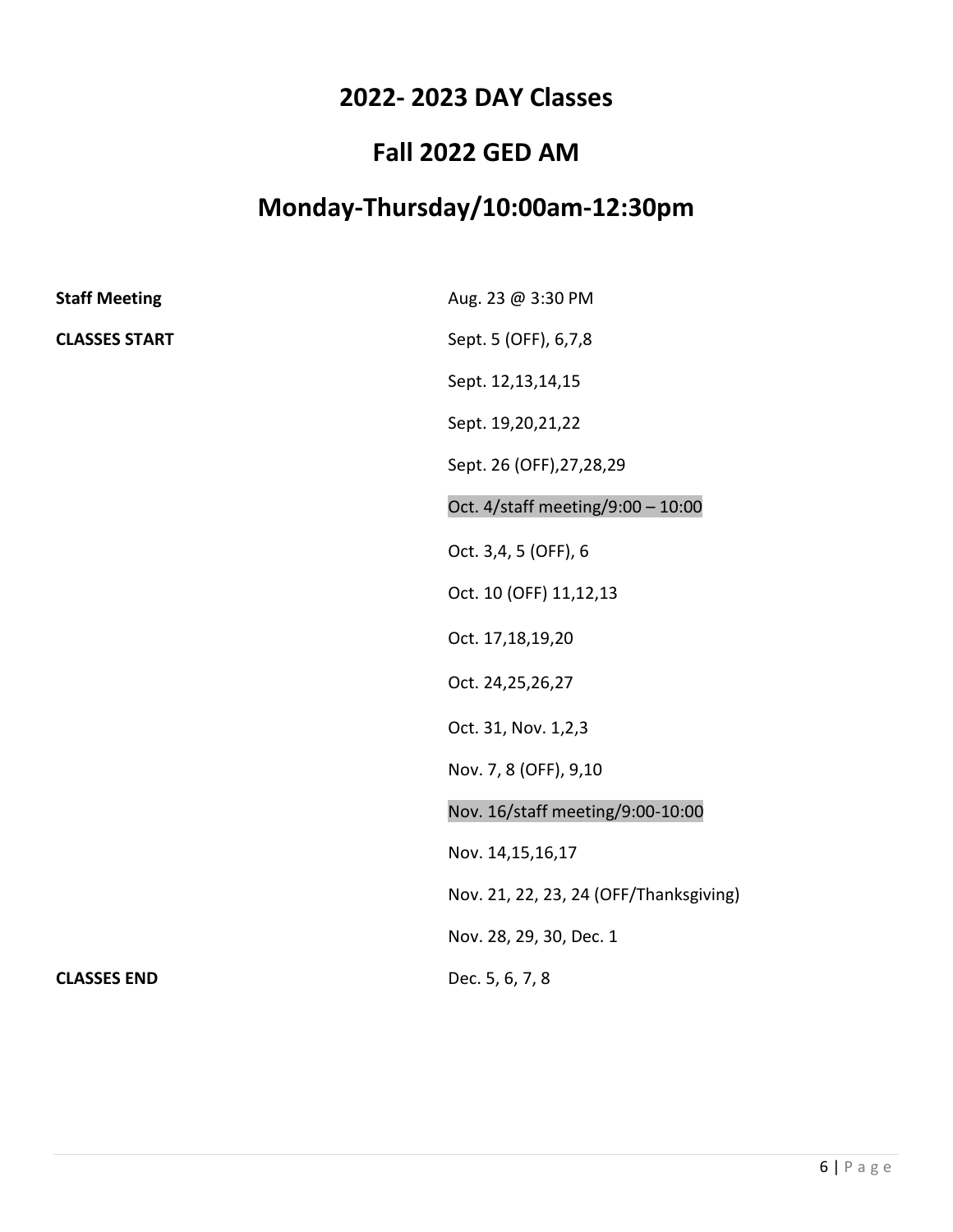# 2022- 2023 DAY Classes

# Fall 2022 GED AM

# Monday-Thursday/10:00am-12:30pm

| | |
|---|---|
| **Staff Meeting** | Aug. 23 @ 3:30 PM |
| **CLASSES START** | Sept. 5 (OFF), 6,7,8 |
| | Sept. 12,13,14,15 |
| | Sept. 19,20,21,22 |
| | Sept. 26 (OFF),27,28,29 |
| | Oct. 4/staff meeting/9:00 – 10:00 |
| | Oct. 3,4, 5 (OFF), 6 |
| | Oct. 10 (OFF) 11,12,13 |
| | Oct. 17,18,19,20 |
| | Oct. 24,25,26,27 |
| | Oct. 31, Nov. 1,2,3 |
| | Nov. 7, 8 (OFF), 9,10 |
| | Nov. 16/staff meeting/9:00-10:00 |
| | Nov. 14,15,16,17 |
| | Nov. 21, 22, 23, 24 (OFF/Thanksgiving) |
| | Nov. 28, 29, 30, Dec. 1 |
| **CLASSES END** | Dec. 5, 6, 7, 8 |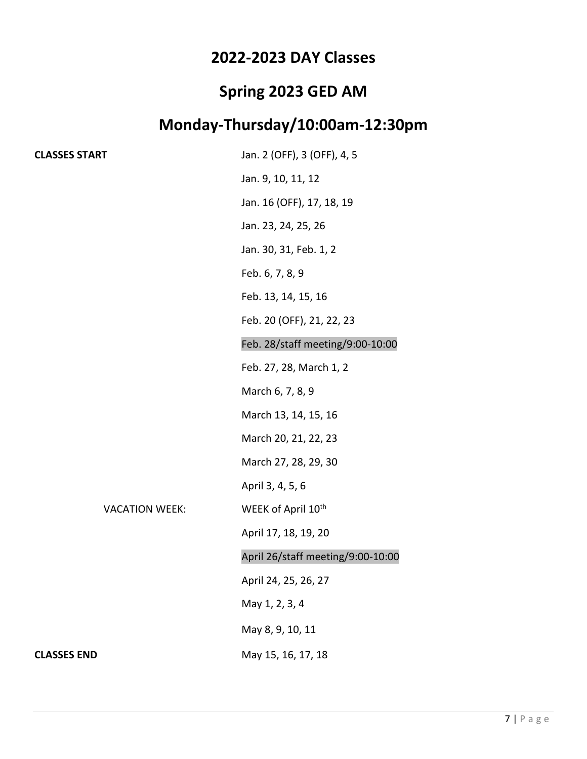# 2022-2023 DAY Classes

# Spring 2023 GED AM

# Monday-Thursday/10:00am-12:30pm

| | |
|---|---|
| **CLASSES START** | Jan. 2 (OFF), 3 (OFF), 4, 5 |
| | Jan. 9, 10, 11, 12 |
| | Jan. 16 (OFF), 17, 18, 19 |
| | Jan. 23, 24, 25, 26 |
| | Jan. 30, 31, Feb. 1, 2 |
| | Feb. 6, 7, 8, 9 |
| | Feb. 13, 14, 15, 16 |
| | Feb. 20 (OFF), 21, 22, 23 |
| | Feb. 28/staff meeting/9:00-10:00 |
| | Feb. 27, 28, March 1, 2 |
| | March 6, 7, 8, 9 |
| | March 13, 14, 15, 16 |
| | March 20, 21, 22, 23 |
| | March 27, 28, 29, 30 |
| | April 3, 4, 5, 6 |
| VACATION WEEK: | WEEK of April 10th |
| | April 17, 18, 19, 20 |
| | April 26/staff meeting/9:00-10:00 |
| | April 24, 25, 26, 27 |
| | May 1, 2, 3, 4 |
| | May 8, 9, 10, 11 |
| **CLASSES END** | May 15, 16, 17, 18 |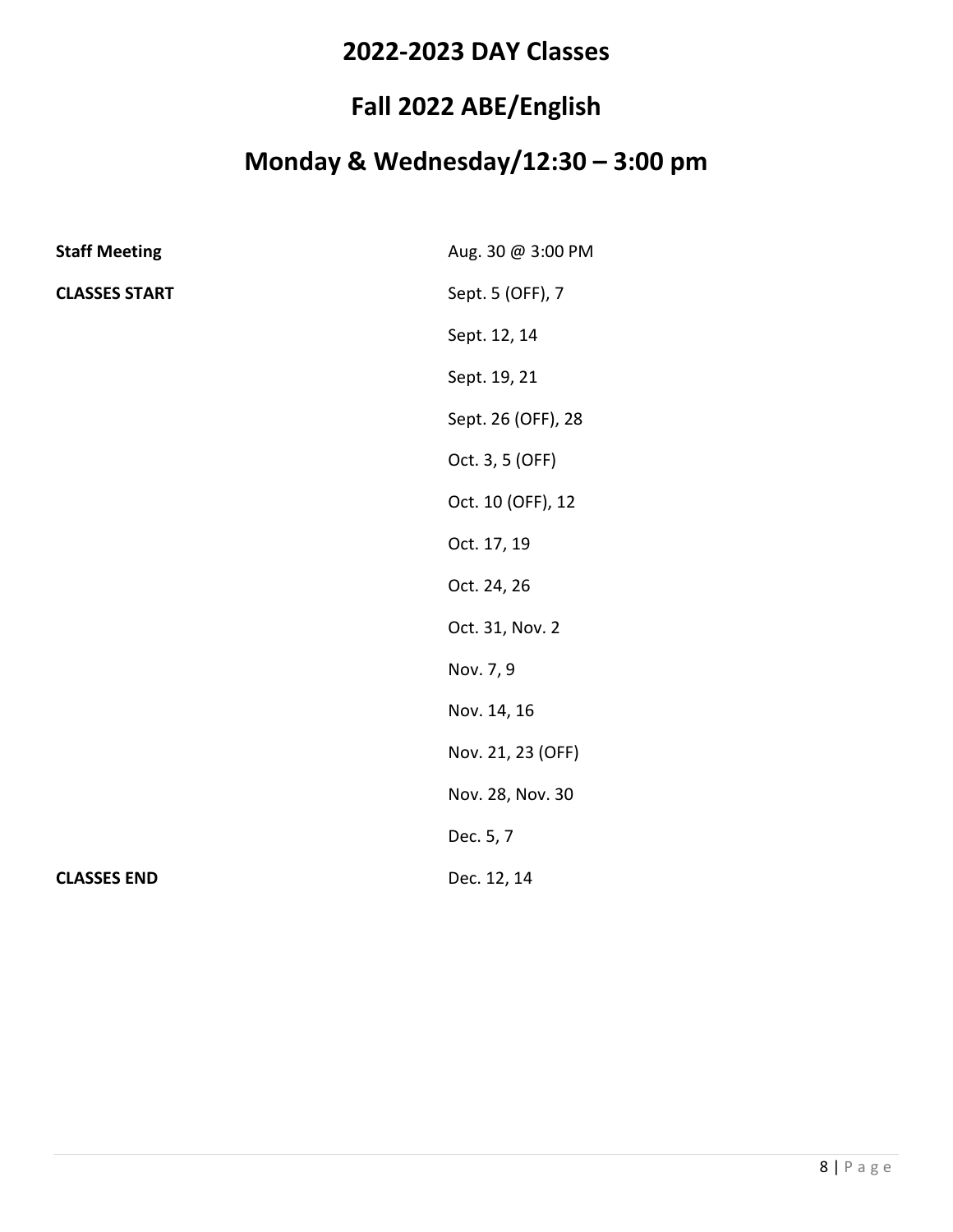# 2022-2023 DAY Classes

# Fall 2022 ABE/English

# Monday & Wednesday/12:30 – 3:00 pm

| | |
|---|---|
| **Staff Meeting** | Aug. 30 @ 3:00 PM |
| **CLASSES START** | Sept. 5 (OFF), 7 |
| | Sept. 12, 14 |
| | Sept. 19, 21 |
| | Sept. 26 (OFF), 28 |
| | Oct. 3, 5 (OFF) |
| | Oct. 10 (OFF), 12 |
| | Oct. 17, 19 |
| | Oct. 24, 26 |
| | Oct. 31, Nov. 2 |
| | Nov. 7, 9 |
| | Nov. 14, 16 |
| | Nov. 21, 23 (OFF) |
| | Nov. 28, Nov. 30 |
| | Dec. 5, 7 |
| **CLASSES END** | Dec. 12, 14 |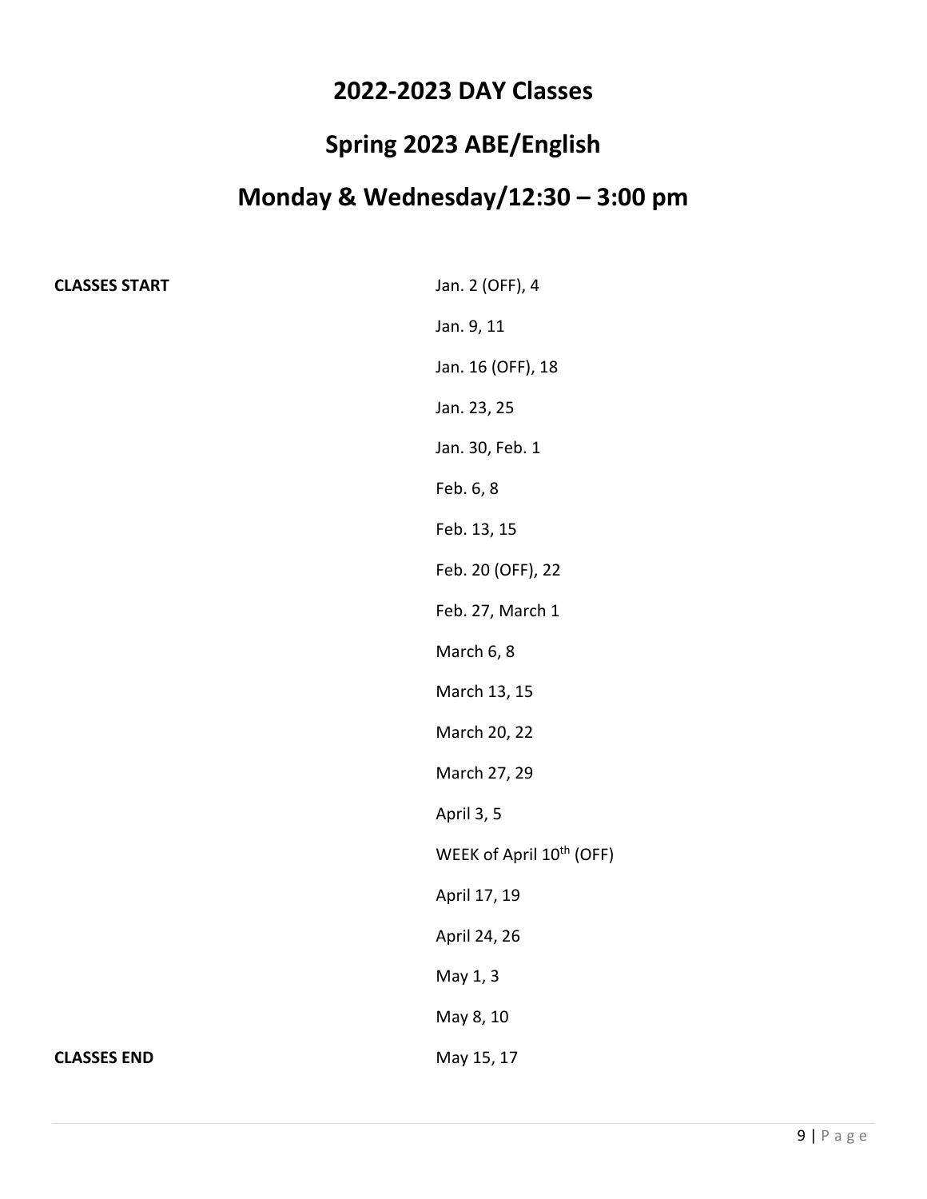# 2022-2023 DAY Classes

# Spring 2023 ABE/English

# Monday & Wednesday/12:30 – 3:00 pm

| | |
|---|---|
| **CLASSES START** | Jan. 2 (OFF), 4 |
| | Jan. 9, 11 |
| | Jan. 16 (OFF), 18 |
| | Jan. 23, 25 |
| | Jan. 30, Feb. 1 |
| | Feb. 6, 8 |
| | Feb. 13, 15 |
| | Feb. 20 (OFF), 22 |
| | Feb. 27, March 1 |
| | March 6, 8 |
| | March 13, 15 |
| | March 20, 22 |
| | March 27, 29 |
| | April 3, 5 |
| | WEEK of April 10th (OFF) |
| | April 17, 19 |
| | April 24, 26 |
| | May 1, 3 |
| | May 8, 10 |
| **CLASSES END** | May 15, 17 |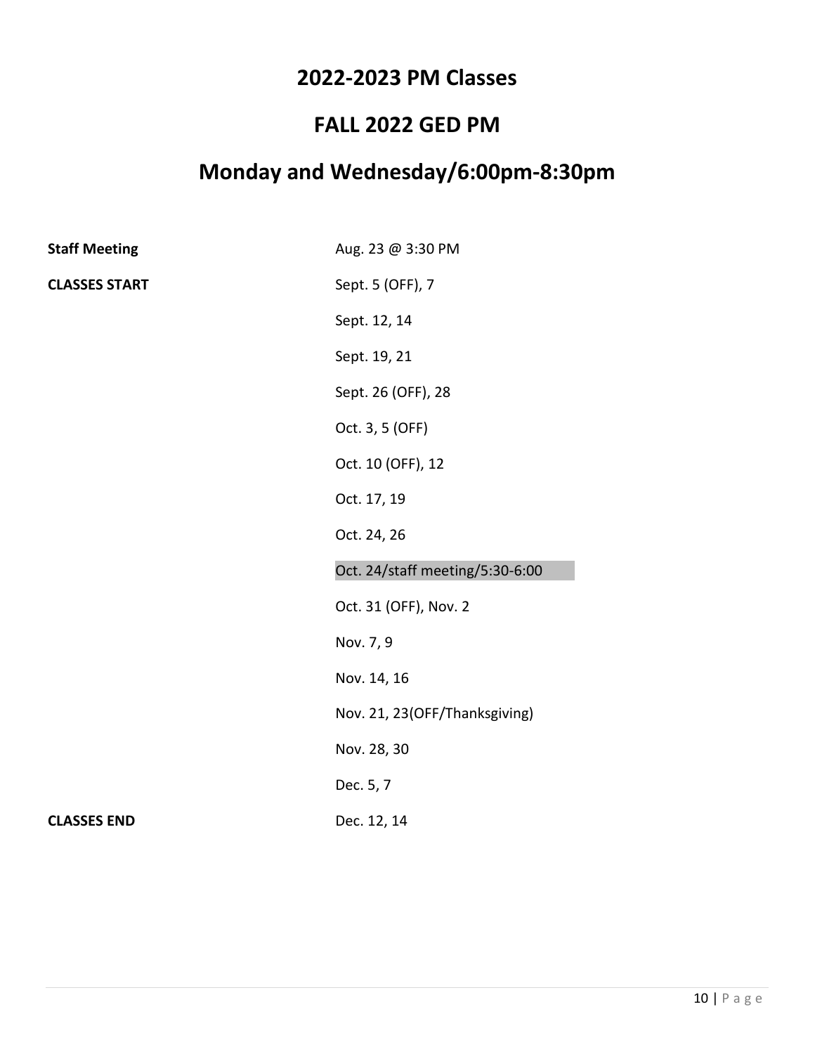# 2022-2023 PM Classes

# FALL 2022 GED PM

# Monday and Wednesday/6:00pm-8:30pm

| | |
|---|---|
| **Staff Meeting** | Aug. 23 @ 3:30 PM |
| **CLASSES START** | Sept. 5 (OFF), 7 |
| | Sept. 12, 14 |
| | Sept. 19, 21 |
| | Sept. 26 (OFF), 28 |
| | Oct. 3, 5 (OFF) |
| | Oct. 10 (OFF), 12 |
| | Oct. 17, 19 |
| | Oct. 24, 26 |
| | Oct. 24/staff meeting/5:30-6:00 |
| | Oct. 31 (OFF), Nov. 2 |
| | Nov. 7, 9 |
| | Nov. 14, 16 |
| | Nov. 21, 23(OFF/Thanksgiving) |
| | Nov. 28, 30 |
| | Dec. 5, 7 |
| **CLASSES END** | Dec. 12, 14 |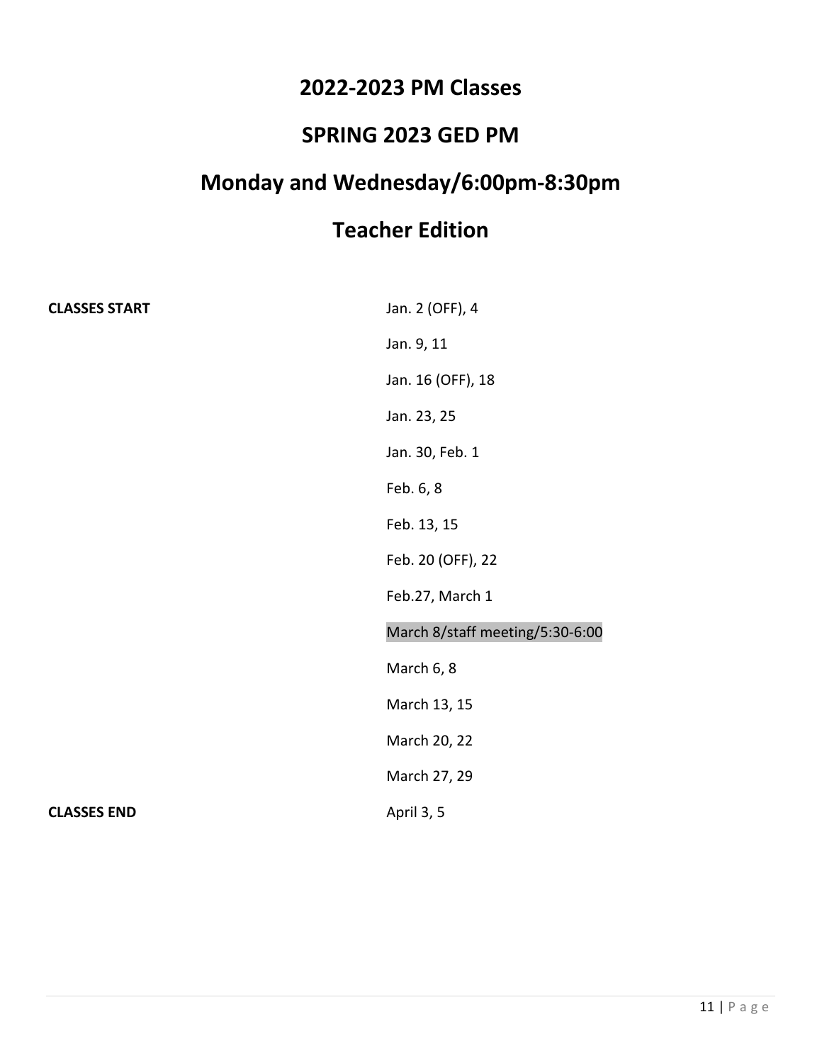## 2022-2023 PM Classes

## SPRING 2023 GED PM

## Monday and Wednesday/6:00pm-8:30pm

## Teacher Edition

| | |
|---|---|
| **CLASSES START** | Jan. 2 (OFF), 4 |
| | Jan. 9, 11 |
| | Jan. 16 (OFF), 18 |
| | Jan. 23, 25 |
| | Jan. 30, Feb. 1 |
| | Feb. 6, 8 |
| | Feb. 13, 15 |
| | Feb. 20 (OFF), 22 |
| | Feb.27, March 1 |
| | March 8/staff meeting/5:30-6:00 |
| | March 6, 8 |
| | March 13, 15 |
| | March 20, 22 |
| | March 27, 29 |
| **CLASSES END** | April 3, 5 |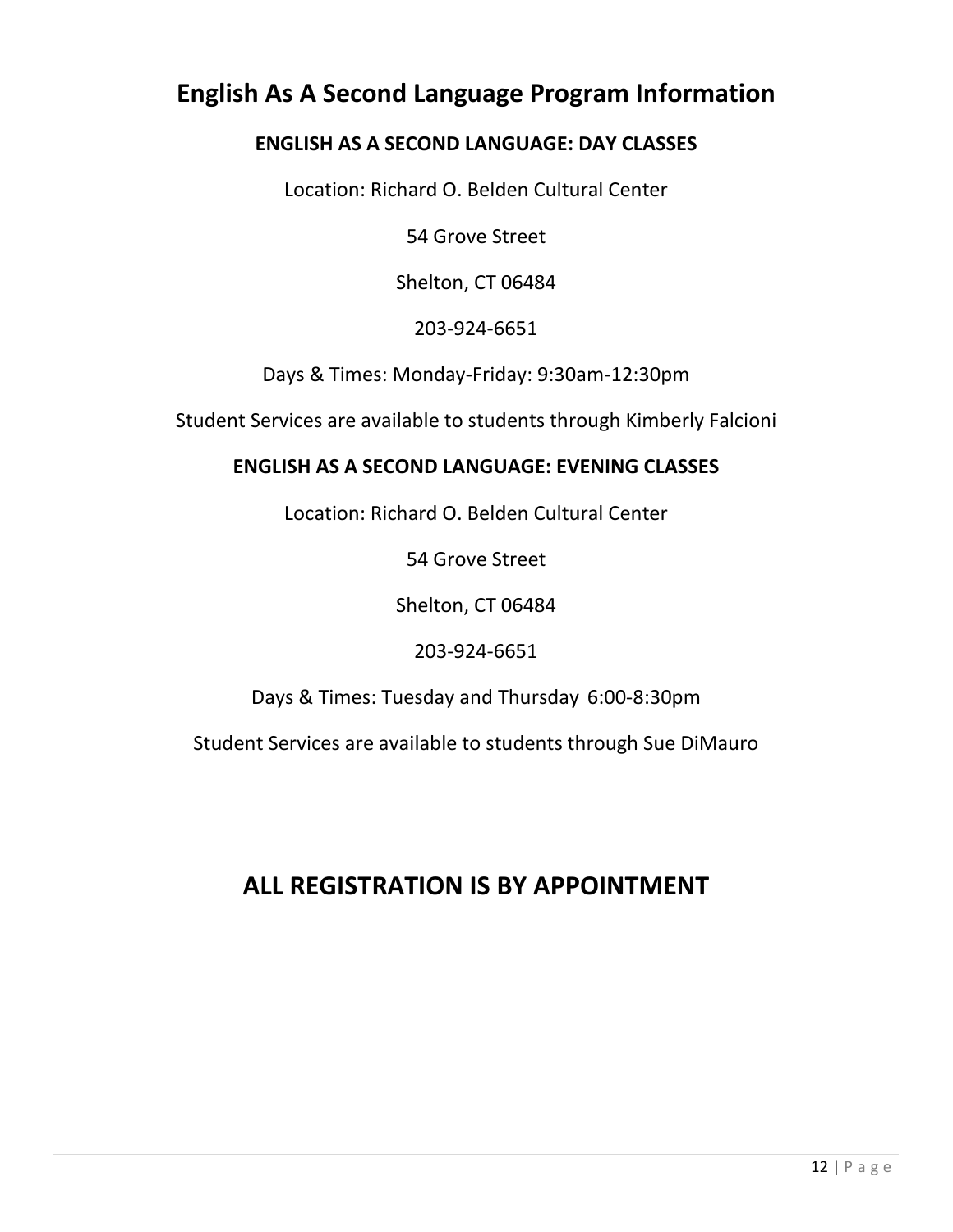# English As A Second Language Program Information

### ENGLISH AS A SECOND LANGUAGE: DAY CLASSES

Location: Richard O. Belden Cultural Center

54 Grove Street

Shelton, CT 06484

203-924-6651

Days & Times: Monday-Friday: 9:30am-12:30pm

Student Services are available to students through Kimberly Falcioni

### ENGLISH AS A SECOND LANGUAGE: EVENING CLASSES

Location: Richard O. Belden Cultural Center

54 Grove Street

Shelton, CT 06484

203-924-6651

Days & Times: Tuesday and Thursday 6:00-8:30pm

Student Services are available to students through Sue DiMauro

## ALL REGISTRATION IS BY APPOINTMENT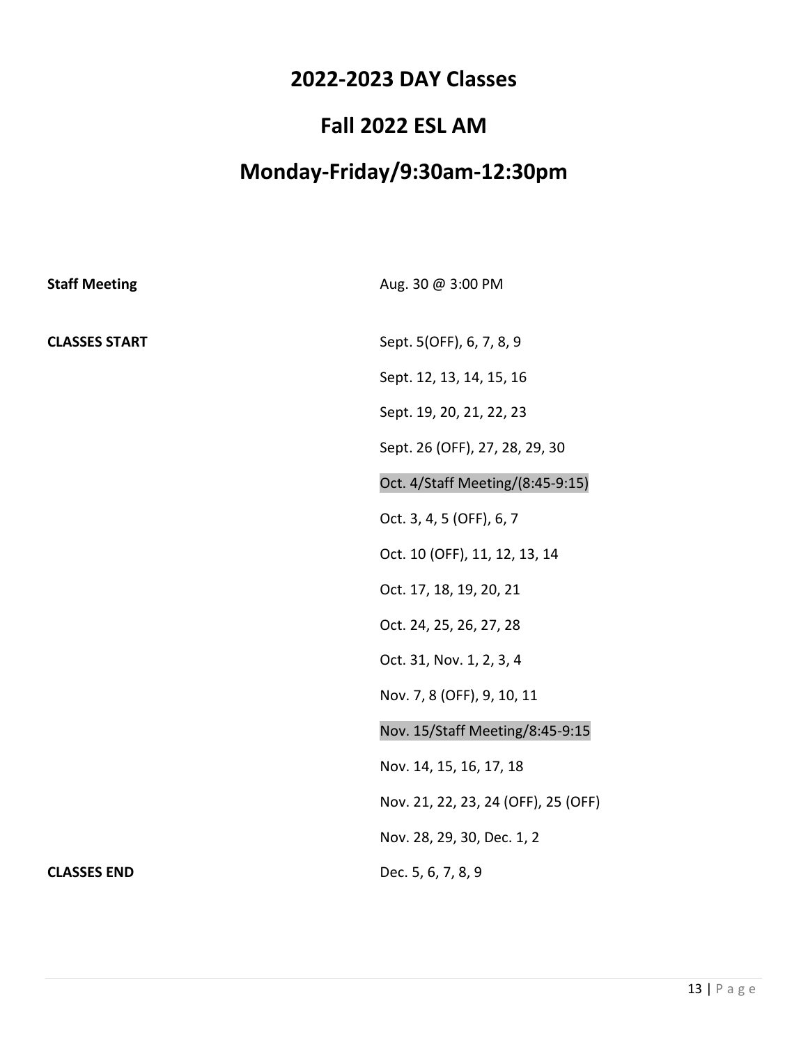# 2022-2023 DAY Classes

# Fall 2022 ESL AM

# Monday-Friday/9:30am-12:30pm

| | |
|---|---|
| **Staff Meeting** | Aug. 30 @ 3:00 PM |
| **CLASSES START** | Sept. 5(OFF), 6, 7, 8, 9 |
| | Sept. 12, 13, 14, 15, 16 |
| | Sept. 19, 20, 21, 22, 23 |
| | Sept. 26 (OFF), 27, 28, 29, 30 |
| | Oct. 4/Staff Meeting/(8:45-9:15) |
| | Oct. 3, 4, 5 (OFF), 6, 7 |
| | Oct. 10 (OFF), 11, 12, 13, 14 |
| | Oct. 17, 18, 19, 20, 21 |
| | Oct. 24, 25, 26, 27, 28 |
| | Oct. 31, Nov. 1, 2, 3, 4 |
| | Nov. 7, 8 (OFF), 9, 10, 11 |
| | Nov. 15/Staff Meeting/8:45-9:15 |
| | Nov. 14, 15, 16, 17, 18 |
| | Nov. 21, 22, 23, 24 (OFF), 25 (OFF) |
| | Nov. 28, 29, 30, Dec. 1, 2 |
| **CLASSES END** | Dec. 5, 6, 7, 8, 9 |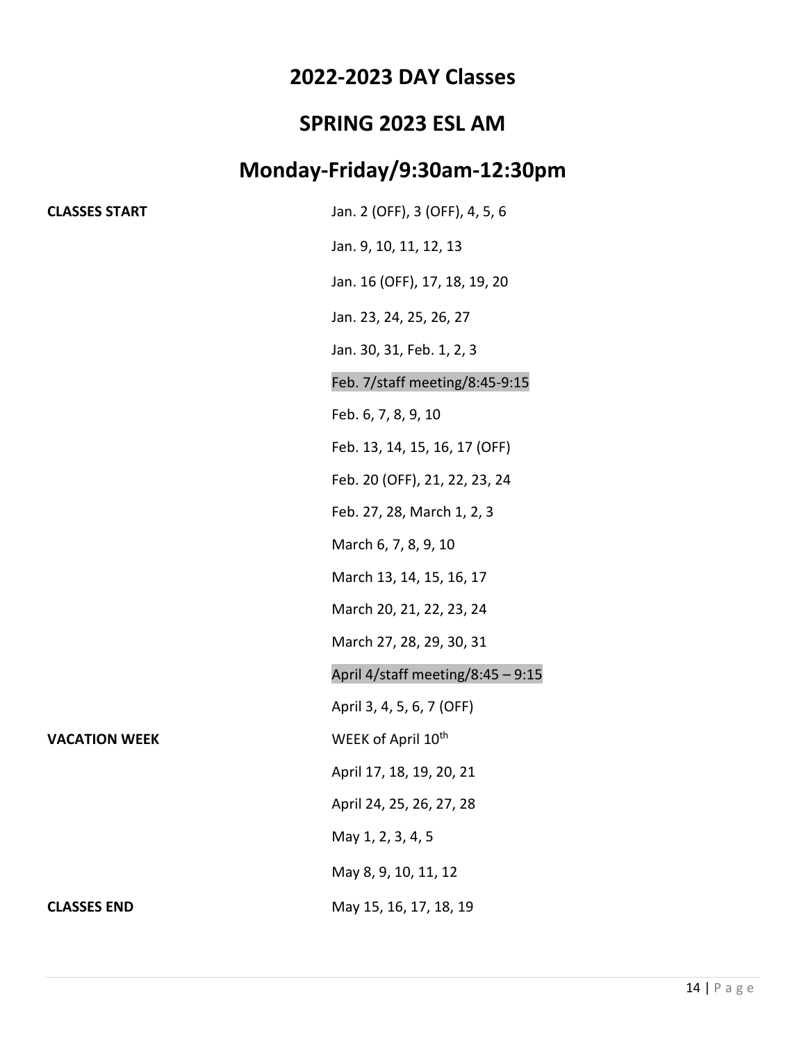# 2022-2023 DAY Classes

## SPRING 2023 ESL AM

## Monday-Friday/9:30am-12:30pm

| | |
|---|---|
| **CLASSES START** | Jan. 2 (OFF), 3 (OFF), 4, 5, 6 |
| | Jan. 9, 10, 11, 12, 13 |
| | Jan. 16 (OFF), 17, 18, 19, 20 |
| | Jan. 23, 24, 25, 26, 27 |
| | Jan. 30, 31, Feb. 1, 2, 3 |
| | Feb. 7/staff meeting/8:45-9:15 |
| | Feb. 6, 7, 8, 9, 10 |
| | Feb. 13, 14, 15, 16, 17 (OFF) |
| | Feb. 20 (OFF), 21, 22, 23, 24 |
| | Feb. 27, 28, March 1, 2, 3 |
| | March 6, 7, 8, 9, 10 |
| | March 13, 14, 15, 16, 17 |
| | March 20, 21, 22, 23, 24 |
| | March 27, 28, 29, 30, 31 |
| | April 4/staff meeting/8:45 – 9:15 |
| | April 3, 4, 5, 6, 7 (OFF) |
| **VACATION WEEK** | WEEK of April 10th |
| | April 17, 18, 19, 20, 21 |
| | April 24, 25, 26, 27, 28 |
| | May 1, 2, 3, 4, 5 |
| | May 8, 9, 10, 11, 12 |
| **CLASSES END** | May 15, 16, 17, 18, 19 |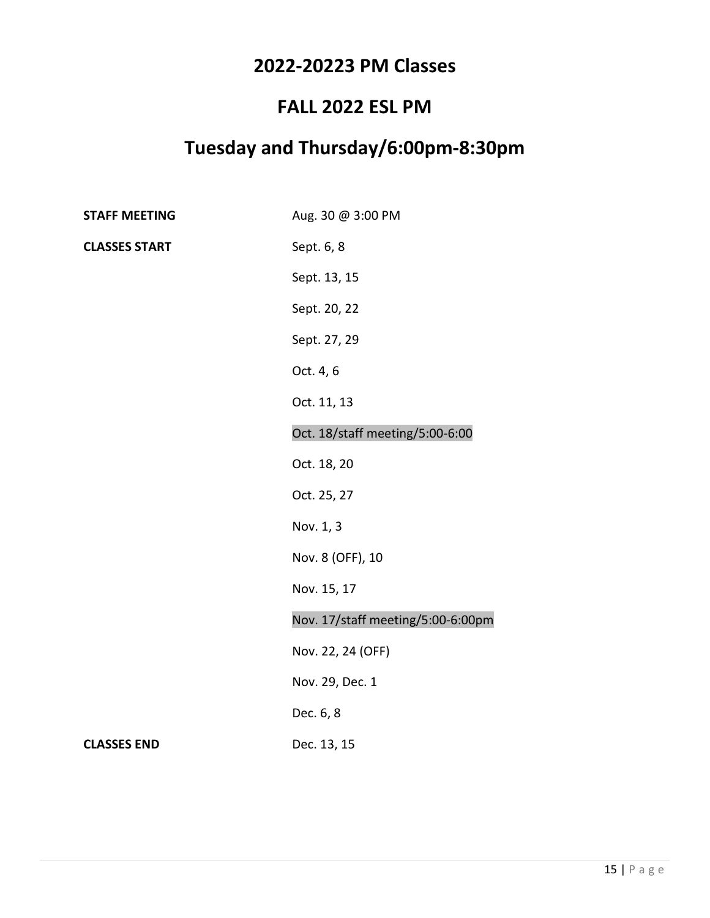# 2022-20223 PM Classes

# FALL 2022 ESL PM

# Tuesday and Thursday/6:00pm-8:30pm

| | |
|---|---|
| **STAFF MEETING** | Aug. 30 @ 3:00 PM |
| **CLASSES START** | Sept. 6, 8 |
| | Sept. 13, 15 |
| | Sept. 20, 22 |
| | Sept. 27, 29 |
| | Oct. 4, 6 |
| | Oct. 11, 13 |
| | Oct. 18/staff meeting/5:00-6:00 |
| | Oct. 18, 20 |
| | Oct. 25, 27 |
| | Nov. 1, 3 |
| | Nov. 8 (OFF), 10 |
| | Nov. 15, 17 |
| | Nov. 17/staff meeting/5:00-6:00pm |
| | Nov. 22, 24 (OFF) |
| | Nov. 29, Dec. 1 |
| | Dec. 6, 8 |
| **CLASSES END** | Dec. 13, 15 |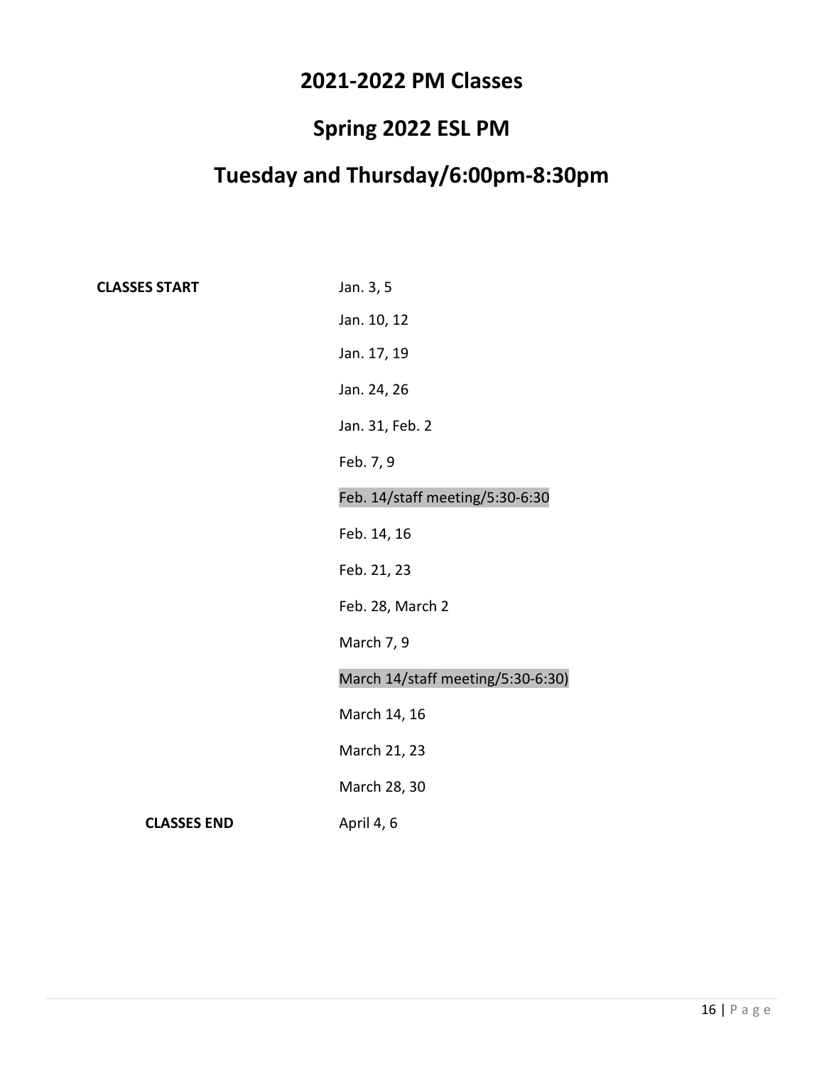# 2021-2022 PM Classes

# Spring 2022 ESL PM

# Tuesday and Thursday/6:00pm-8:30pm

| | |
|---|---|
| **CLASSES START** | Jan. 3, 5 |
| | Jan. 10, 12 |
| | Jan. 17, 19 |
| | Jan. 24, 26 |
| | Jan. 31, Feb. 2 |
| | Feb. 7, 9 |
| | Feb. 14/staff meeting/5:30-6:30 |
| | Feb. 14, 16 |
| | Feb. 21, 23 |
| | Feb. 28, March 2 |
| | March 7, 9 |
| | March 14/staff meeting/5:30-6:30) |
| | March 14, 16 |
| | March 21, 23 |
| | March 28, 30 |
| **CLASSES END** | April 4, 6 |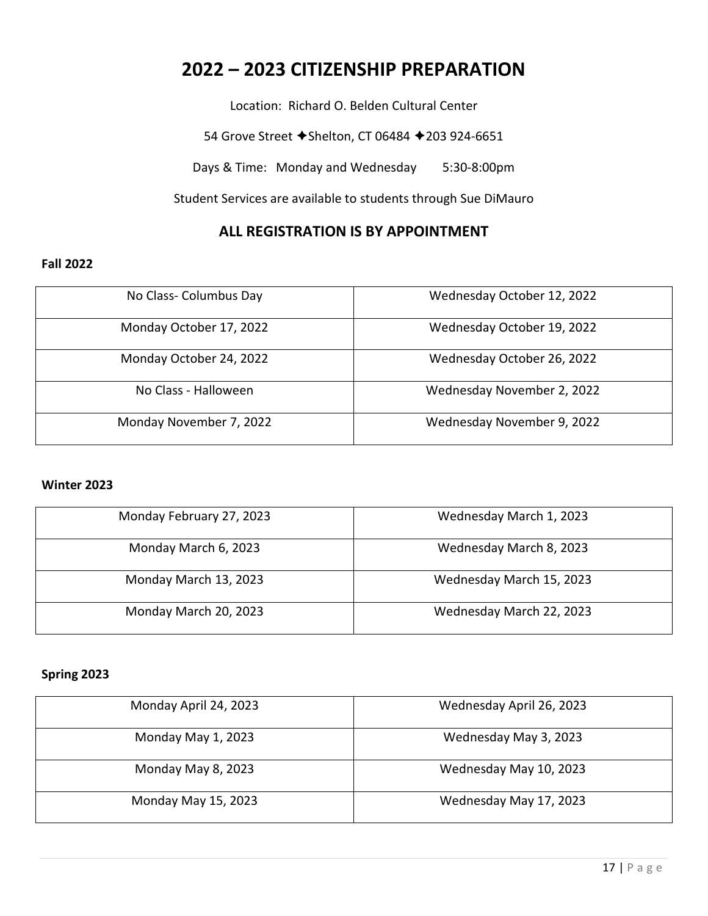# 2022 – 2023 CITIZENSHIP PREPARATION

Location: Richard O. Belden Cultural Center

54 Grove Street ✦Shelton, CT 06484 ✦203 924-6651

Days & Time: Monday and Wednesday 5:30-8:00pm

Student Services are available to students through Sue DiMauro

## ALL REGISTRATION IS BY APPOINTMENT

**Fall 2022**

| | |
|---|---|
| No Class- Columbus Day | Wednesday October 12, 2022 |
| Monday October 17, 2022 | Wednesday October 19, 2022 |
| Monday October 24, 2022 | Wednesday October 26, 2022 |
| No Class - Halloween | Wednesday November 2, 2022 |
| Monday November 7, 2022 | Wednesday November 9, 2022 |

**Winter 2023**

| | |
|---|---|
| Monday February 27, 2023 | Wednesday March 1, 2023 |
| Monday March 6, 2023 | Wednesday March 8, 2023 |
| Monday March 13, 2023 | Wednesday March 15, 2023 |
| Monday March 20, 2023 | Wednesday March 22, 2023 |

**Spring 2023**

| | |
|---|---|
| Monday April 24, 2023 | Wednesday April 26, 2023 |
| Monday May 1, 2023 | Wednesday May 3, 2023 |
| Monday May 8, 2023 | Wednesday May 10, 2023 |
| Monday May 15, 2023 | Wednesday May 17, 2023 |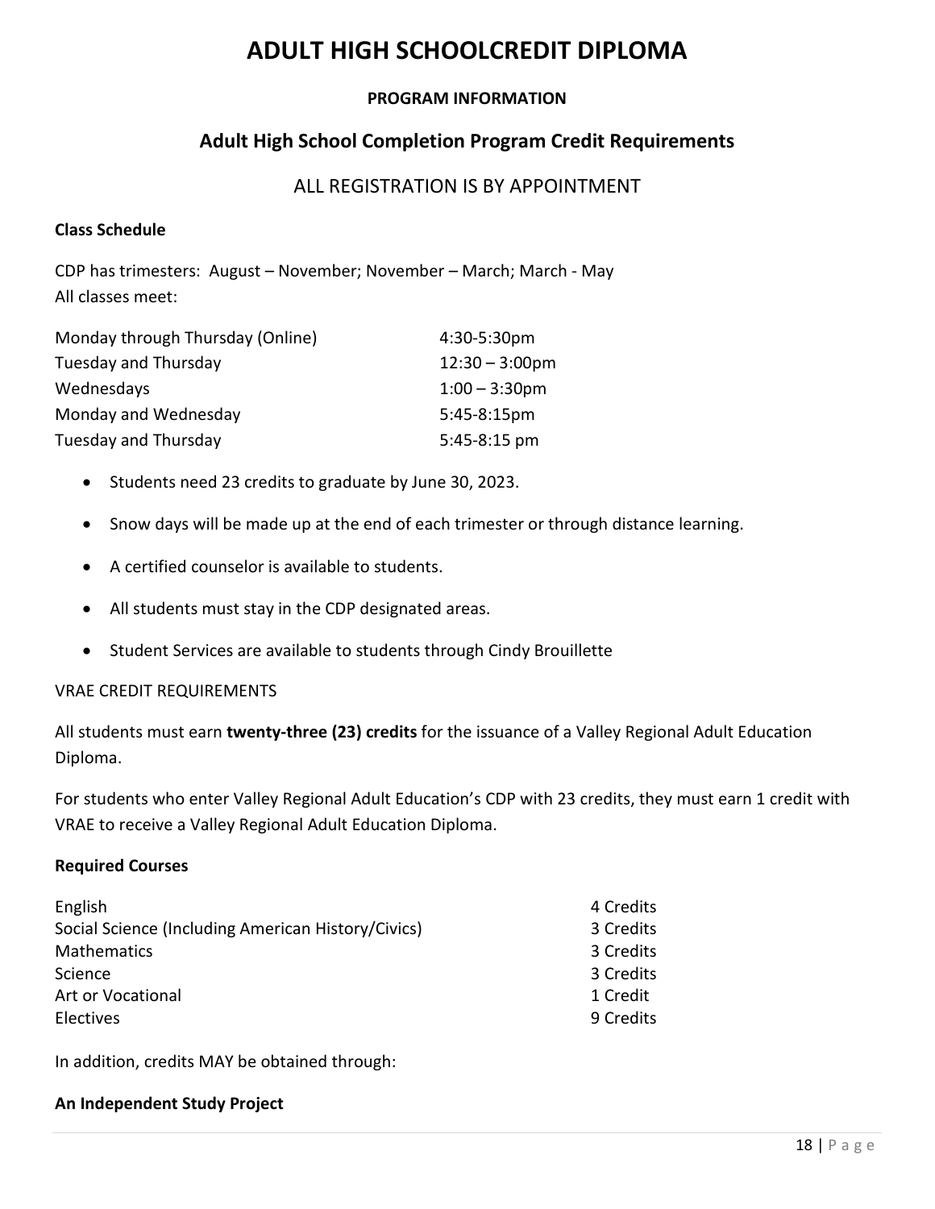# ADULT HIGH SCHOOLCREDIT DIPLOMA

**PROGRAM INFORMATION**

## Adult High School Completion Program Credit Requirements

ALL REGISTRATION IS BY APPOINTMENT

**Class Schedule**

CDP has trimesters: August – November; November – March; March - May
All classes meet:

| | |
|---|---|
| Monday through Thursday (Online) | 4:30-5:30pm |
| Tuesday and Thursday | 12:30 – 3:00pm |
| Wednesdays | 1:00 – 3:30pm |
| Monday and Wednesday | 5:45-8:15pm |
| Tuesday and Thursday | 5:45-8:15 pm |

- Students need 23 credits to graduate by June 30, 2023.
- Snow days will be made up at the end of each trimester or through distance learning.
- A certified counselor is available to students.
- All students must stay in the CDP designated areas.
- Student Services are available to students through Cindy Brouillette

VRAE CREDIT REQUIREMENTS

All students must earn **twenty-three (23) credits** for the issuance of a Valley Regional Adult Education Diploma.

For students who enter Valley Regional Adult Education's CDP with 23 credits, they must earn 1 credit with VRAE to receive a Valley Regional Adult Education Diploma.

**Required Courses**

| | |
|---|---|
| English | 4 Credits |
| Social Science (Including American History/Civics) | 3 Credits |
| Mathematics | 3 Credits |
| Science | 3 Credits |
| Art or Vocational | 1 Credit |
| Electives | 9 Credits |

In addition, credits MAY be obtained through:

**An Independent Study Project**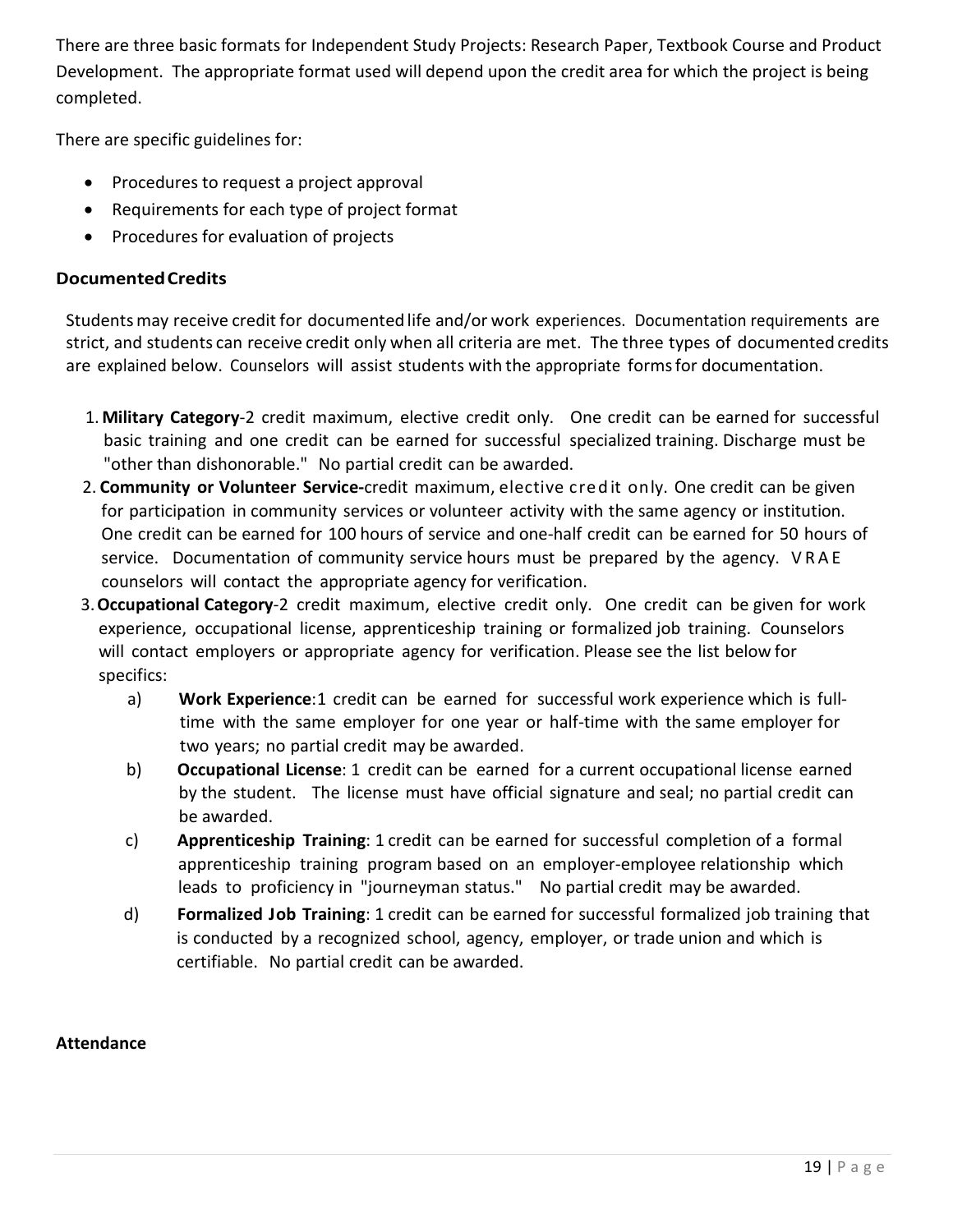There are three basic formats for Independent Study Projects: Research Paper, Textbook Course and Product Development. The appropriate format used will depend upon the credit area for which the project is being completed.

There are specific guidelines for:

- Procedures to request a project approval
- Requirements for each type of project format
- Procedures for evaluation of projects

### Documented Credits

Students may receive credit for documented life and/or work experiences. Documentation requirements are strict, and students can receive credit only when all criteria are met. The three types of documented credits are explained below. Counselors will assist students with the appropriate forms for documentation.

1. **Military Category**-2 credit maximum, elective credit only. One credit can be earned for successful basic training and one credit can be earned for successful specialized training. Discharge must be "other than dishonorable." No partial credit can be awarded.
2. **Community or Volunteer Service-**credit maximum, elective credit only. One credit can be given for participation in community services or volunteer activity with the same agency or institution. One credit can be earned for 100 hours of service and one-half credit can be earned for 50 hours of service. Documentation of community service hours must be prepared by the agency. VRAE counselors will contact the appropriate agency for verification.
3. **Occupational Category**-2 credit maximum, elective credit only. One credit can be given for work experience, occupational license, apprenticeship training or formalized job training. Counselors will contact employers or appropriate agency for verification. Please see the list below for specifics:
   a) **Work Experience**:1 credit can be earned for successful work experience which is full-time with the same employer for one year or half-time with the same employer for two years; no partial credit may be awarded.
   b) **Occupational License**: 1 credit can be earned for a current occupational license earned by the student. The license must have official signature and seal; no partial credit can be awarded.
   c) **Apprenticeship Training**: 1 credit can be earned for successful completion of a formal apprenticeship training program based on an employer-employee relationship which leads to proficiency in "journeyman status." No partial credit may be awarded.
   d) **Formalized Job Training**: 1 credit can be earned for successful formalized job training that is conducted by a recognized school, agency, employer, or trade union and which is certifiable. No partial credit can be awarded.

### Attendance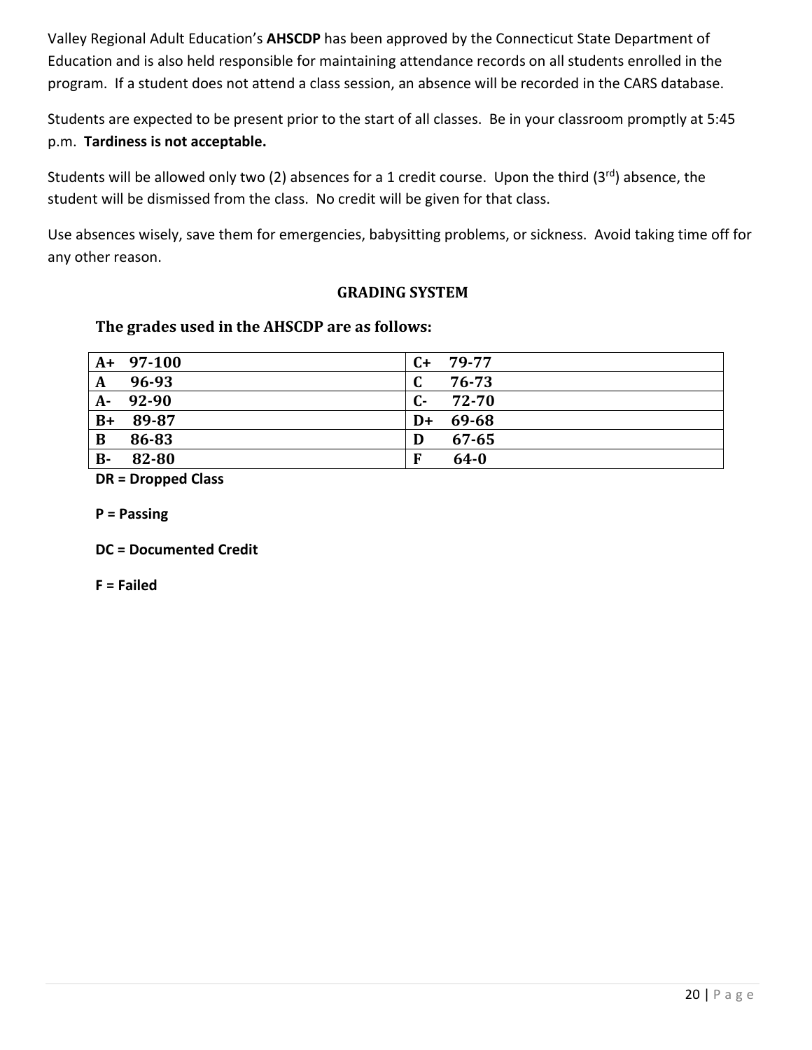Valley Regional Adult Education's **AHSCDP** has been approved by the Connecticut State Department of Education and is also held responsible for maintaining attendance records on all students enrolled in the program. If a student does not attend a class session, an absence will be recorded in the CARS database.

Students are expected to be present prior to the start of all classes. Be in your classroom promptly at 5:45 p.m. **Tardiness is not acceptable.**

Students will be allowed only two (2) absences for a 1 credit course. Upon the third (3rd) absence, the student will be dismissed from the class. No credit will be given for that class.

Use absences wisely, save them for emergencies, babysitting problems, or sickness. Avoid taking time off for any other reason.

## GRADING SYSTEM

### The grades used in the AHSCDP are as follows:

| | |
|---|---|
| **A+ 97-100** | **C+ 79-77** |
| **A 96-93** | **C 76-73** |
| **A- 92-90** | **C- 72-70** |
| **B+ 89-87** | **D+ 69-68** |
| **B 86-83** | **D 67-65** |
| **B- 82-80** | **F 64-0** |

**DR = Dropped Class**

**P = Passing**

**DC = Documented Credit**

**F = Failed**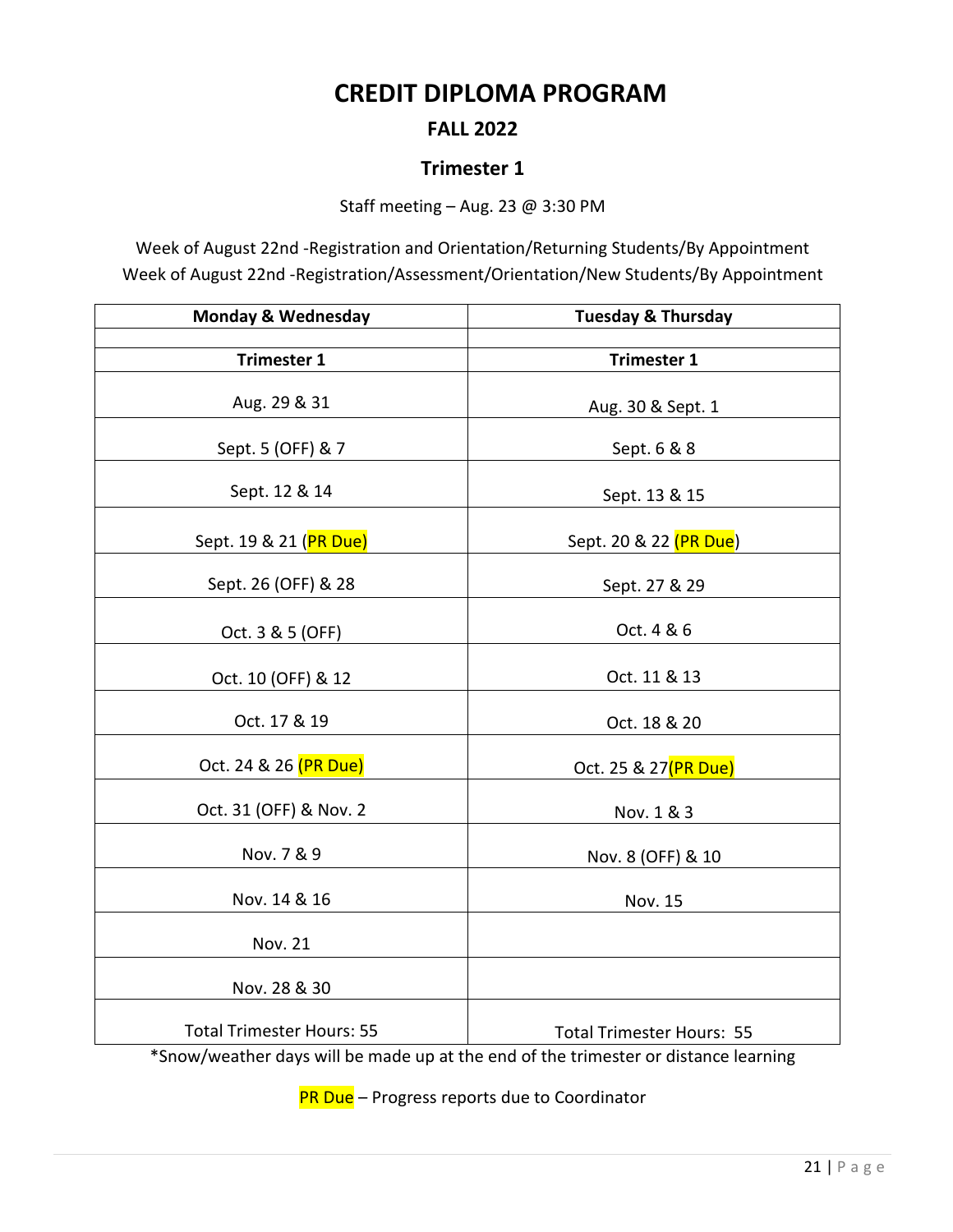# CREDIT DIPLOMA PROGRAM

## FALL 2022

### Trimester 1

Staff meeting – Aug. 23 @ 3:30 PM

Week of August 22nd -Registration and Orientation/Returning Students/By Appointment
Week of August 22nd -Registration/Assessment/Orientation/New Students/By Appointment

| Monday & Wednesday | Tuesday & Thursday |
|---|---|
| | |
| **Trimester 1** | **Trimester 1** |
| Aug. 29 & 31 | Aug. 30 & Sept. 1 |
| Sept. 5 (OFF) & 7 | Sept. 6 & 8 |
| Sept. 12 & 14 | Sept. 13 & 15 |
| Sept. 19 & 21 (PR Due) | Sept. 20 & 22 (PR Due) |
| Sept. 26 (OFF) & 28 | Sept. 27 & 29 |
| Oct. 3 & 5 (OFF) | Oct. 4 & 6 |
| Oct. 10 (OFF) & 12 | Oct. 11 & 13 |
| Oct. 17 & 19 | Oct. 18 & 20 |
| Oct. 24 & 26 (PR Due) | Oct. 25 & 27(PR Due) |
| Oct. 31 (OFF) & Nov. 2 | Nov. 1 & 3 |
| Nov. 7 & 9 | Nov. 8 (OFF) & 10 |
| Nov. 14 & 16 | Nov. 15 |
| Nov. 21 | |
| Nov. 28 & 30 | |
| Total Trimester Hours: 55 | Total Trimester Hours: 55 |

*Snow/weather days will be made up at the end of the trimester or distance learning

PR Due – Progress reports due to Coordinator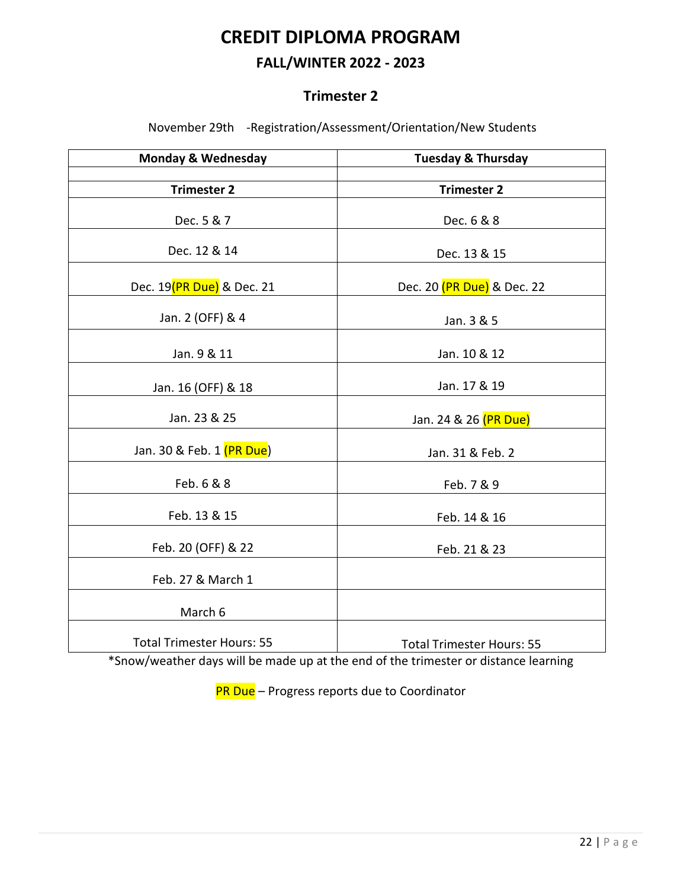# CREDIT DIPLOMA PROGRAM

## FALL/WINTER 2022 - 2023

### Trimester 2

November 29th -Registration/Assessment/Orientation/New Students

| Monday & Wednesday | Tuesday & Thursday |
|---|---|
| | |
| **Trimester 2** | **Trimester 2** |
| Dec. 5 & 7 | Dec. 6 & 8 |
| Dec. 12 & 14 | Dec. 13 & 15 |
| Dec. 19(PR Due) & Dec. 21 | Dec. 20 (PR Due) & Dec. 22 |
| Jan. 2 (OFF) & 4 | Jan. 3 & 5 |
| Jan. 9 & 11 | Jan. 10 & 12 |
| Jan. 16 (OFF) & 18 | Jan. 17 & 19 |
| Jan. 23 & 25 | Jan. 24 & 26 (PR Due) |
| Jan. 30 & Feb. 1 (PR Due) | Jan. 31 & Feb. 2 |
| Feb. 6 & 8 | Feb. 7 & 9 |
| Feb. 13 & 15 | Feb. 14 & 16 |
| Feb. 20 (OFF) & 22 | Feb. 21 & 23 |
| Feb. 27 & March 1 | |
| March 6 | |
| Total Trimester Hours: 55 | Total Trimester Hours: 55 |

*Snow/weather days will be made up at the end of the trimester or distance learning

PR Due – Progress reports due to Coordinator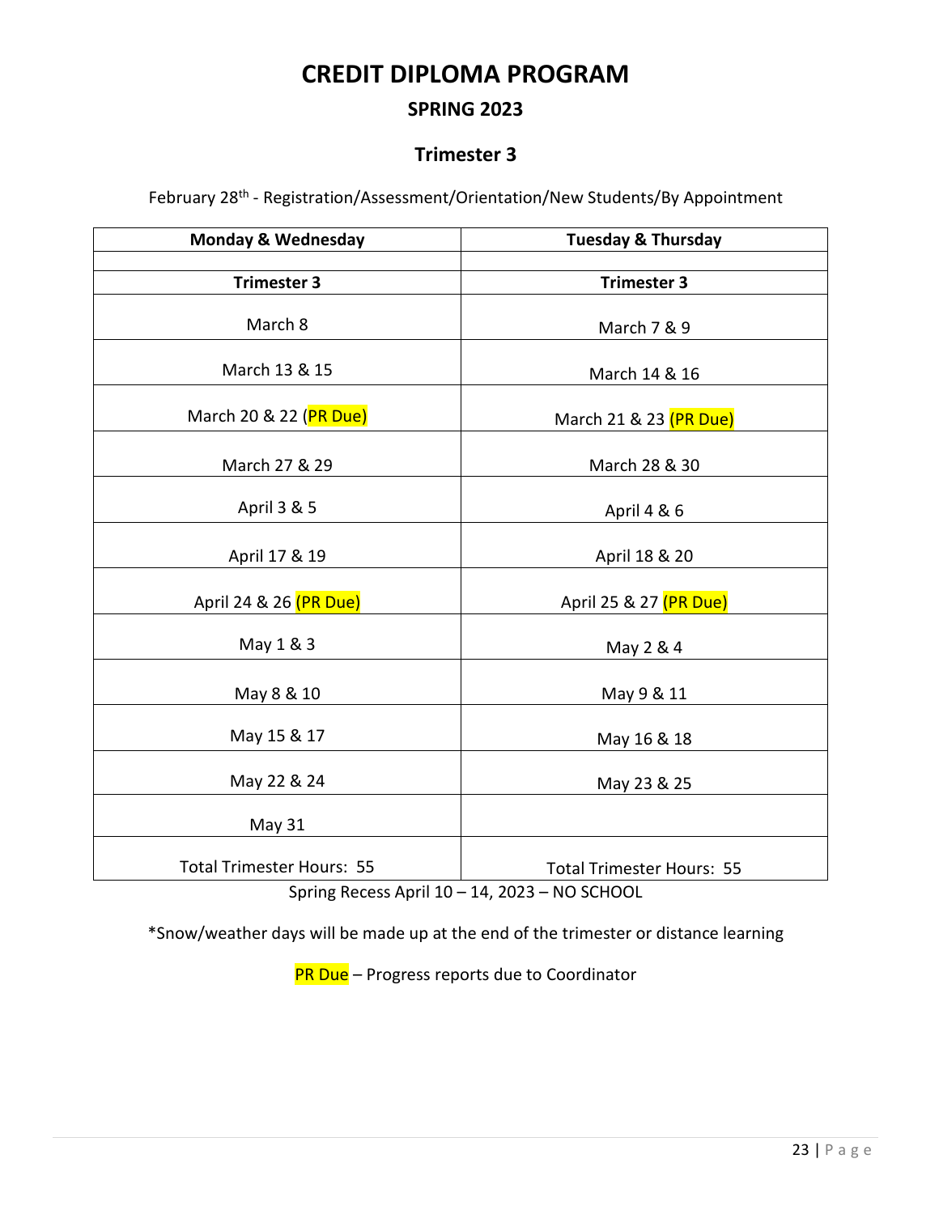# CREDIT DIPLOMA PROGRAM

## SPRING 2023

### Trimester 3

February 28th - Registration/Assessment/Orientation/New Students/By Appointment

| Monday & Wednesday | Tuesday & Thursday |
|---|---|
| | |
| **Trimester 3** | **Trimester 3** |
| March 8 | March 7 & 9 |
| March 13 & 15 | March 14 & 16 |
| March 20 & 22 (PR Due) | March 21 & 23 (PR Due) |
| March 27 & 29 | March 28 & 30 |
| April 3 & 5 | April 4 & 6 |
| April 17 & 19 | April 18 & 20 |
| April 24 & 26 (PR Due) | April 25 & 27 (PR Due) |
| May 1 & 3 | May 2 & 4 |
| May 8 & 10 | May 9 & 11 |
| May 15 & 17 | May 16 & 18 |
| May 22 & 24 | May 23 & 25 |
| May 31 | |
| Total Trimester Hours: 55 | Total Trimester Hours: 55 |

Spring Recess April 10 – 14, 2023 – NO SCHOOL

*Snow/weather days will be made up at the end of the trimester or distance learning

PR Due – Progress reports due to Coordinator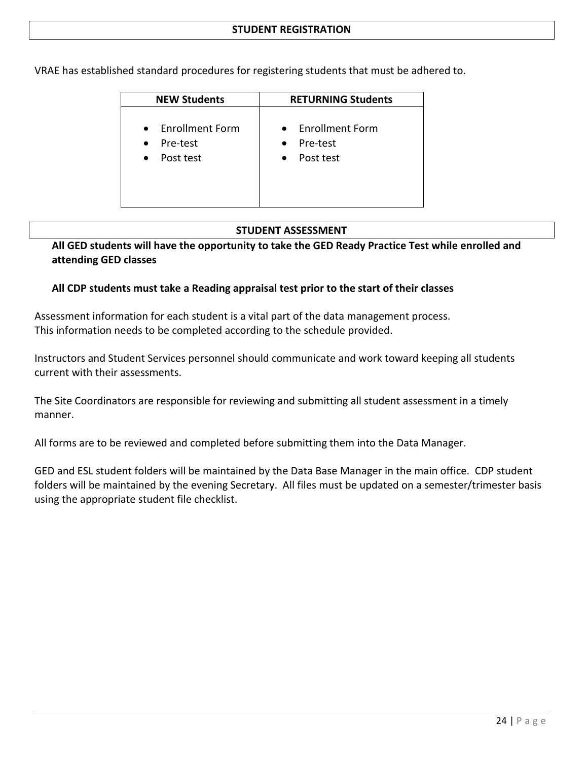## STUDENT REGISTRATION

VRAE has established standard procedures for registering students that must be adhered to.

| NEW Students | RETURNING Students |
|---|---|
| • Enrollment Form<br>• Pre-test<br>• Post test | • Enrollment Form<br>• Pre-test<br>• Post test |

## STUDENT ASSESSMENT

**All GED students will have the opportunity to take the GED Ready Practice Test while enrolled and attending GED classes**

**All CDP students must take a Reading appraisal test prior to the start of their classes**

Assessment information for each student is a vital part of the data management process.
This information needs to be completed according to the schedule provided.

Instructors and Student Services personnel should communicate and work toward keeping all students current with their assessments.

The Site Coordinators are responsible for reviewing and submitting all student assessment in a timely manner.

All forms are to be reviewed and completed before submitting them into the Data Manager.

GED and ESL student folders will be maintained by the Data Base Manager in the main office. CDP student folders will be maintained by the evening Secretary. All files must be updated on a semester/trimester basis using the appropriate student file checklist.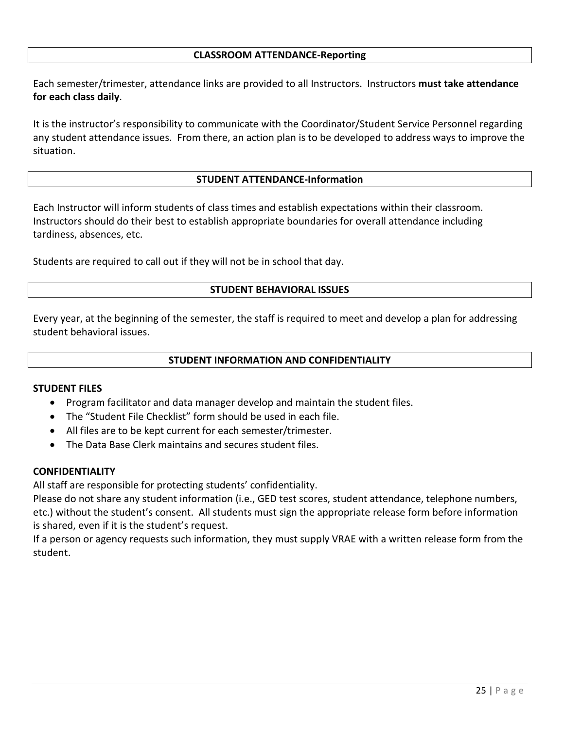## CLASSROOM ATTENDANCE-Reporting

Each semester/trimester, attendance links are provided to all Instructors. Instructors **must take attendance for each class daily**.

It is the instructor's responsibility to communicate with the Coordinator/Student Service Personnel regarding any student attendance issues. From there, an action plan is to be developed to address ways to improve the situation.

## STUDENT ATTENDANCE-Information

Each Instructor will inform students of class times and establish expectations within their classroom. Instructors should do their best to establish appropriate boundaries for overall attendance including tardiness, absences, etc.

Students are required to call out if they will not be in school that day.

## STUDENT BEHAVIORAL ISSUES

Every year, at the beginning of the semester, the staff is required to meet and develop a plan for addressing student behavioral issues.

## STUDENT INFORMATION AND CONFIDENTIALITY

### STUDENT FILES

- Program facilitator and data manager develop and maintain the student files.
- The "Student File Checklist" form should be used in each file.
- All files are to be kept current for each semester/trimester.
- The Data Base Clerk maintains and secures student files.

### CONFIDENTIALITY

All staff are responsible for protecting students' confidentiality.

Please do not share any student information (i.e., GED test scores, student attendance, telephone numbers, etc.) without the student's consent. All students must sign the appropriate release form before information is shared, even if it is the student's request.

If a person or agency requests such information, they must supply VRAE with a written release form from the student.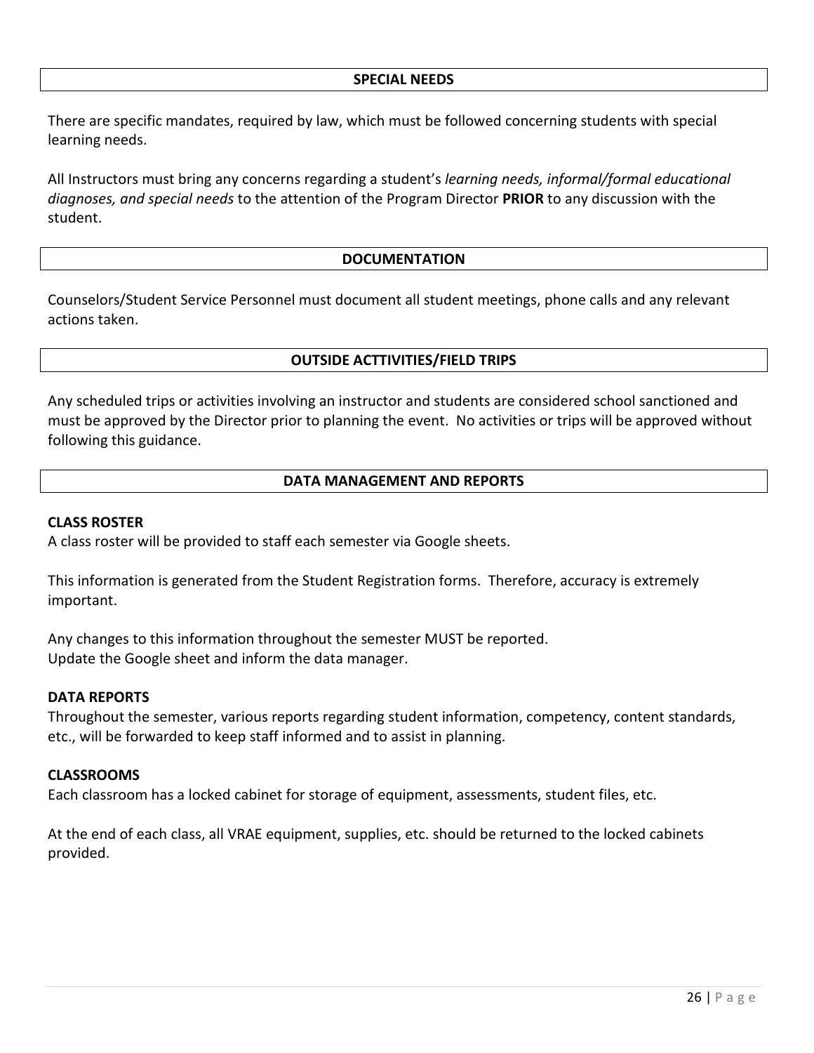## SPECIAL NEEDS

There are specific mandates, required by law, which must be followed concerning students with special learning needs.

All Instructors must bring any concerns regarding a student's *learning needs, informal/formal educational diagnoses, and special needs* to the attention of the Program Director **PRIOR** to any discussion with the student.

## DOCUMENTATION

Counselors/Student Service Personnel must document all student meetings, phone calls and any relevant actions taken.

## OUTSIDE ACTTIVITIES/FIELD TRIPS

Any scheduled trips or activities involving an instructor and students are considered school sanctioned and must be approved by the Director prior to planning the event. No activities or trips will be approved without following this guidance.

## DATA MANAGEMENT AND REPORTS

**CLASS ROSTER**

A class roster will be provided to staff each semester via Google sheets.

This information is generated from the Student Registration forms. Therefore, accuracy is extremely important.

Any changes to this information throughout the semester MUST be reported.
Update the Google sheet and inform the data manager.

**DATA REPORTS**

Throughout the semester, various reports regarding student information, competency, content standards, etc., will be forwarded to keep staff informed and to assist in planning.

**CLASSROOMS**

Each classroom has a locked cabinet for storage of equipment, assessments, student files, etc.

At the end of each class, all VRAE equipment, supplies, etc. should be returned to the locked cabinets provided.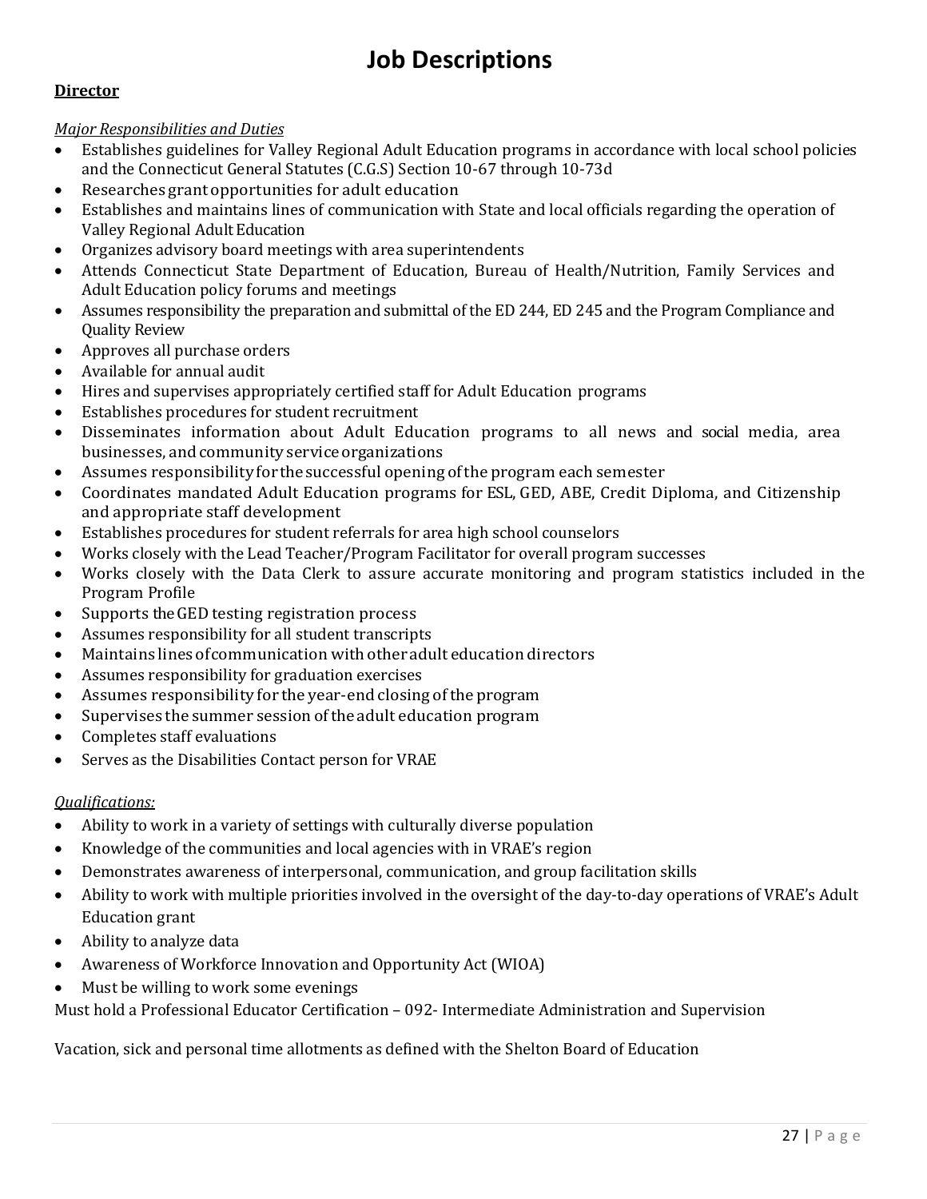# Job Descriptions

**Director**

*Major Responsibilities and Duties*

- Establishes guidelines for Valley Regional Adult Education programs in accordance with local school policies and the Connecticut General Statutes (C.G.S) Section 10-67 through 10-73d
- Researches grant opportunities for adult education
- Establishes and maintains lines of communication with State and local officials regarding the operation of Valley Regional Adult Education
- Organizes advisory board meetings with area superintendents
- Attends Connecticut State Department of Education, Bureau of Health/Nutrition, Family Services and Adult Education policy forums and meetings
- Assumes responsibility the preparation and submittal of the ED 244, ED 245 and the Program Compliance and Quality Review
- Approves all purchase orders
- Available for annual audit
- Hires and supervises appropriately certified staff for Adult Education programs
- Establishes procedures for student recruitment
- Disseminates information about Adult Education programs to all news and social media, area businesses, and community service organizations
- Assumes responsibility for the successful opening of the program each semester
- Coordinates mandated Adult Education programs for ESL, GED, ABE, Credit Diploma, and Citizenship and appropriate staff development
- Establishes procedures for student referrals for area high school counselors
- Works closely with the Lead Teacher/Program Facilitator for overall program successes
- Works closely with the Data Clerk to assure accurate monitoring and program statistics included in the Program Profile
- Supports the GED testing registration process
- Assumes responsibility for all student transcripts
- Maintains lines of communication with other adult education directors
- Assumes responsibility for graduation exercises
- Assumes responsibility for the year-end closing of the program
- Supervises the summer session of the adult education program
- Completes staff evaluations
- Serves as the Disabilities Contact person for VRAE

*Qualifications:*

- Ability to work in a variety of settings with culturally diverse population
- Knowledge of the communities and local agencies with in VRAE's region
- Demonstrates awareness of interpersonal, communication, and group facilitation skills
- Ability to work with multiple priorities involved in the oversight of the day-to-day operations of VRAE's Adult Education grant
- Ability to analyze data
- Awareness of Workforce Innovation and Opportunity Act (WIOA)
- Must be willing to work some evenings

Must hold a Professional Educator Certification – 092- Intermediate Administration and Supervision

Vacation, sick and personal time allotments as defined with the Shelton Board of Education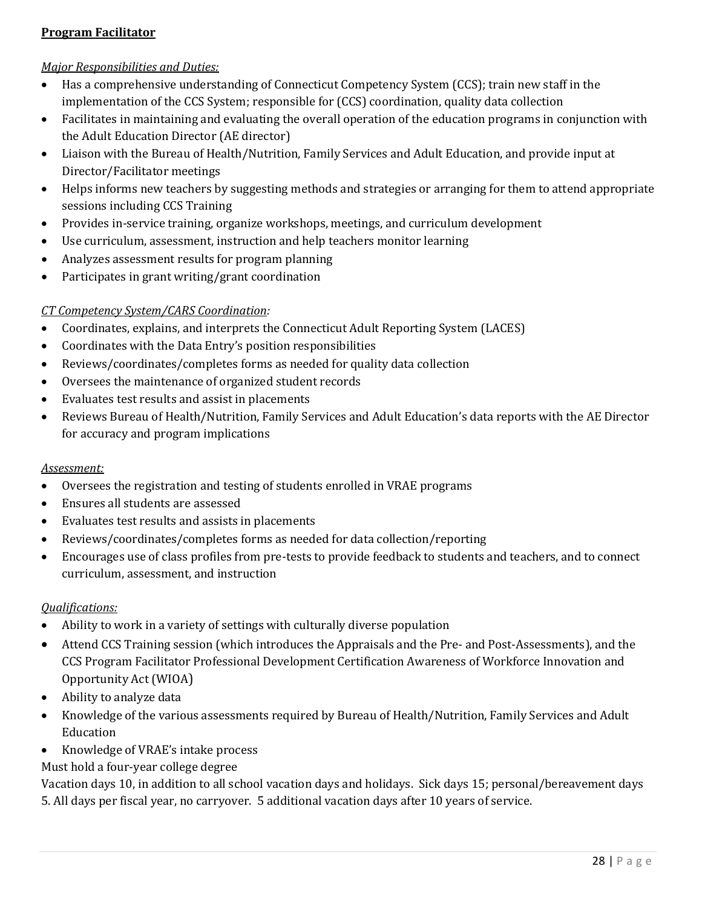**Program Facilitator**

*Major Responsibilities and Duties:*

- Has a comprehensive understanding of Connecticut Competency System (CCS); train new staff in the implementation of the CCS System; responsible for (CCS) coordination, quality data collection
- Facilitates in maintaining and evaluating the overall operation of the education programs in conjunction with the Adult Education Director (AE director)
- Liaison with the Bureau of Health/Nutrition, Family Services and Adult Education, and provide input at Director/Facilitator meetings
- Helps informs new teachers by suggesting methods and strategies or arranging for them to attend appropriate sessions including CCS Training
- Provides in-service training, organize workshops, meetings, and curriculum development
- Use curriculum, assessment, instruction and help teachers monitor learning
- Analyzes assessment results for program planning
- Participates in grant writing/grant coordination

*CT Competency System/CARS Coordination:*

- Coordinates, explains, and interprets the Connecticut Adult Reporting System (LACES)
- Coordinates with the Data Entry's position responsibilities
- Reviews/coordinates/completes forms as needed for quality data collection
- Oversees the maintenance of organized student records
- Evaluates test results and assist in placements
- Reviews Bureau of Health/Nutrition, Family Services and Adult Education's data reports with the AE Director for accuracy and program implications

*Assessment:*

- Oversees the registration and testing of students enrolled in VRAE programs
- Ensures all students are assessed
- Evaluates test results and assists in placements
- Reviews/coordinates/completes forms as needed for data collection/reporting
- Encourages use of class profiles from pre-tests to provide feedback to students and teachers, and to connect curriculum, assessment, and instruction

*Qualifications:*

- Ability to work in a variety of settings with culturally diverse population
- Attend CCS Training session (which introduces the Appraisals and the Pre- and Post-Assessments), and the CCS Program Facilitator Professional Development Certification Awareness of Workforce Innovation and Opportunity Act (WIOA)
- Ability to analyze data
- Knowledge of the various assessments required by Bureau of Health/Nutrition, Family Services and Adult Education
- Knowledge of VRAE's intake process

Must hold a four-year college degree

Vacation days 10, in addition to all school vacation days and holidays. Sick days 15; personal/bereavement days 5. All days per fiscal year, no carryover. 5 additional vacation days after 10 years of service.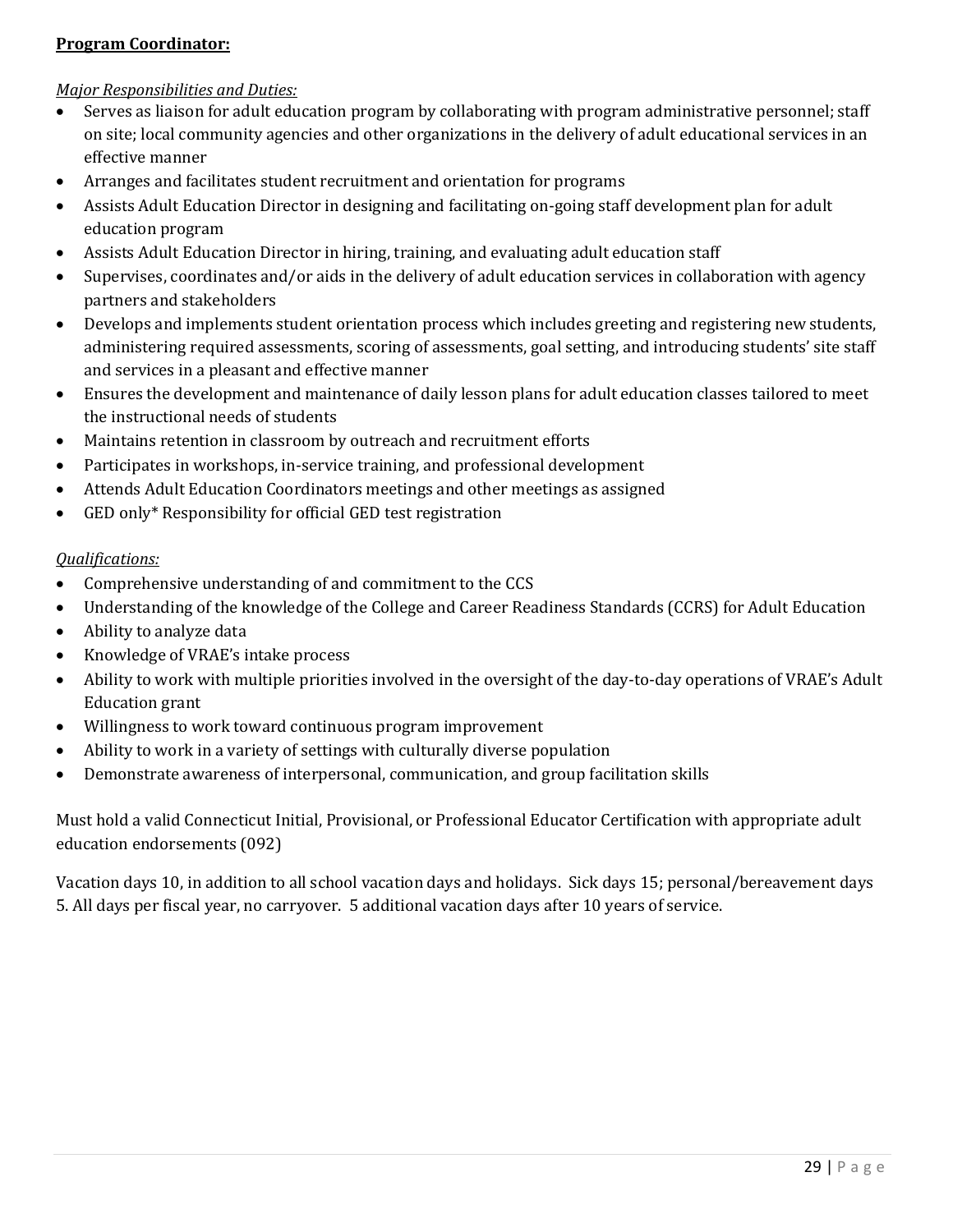**Program Coordinator:**

*Major Responsibilities and Duties:*

- Serves as liaison for adult education program by collaborating with program administrative personnel; staff on site; local community agencies and other organizations in the delivery of adult educational services in an effective manner
- Arranges and facilitates student recruitment and orientation for programs
- Assists Adult Education Director in designing and facilitating on-going staff development plan for adult education program
- Assists Adult Education Director in hiring, training, and evaluating adult education staff
- Supervises, coordinates and/or aids in the delivery of adult education services in collaboration with agency partners and stakeholders
- Develops and implements student orientation process which includes greeting and registering new students, administering required assessments, scoring of assessments, goal setting, and introducing students' site staff and services in a pleasant and effective manner
- Ensures the development and maintenance of daily lesson plans for adult education classes tailored to meet the instructional needs of students
- Maintains retention in classroom by outreach and recruitment efforts
- Participates in workshops, in-service training, and professional development
- Attends Adult Education Coordinators meetings and other meetings as assigned
- GED only* Responsibility for official GED test registration

*Qualifications:*

- Comprehensive understanding of and commitment to the CCS
- Understanding of the knowledge of the College and Career Readiness Standards (CCRS) for Adult Education
- Ability to analyze data
- Knowledge of VRAE's intake process
- Ability to work with multiple priorities involved in the oversight of the day-to-day operations of VRAE's Adult Education grant
- Willingness to work toward continuous program improvement
- Ability to work in a variety of settings with culturally diverse population
- Demonstrate awareness of interpersonal, communication, and group facilitation skills

Must hold a valid Connecticut Initial, Provisional, or Professional Educator Certification with appropriate adult education endorsements (092)

Vacation days 10, in addition to all school vacation days and holidays. Sick days 15; personal/bereavement days 5. All days per fiscal year, no carryover. 5 additional vacation days after 10 years of service.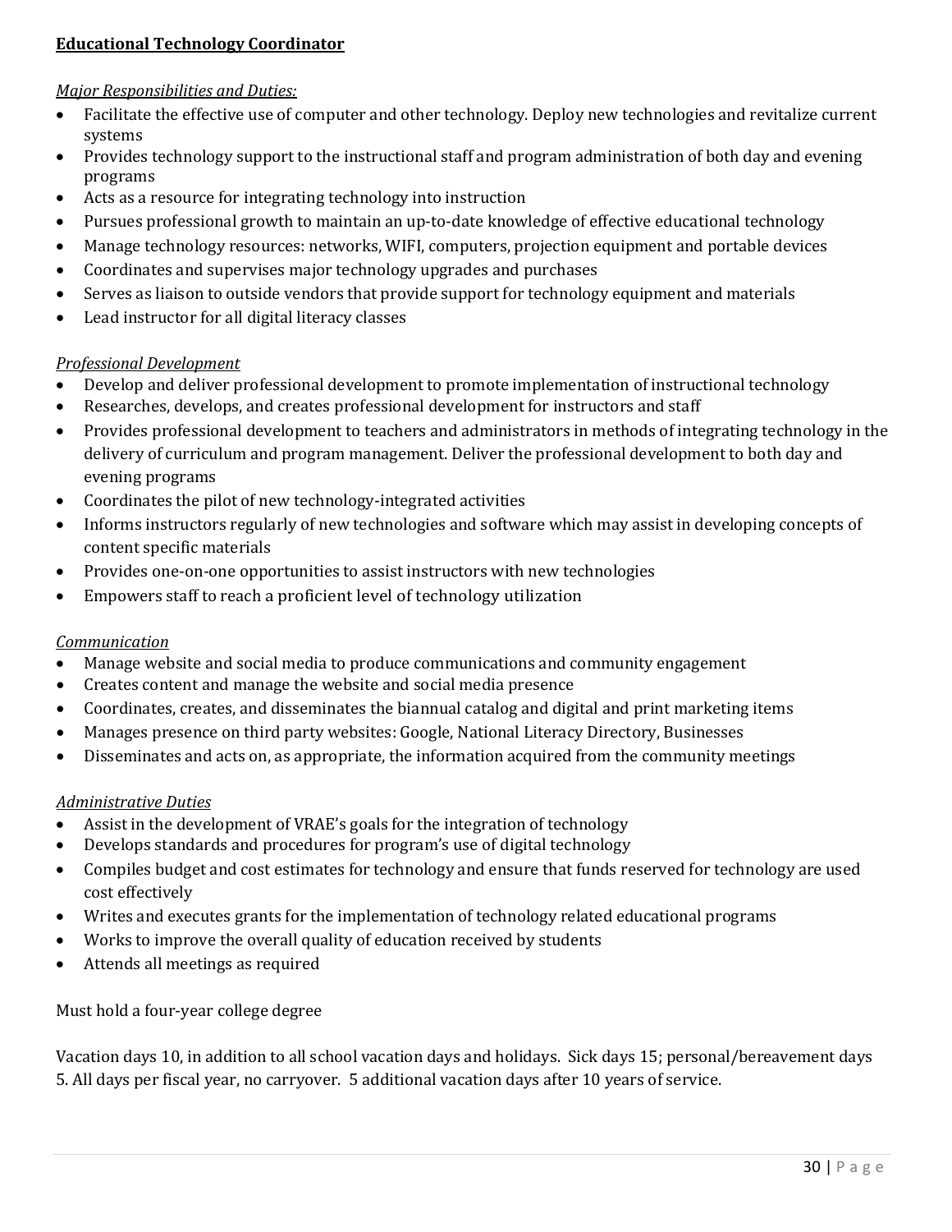**<u>Educational Technology Coordinator</u>**

*<u>Major Responsibilities and Duties:</u>*

- Facilitate the effective use of computer and other technology. Deploy new technologies and revitalize current systems
- Provides technology support to the instructional staff and program administration of both day and evening programs
- Acts as a resource for integrating technology into instruction
- Pursues professional growth to maintain an up-to-date knowledge of effective educational technology
- Manage technology resources: networks, WIFI, computers, projection equipment and portable devices
- Coordinates and supervises major technology upgrades and purchases
- Serves as liaison to outside vendors that provide support for technology equipment and materials
- Lead instructor for all digital literacy classes

*<u>Professional Development</u>*

- Develop and deliver professional development to promote implementation of instructional technology
- Researches, develops, and creates professional development for instructors and staff
- Provides professional development to teachers and administrators in methods of integrating technology in the delivery of curriculum and program management. Deliver the professional development to both day and evening programs
- Coordinates the pilot of new technology-integrated activities
- Informs instructors regularly of new technologies and software which may assist in developing concepts of content specific materials
- Provides one-on-one opportunities to assist instructors with new technologies
- Empowers staff to reach a proficient level of technology utilization

*<u>Communication</u>*

- Manage website and social media to produce communications and community engagement
- Creates content and manage the website and social media presence
- Coordinates, creates, and disseminates the biannual catalog and digital and print marketing items
- Manages presence on third party websites: Google, National Literacy Directory, Businesses
- Disseminates and acts on, as appropriate, the information acquired from the community meetings

*<u>Administrative Duties</u>*

- Assist in the development of VRAE's goals for the integration of technology
- Develops standards and procedures for program's use of digital technology
- Compiles budget and cost estimates for technology and ensure that funds reserved for technology are used cost effectively
- Writes and executes grants for the implementation of technology related educational programs
- Works to improve the overall quality of education received by students
- Attends all meetings as required

Must hold a four-year college degree

Vacation days 10, in addition to all school vacation days and holidays. Sick days 15; personal/bereavement days 5. All days per fiscal year, no carryover. 5 additional vacation days after 10 years of service.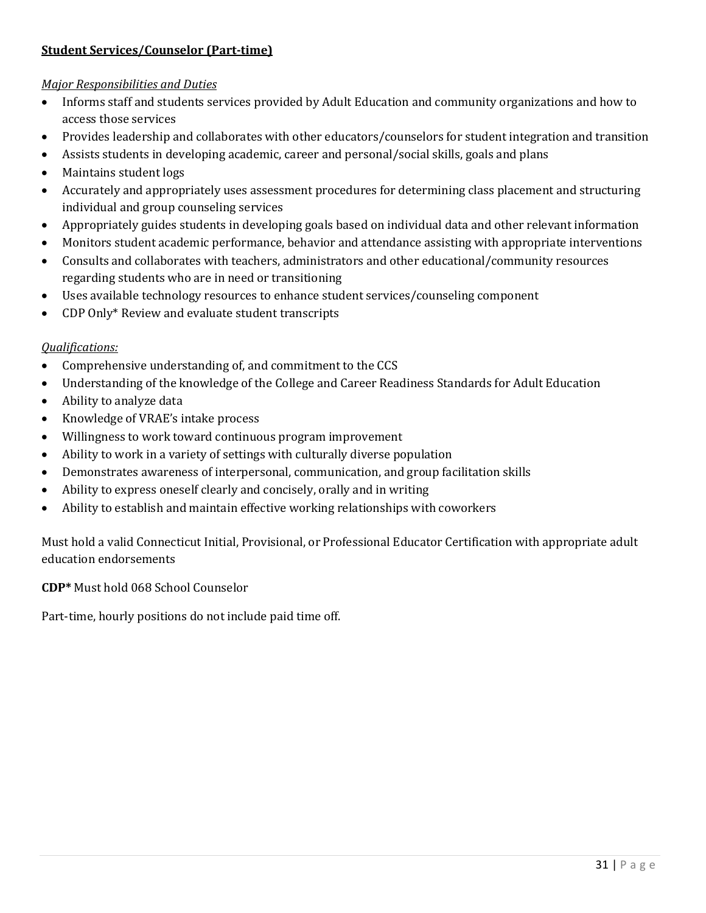**<u>Student Services/Counselor (Part-time)</u>**

*<u>Major Responsibilities and Duties</u>*

- Informs staff and students services provided by Adult Education and community organizations and how to access those services
- Provides leadership and collaborates with other educators/counselors for student integration and transition
- Assists students in developing academic, career and personal/social skills, goals and plans
- Maintains student logs
- Accurately and appropriately uses assessment procedures for determining class placement and structuring individual and group counseling services
- Appropriately guides students in developing goals based on individual data and other relevant information
- Monitors student academic performance, behavior and attendance assisting with appropriate interventions
- Consults and collaborates with teachers, administrators and other educational/community resources regarding students who are in need or transitioning
- Uses available technology resources to enhance student services/counseling component
- CDP Only* Review and evaluate student transcripts

*<u>Qualifications:</u>*

- Comprehensive understanding of, and commitment to the CCS
- Understanding of the knowledge of the College and Career Readiness Standards for Adult Education
- Ability to analyze data
- Knowledge of VRAE's intake process
- Willingness to work toward continuous program improvement
- Ability to work in a variety of settings with culturally diverse population
- Demonstrates awareness of interpersonal, communication, and group facilitation skills
- Ability to express oneself clearly and concisely, orally and in writing
- Ability to establish and maintain effective working relationships with coworkers

Must hold a valid Connecticut Initial, Provisional, or Professional Educator Certification with appropriate adult education endorsements

**CDP*** Must hold 068 School Counselor

Part-time, hourly positions do not include paid time off.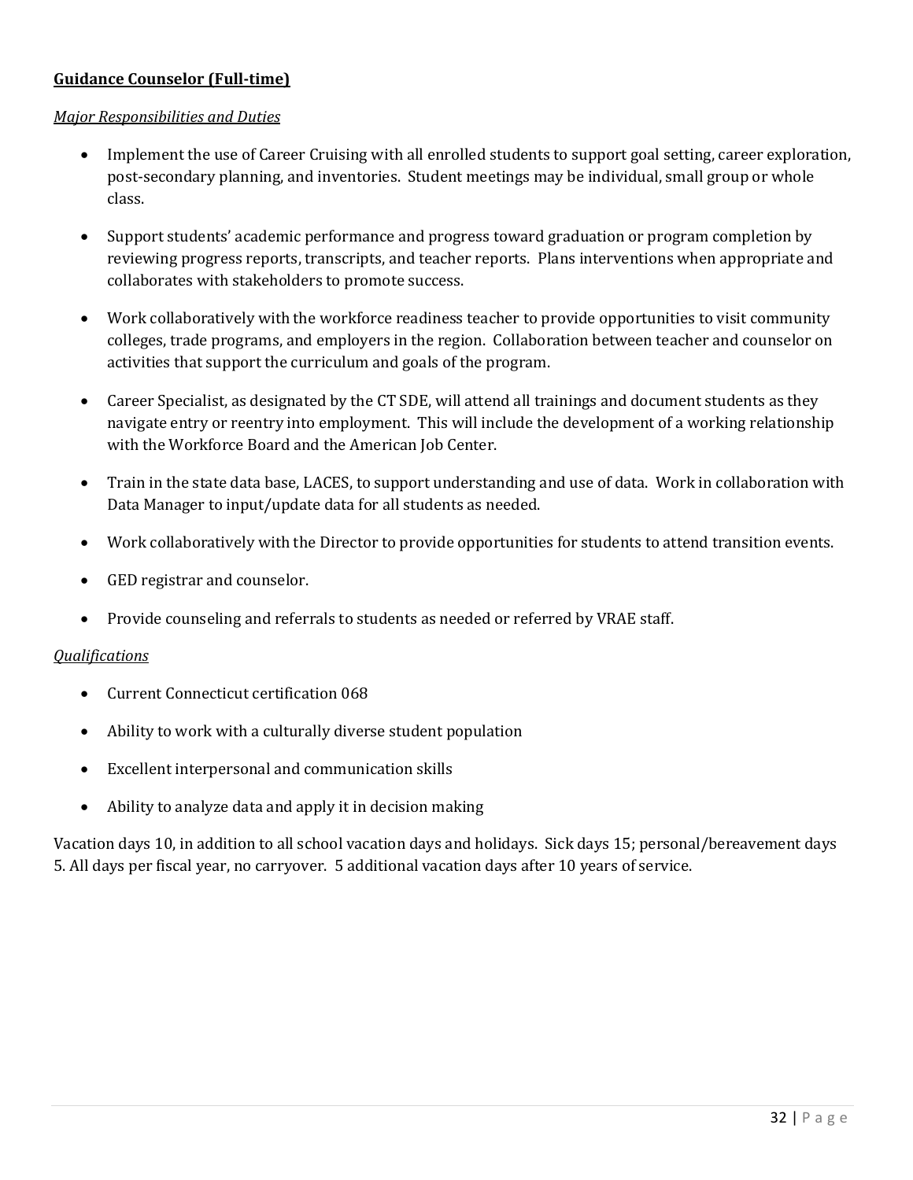**Guidance Counselor (Full-time)**

*Major Responsibilities and Duties*

- Implement the use of Career Cruising with all enrolled students to support goal setting, career exploration, post-secondary planning, and inventories. Student meetings may be individual, small group or whole class.
- Support students' academic performance and progress toward graduation or program completion by reviewing progress reports, transcripts, and teacher reports. Plans interventions when appropriate and collaborates with stakeholders to promote success.
- Work collaboratively with the workforce readiness teacher to provide opportunities to visit community colleges, trade programs, and employers in the region. Collaboration between teacher and counselor on activities that support the curriculum and goals of the program.
- Career Specialist, as designated by the CT SDE, will attend all trainings and document students as they navigate entry or reentry into employment. This will include the development of a working relationship with the Workforce Board and the American Job Center.
- Train in the state data base, LACES, to support understanding and use of data. Work in collaboration with Data Manager to input/update data for all students as needed.
- Work collaboratively with the Director to provide opportunities for students to attend transition events.
- GED registrar and counselor.
- Provide counseling and referrals to students as needed or referred by VRAE staff.

*Qualifications*

- Current Connecticut certification 068
- Ability to work with a culturally diverse student population
- Excellent interpersonal and communication skills
- Ability to analyze data and apply it in decision making

Vacation days 10, in addition to all school vacation days and holidays. Sick days 15; personal/bereavement days 5. All days per fiscal year, no carryover. 5 additional vacation days after 10 years of service.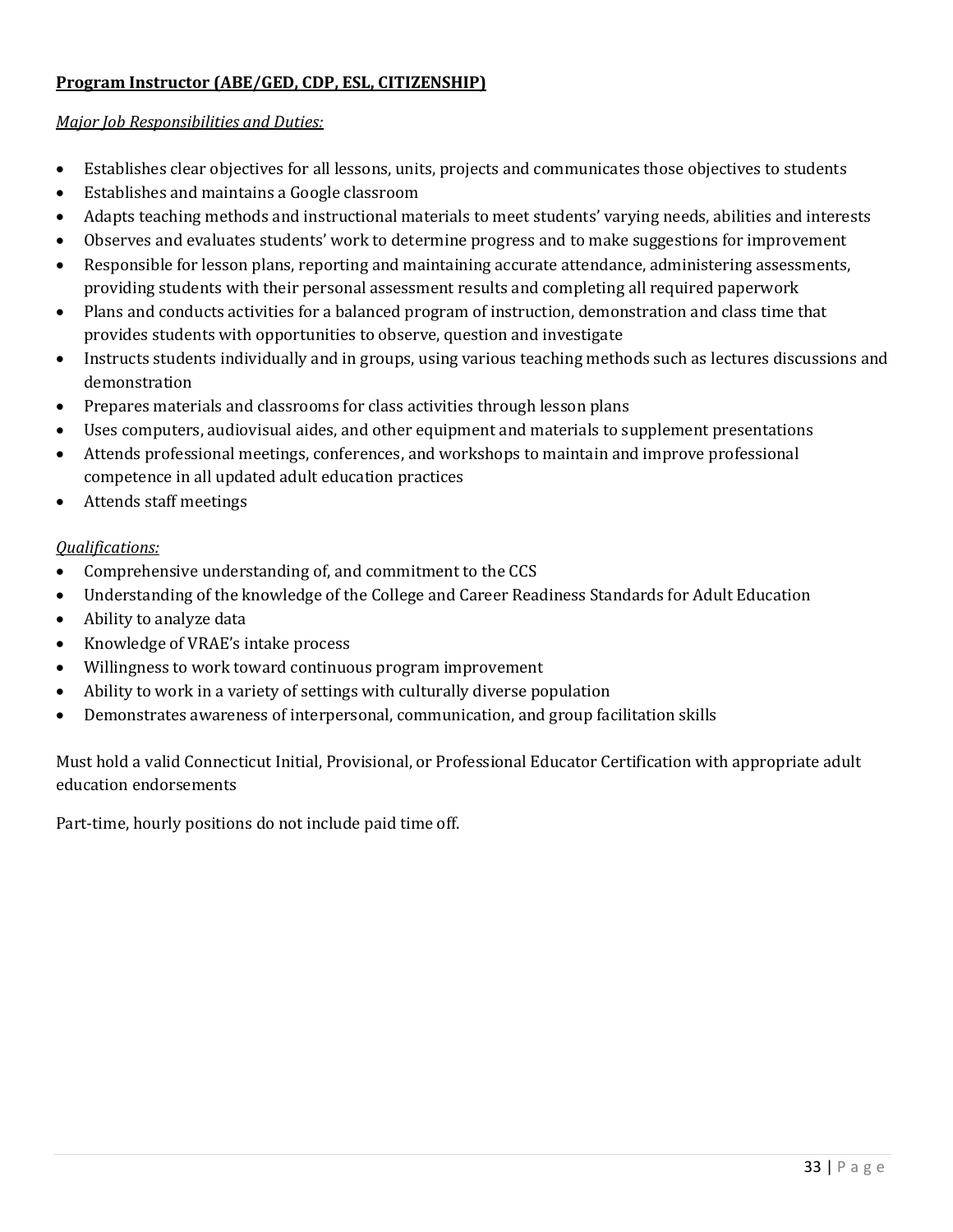**Program Instructor (ABE/GED, CDP, ESL, CITIZENSHIP)**

*Major Job Responsibilities and Duties:*

- Establishes clear objectives for all lessons, units, projects and communicates those objectives to students
- Establishes and maintains a Google classroom
- Adapts teaching methods and instructional materials to meet students' varying needs, abilities and interests
- Observes and evaluates students' work to determine progress and to make suggestions for improvement
- Responsible for lesson plans, reporting and maintaining accurate attendance, administering assessments, providing students with their personal assessment results and completing all required paperwork
- Plans and conducts activities for a balanced program of instruction, demonstration and class time that provides students with opportunities to observe, question and investigate
- Instructs students individually and in groups, using various teaching methods such as lectures discussions and demonstration
- Prepares materials and classrooms for class activities through lesson plans
- Uses computers, audiovisual aides, and other equipment and materials to supplement presentations
- Attends professional meetings, conferences, and workshops to maintain and improve professional competence in all updated adult education practices
- Attends staff meetings

*Qualifications:*

- Comprehensive understanding of, and commitment to the CCS
- Understanding of the knowledge of the College and Career Readiness Standards for Adult Education
- Ability to analyze data
- Knowledge of VRAE's intake process
- Willingness to work toward continuous program improvement
- Ability to work in a variety of settings with culturally diverse population
- Demonstrates awareness of interpersonal, communication, and group facilitation skills

Must hold a valid Connecticut Initial, Provisional, or Professional Educator Certification with appropriate adult education endorsements

Part-time, hourly positions do not include paid time off.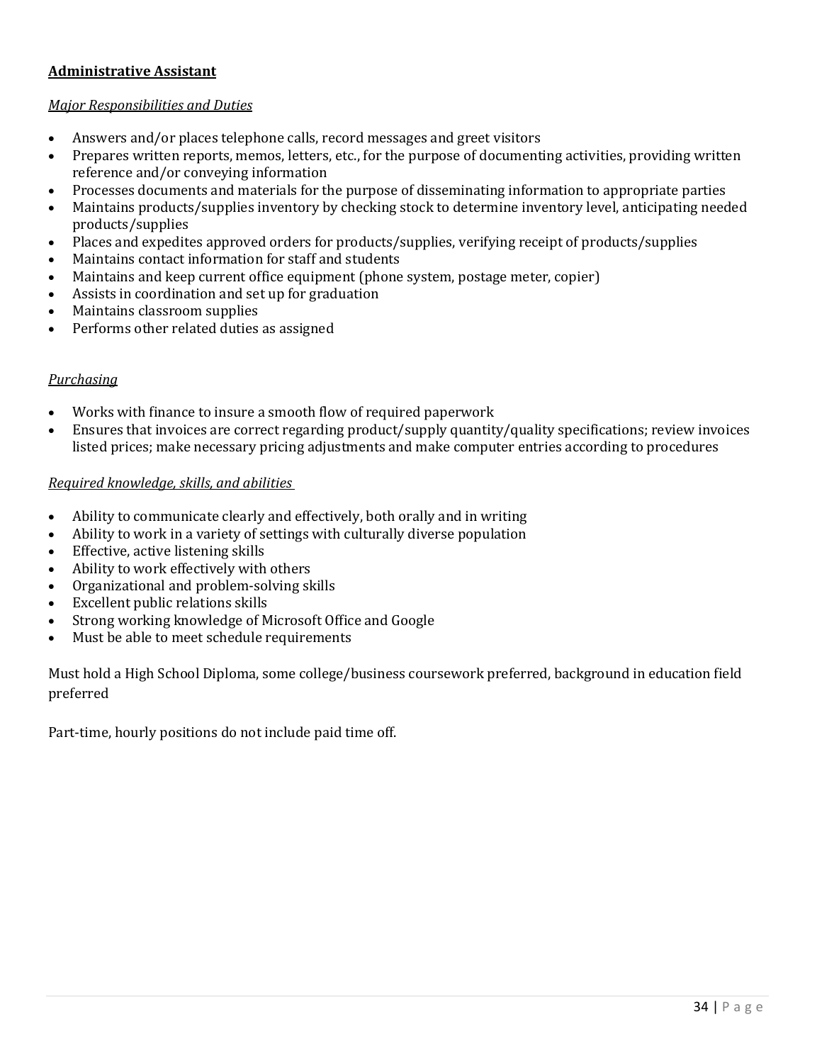## Administrative Assistant

*Major Responsibilities and Duties*

- Answers and/or places telephone calls, record messages and greet visitors
- Prepares written reports, memos, letters, etc., for the purpose of documenting activities, providing written reference and/or conveying information
- Processes documents and materials for the purpose of disseminating information to appropriate parties
- Maintains products/supplies inventory by checking stock to determine inventory level, anticipating needed products/supplies
- Places and expedites approved orders for products/supplies, verifying receipt of products/supplies
- Maintains contact information for staff and students
- Maintains and keep current office equipment (phone system, postage meter, copier)
- Assists in coordination and set up for graduation
- Maintains classroom supplies
- Performs other related duties as assigned

*Purchasing*

- Works with finance to insure a smooth flow of required paperwork
- Ensures that invoices are correct regarding product/supply quantity/quality specifications; review invoices listed prices; make necessary pricing adjustments and make computer entries according to procedures

*Required knowledge, skills, and abilities*

- Ability to communicate clearly and effectively, both orally and in writing
- Ability to work in a variety of settings with culturally diverse population
- Effective, active listening skills
- Ability to work effectively with others
- Organizational and problem-solving skills
- Excellent public relations skills
- Strong working knowledge of Microsoft Office and Google
- Must be able to meet schedule requirements

Must hold a High School Diploma, some college/business coursework preferred, background in education field preferred

Part-time, hourly positions do not include paid time off.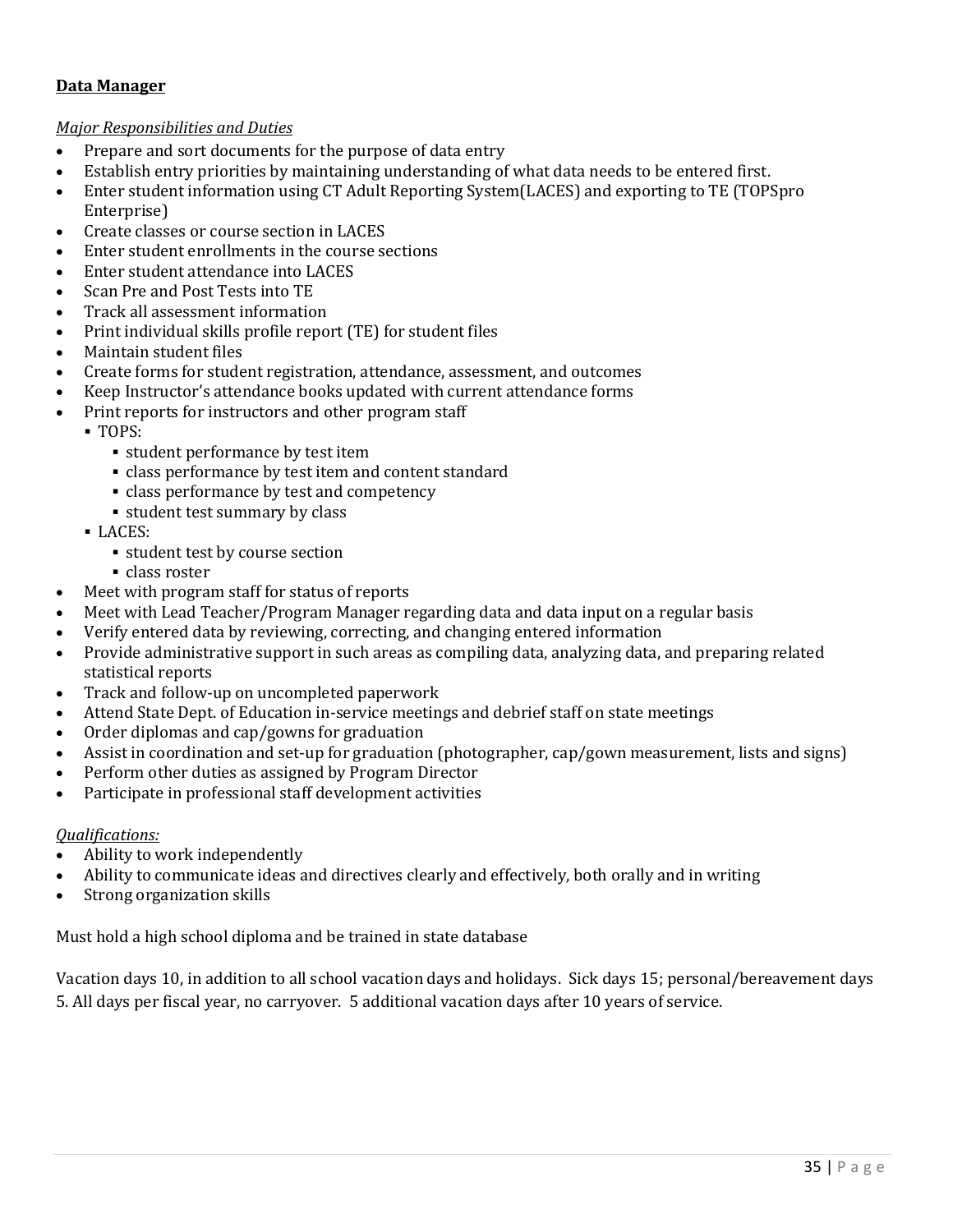**Data Manager**

*Major Responsibilities and Duties*

- Prepare and sort documents for the purpose of data entry
- Establish entry priorities by maintaining understanding of what data needs to be entered first.
- Enter student information using CT Adult Reporting System(LACES) and exporting to TE (TOPSpro Enterprise)
- Create classes or course section in LACES
- Enter student enrollments in the course sections
- Enter student attendance into LACES
- Scan Pre and Post Tests into TE
- Track all assessment information
- Print individual skills profile report (TE) for student files
- Maintain student files
- Create forms for student registration, attendance, assessment, and outcomes
- Keep Instructor's attendance books updated with current attendance forms
- Print reports for instructors and other program staff
    - TOPS:
        - student performance by test item
        - class performance by test item and content standard
        - class performance by test and competency
        - student test summary by class
    - LACES:
        - student test by course section
        - class roster
- Meet with program staff for status of reports
- Meet with Lead Teacher/Program Manager regarding data and data input on a regular basis
- Verify entered data by reviewing, correcting, and changing entered information
- Provide administrative support in such areas as compiling data, analyzing data, and preparing related statistical reports
- Track and follow-up on uncompleted paperwork
- Attend State Dept. of Education in-service meetings and debrief staff on state meetings
- Order diplomas and cap/gowns for graduation
- Assist in coordination and set-up for graduation (photographer, cap/gown measurement, lists and signs)
- Perform other duties as assigned by Program Director
- Participate in professional staff development activities

*Qualifications:*

- Ability to work independently
- Ability to communicate ideas and directives clearly and effectively, both orally and in writing
- Strong organization skills

Must hold a high school diploma and be trained in state database

Vacation days 10, in addition to all school vacation days and holidays. Sick days 15; personal/bereavement days 5. All days per fiscal year, no carryover. 5 additional vacation days after 10 years of service.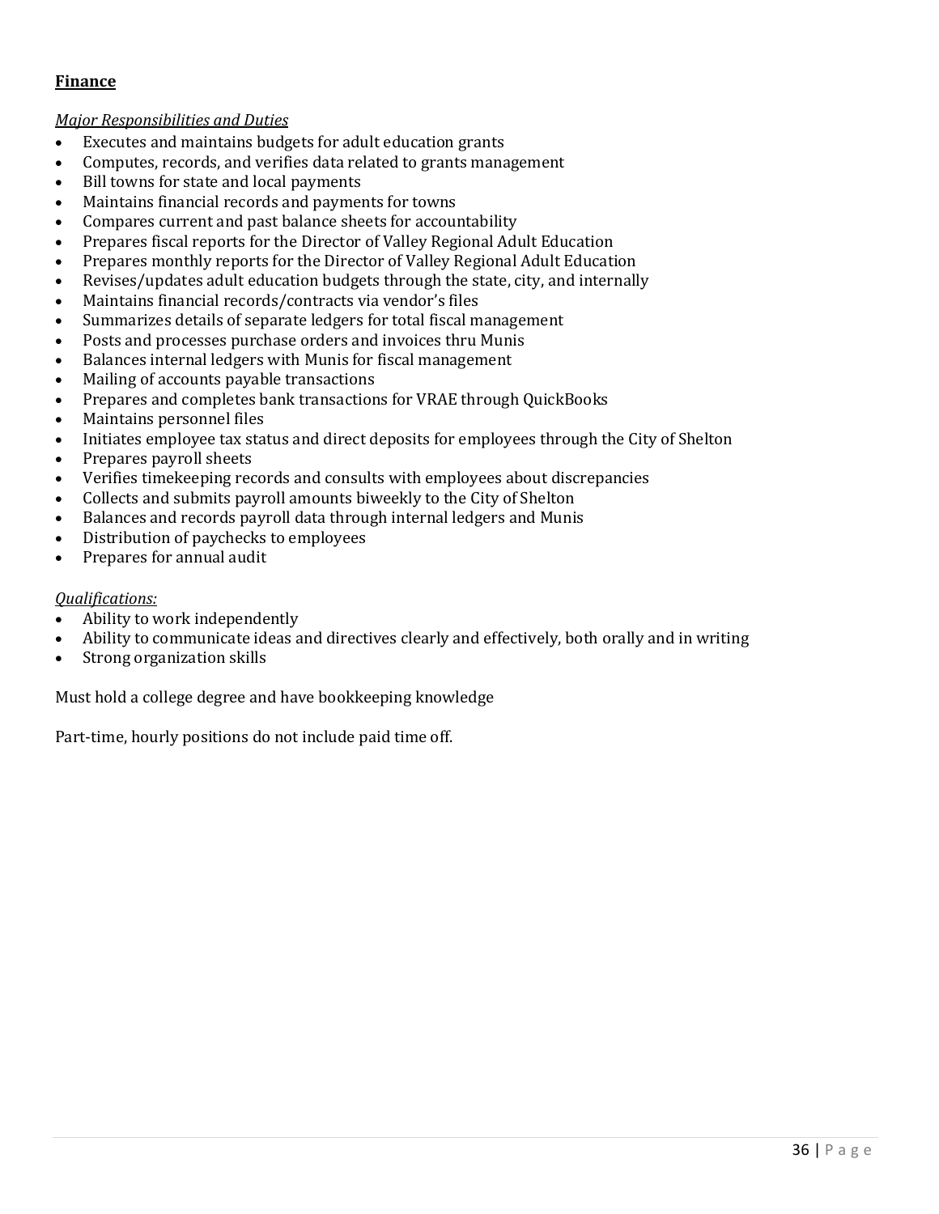## **Finance**

*Major Responsibilities and Duties*

- Executes and maintains budgets for adult education grants
- Computes, records, and verifies data related to grants management
- Bill towns for state and local payments
- Maintains financial records and payments for towns
- Compares current and past balance sheets for accountability
- Prepares fiscal reports for the Director of Valley Regional Adult Education
- Prepares monthly reports for the Director of Valley Regional Adult Education
- Revises/updates adult education budgets through the state, city, and internally
- Maintains financial records/contracts via vendor's files
- Summarizes details of separate ledgers for total fiscal management
- Posts and processes purchase orders and invoices thru Munis
- Balances internal ledgers with Munis for fiscal management
- Mailing of accounts payable transactions
- Prepares and completes bank transactions for VRAE through QuickBooks
- Maintains personnel files
- Initiates employee tax status and direct deposits for employees through the City of Shelton
- Prepares payroll sheets
- Verifies timekeeping records and consults with employees about discrepancies
- Collects and submits payroll amounts biweekly to the City of Shelton
- Balances and records payroll data through internal ledgers and Munis
- Distribution of paychecks to employees
- Prepares for annual audit

*Qualifications:*

- Ability to work independently
- Ability to communicate ideas and directives clearly and effectively, both orally and in writing
- Strong organization skills

Must hold a college degree and have bookkeeping knowledge

Part-time, hourly positions do not include paid time off.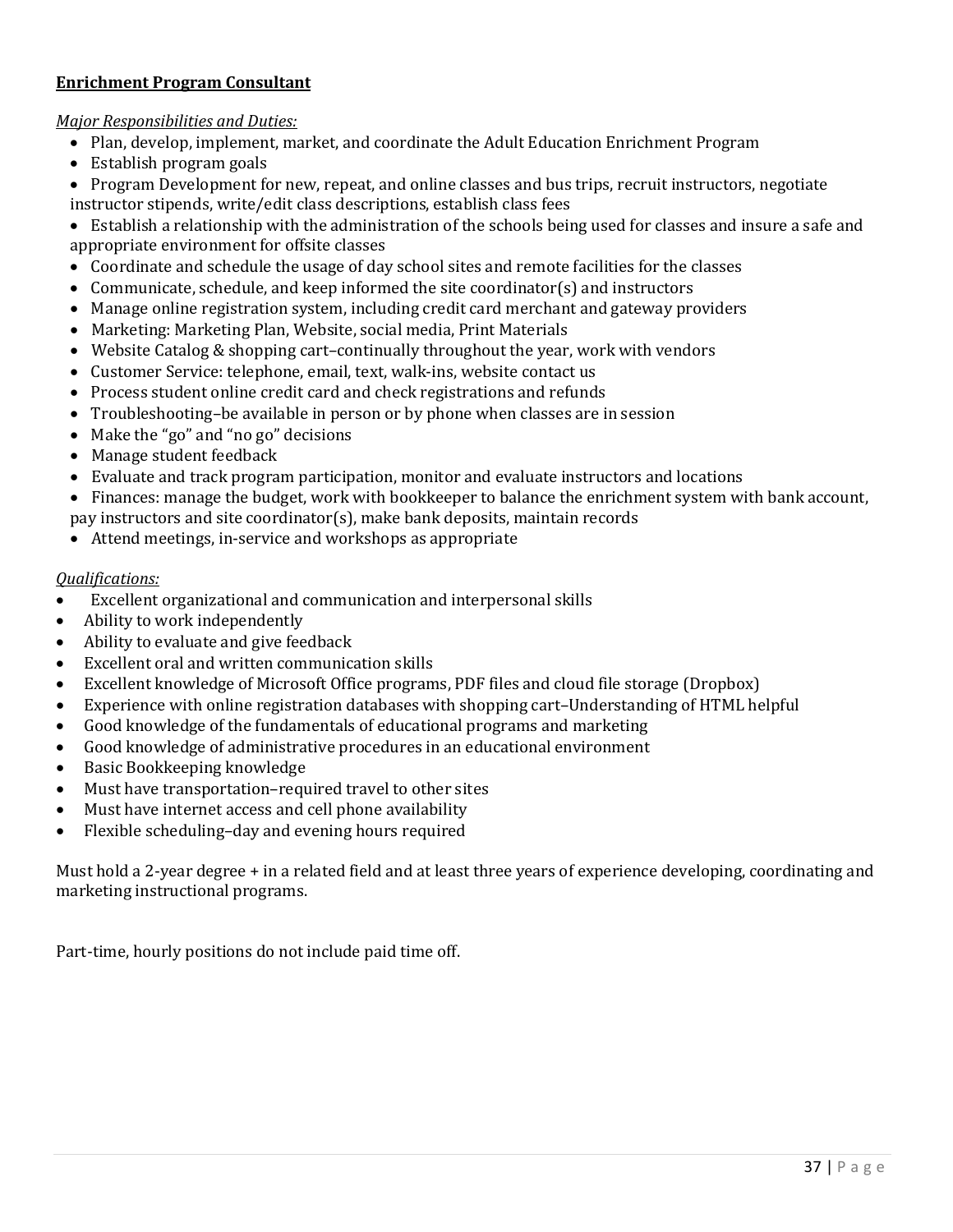**<u>Enrichment Program Consultant</u>**

*<u>Major Responsibilities and Duties:</u>*

- Plan, develop, implement, market, and coordinate the Adult Education Enrichment Program
- Establish program goals
- Program Development for new, repeat, and online classes and bus trips, recruit instructors, negotiate instructor stipends, write/edit class descriptions, establish class fees
- Establish a relationship with the administration of the schools being used for classes and insure a safe and appropriate environment for offsite classes
- Coordinate and schedule the usage of day school sites and remote facilities for the classes
- Communicate, schedule, and keep informed the site coordinator(s) and instructors
- Manage online registration system, including credit card merchant and gateway providers
- Marketing: Marketing Plan, Website, social media, Print Materials
- Website Catalog & shopping cart–continually throughout the year, work with vendors
- Customer Service: telephone, email, text, walk-ins, website contact us
- Process student online credit card and check registrations and refunds
- Troubleshooting–be available in person or by phone when classes are in session
- Make the "go" and "no go" decisions
- Manage student feedback
- Evaluate and track program participation, monitor and evaluate instructors and locations
- Finances: manage the budget, work with bookkeeper to balance the enrichment system with bank account, pay instructors and site coordinator(s), make bank deposits, maintain records
- Attend meetings, in-service and workshops as appropriate

*<u>Qualifications:</u>*

- Excellent organizational and communication and interpersonal skills
- Ability to work independently
- Ability to evaluate and give feedback
- Excellent oral and written communication skills
- Excellent knowledge of Microsoft Office programs, PDF files and cloud file storage (Dropbox)
- Experience with online registration databases with shopping cart–Understanding of HTML helpful
- Good knowledge of the fundamentals of educational programs and marketing
- Good knowledge of administrative procedures in an educational environment
- Basic Bookkeeping knowledge
- Must have transportation–required travel to other sites
- Must have internet access and cell phone availability
- Flexible scheduling–day and evening hours required

Must hold a 2-year degree + in a related field and at least three years of experience developing, coordinating and marketing instructional programs.

Part-time, hourly positions do not include paid time off.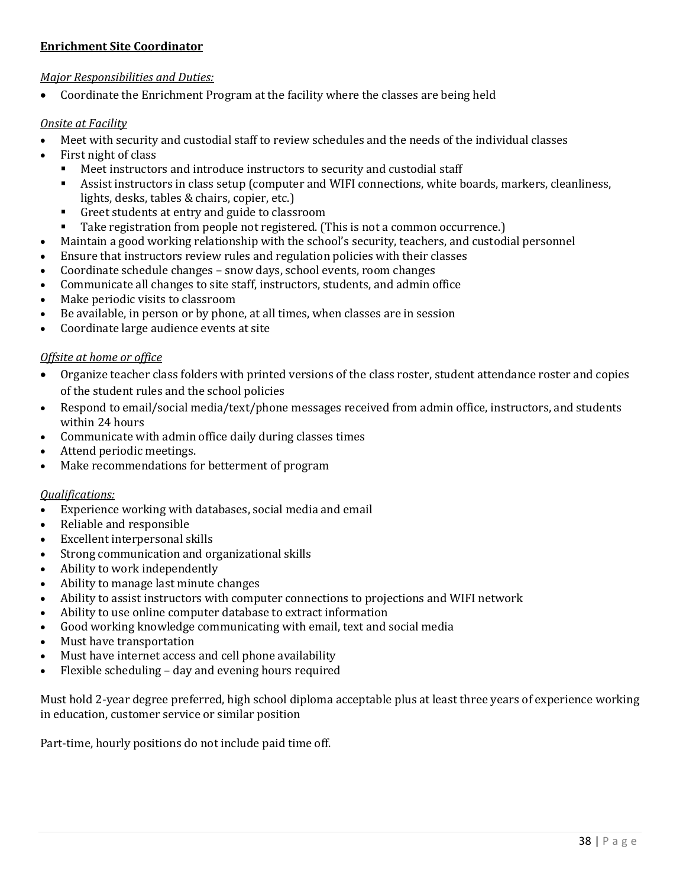## **Enrichment Site Coordinator**

*Major Responsibilities and Duties:*

- Coordinate the Enrichment Program at the facility where the classes are being held

*Onsite at Facility*

- Meet with security and custodial staff to review schedules and the needs of the individual classes
- First night of class
  - Meet instructors and introduce instructors to security and custodial staff
  - Assist instructors in class setup (computer and WIFI connections, white boards, markers, cleanliness, lights, desks, tables & chairs, copier, etc.)
  - Greet students at entry and guide to classroom
  - Take registration from people not registered. (This is not a common occurrence.)
- Maintain a good working relationship with the school's security, teachers, and custodial personnel
- Ensure that instructors review rules and regulation policies with their classes
- Coordinate schedule changes – snow days, school events, room changes
- Communicate all changes to site staff, instructors, students, and admin office
- Make periodic visits to classroom
- Be available, in person or by phone, at all times, when classes are in session
- Coordinate large audience events at site

*Offsite at home or office*

- Organize teacher class folders with printed versions of the class roster, student attendance roster and copies of the student rules and the school policies
- Respond to email/social media/text/phone messages received from admin office, instructors, and students within 24 hours
- Communicate with admin office daily during classes times
- Attend periodic meetings.
- Make recommendations for betterment of program

*Qualifications:*

- Experience working with databases, social media and email
- Reliable and responsible
- Excellent interpersonal skills
- Strong communication and organizational skills
- Ability to work independently
- Ability to manage last minute changes
- Ability to assist instructors with computer connections to projections and WIFI network
- Ability to use online computer database to extract information
- Good working knowledge communicating with email, text and social media
- Must have transportation
- Must have internet access and cell phone availability
- Flexible scheduling – day and evening hours required

Must hold 2-year degree preferred, high school diploma acceptable plus at least three years of experience working in education, customer service or similar position

Part-time, hourly positions do not include paid time off.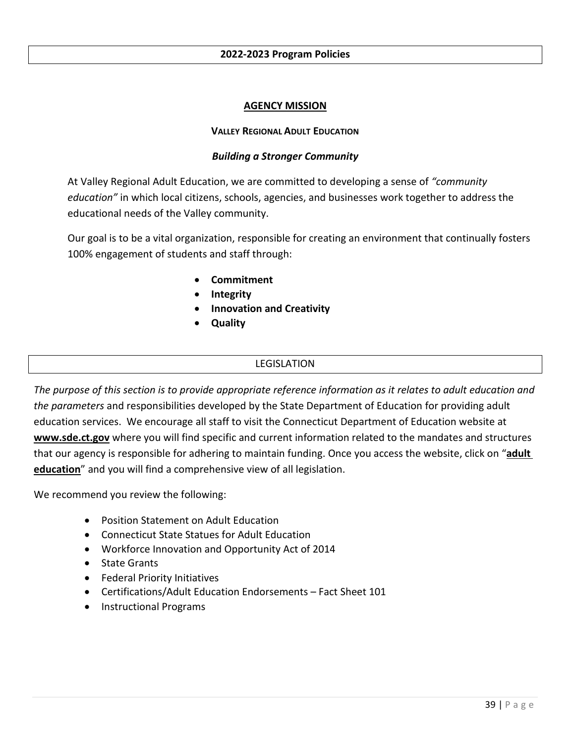## 2022-2023 Program Policies

### AGENCY MISSION

**VALLEY REGIONAL ADULT EDUCATION**

***Building a Stronger Community***

At Valley Regional Adult Education, we are committed to developing a sense of *"community education"* in which local citizens, schools, agencies, and businesses work together to address the educational needs of the Valley community.

Our goal is to be a vital organization, responsible for creating an environment that continually fosters 100% engagement of students and staff through:

- **Commitment**
- **Integrity**
- **Innovation and Creativity**
- **Quality**

## LEGISLATION

*The purpose of this section is to provide appropriate reference information as it relates to adult education and the parameters* and responsibilities developed by the State Department of Education for providing adult education services. We encourage all staff to visit the Connecticut Department of Education website at **www.sde.ct.gov** where you will find specific and current information related to the mandates and structures that our agency is responsible for adhering to maintain funding. Once you access the website, click on "**adult education**" and you will find a comprehensive view of all legislation.

We recommend you review the following:

- Position Statement on Adult Education
- Connecticut State Statues for Adult Education
- Workforce Innovation and Opportunity Act of 2014
- State Grants
- Federal Priority Initiatives
- Certifications/Adult Education Endorsements – Fact Sheet 101
- Instructional Programs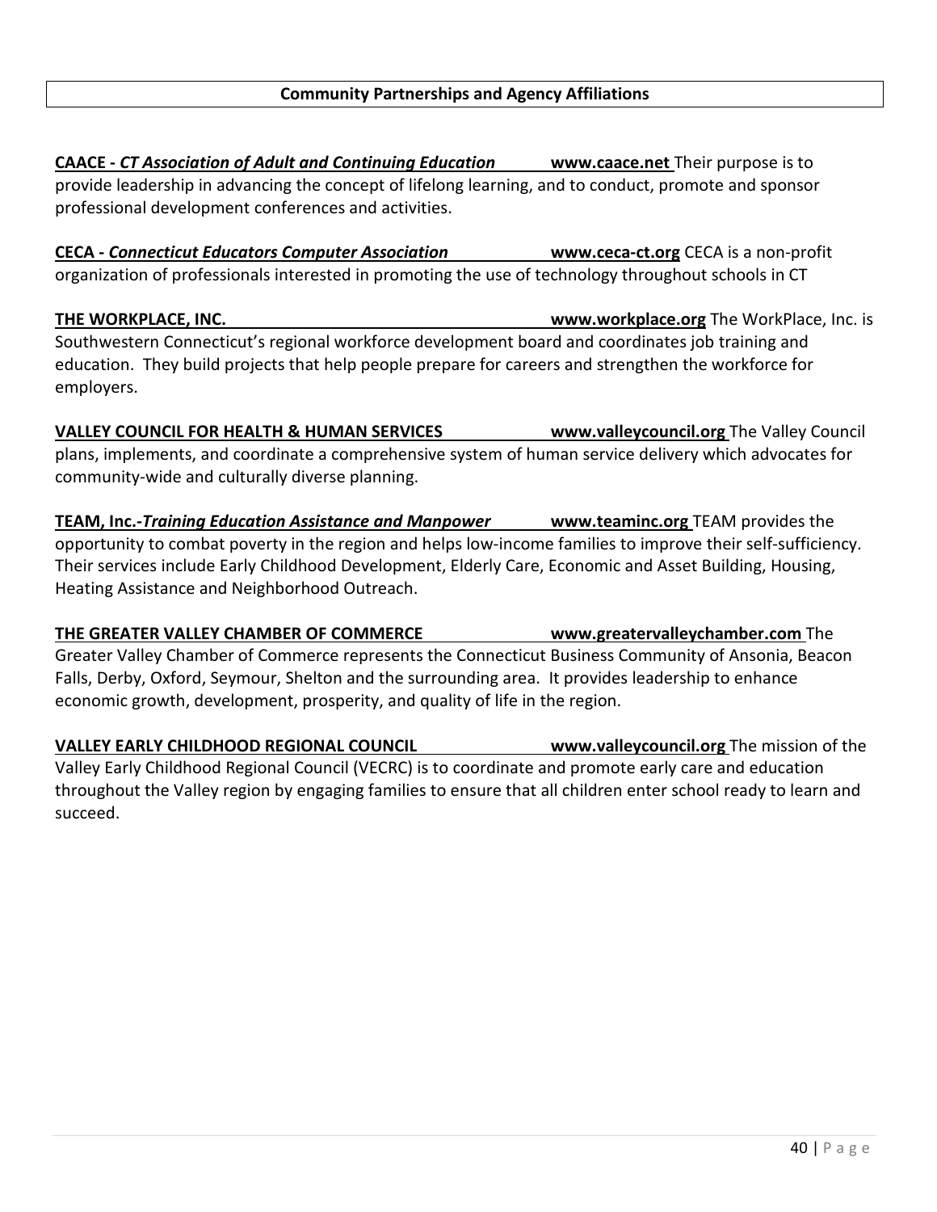## Community Partnerships and Agency Affiliations

**CAACE - *CT Association of Adult and Continuing Education*** **www.caace.net** Their purpose is to provide leadership in advancing the concept of lifelong learning, and to conduct, promote and sponsor professional development conferences and activities.

**CECA - *Connecticut Educators Computer Association*** **www.ceca-ct.org** CECA is a non-profit organization of professionals interested in promoting the use of technology throughout schools in CT

**THE WORKPLACE, INC.** **www.workplace.org** The WorkPlace, Inc. is Southwestern Connecticut's regional workforce development board and coordinates job training and education. They build projects that help people prepare for careers and strengthen the workforce for employers.

**VALLEY COUNCIL FOR HEALTH & HUMAN SERVICES** **www.valleycouncil.org** The Valley Council plans, implements, and coordinate a comprehensive system of human service delivery which advocates for community-wide and culturally diverse planning.

**TEAM, Inc.-*Training Education Assistance and Manpower*** **www.teaminc.org** TEAM provides the opportunity to combat poverty in the region and helps low-income families to improve their self-sufficiency. Their services include Early Childhood Development, Elderly Care, Economic and Asset Building, Housing, Heating Assistance and Neighborhood Outreach.

**THE GREATER VALLEY CHAMBER OF COMMERCE** **www.greatervalleychamber.com** The Greater Valley Chamber of Commerce represents the Connecticut Business Community of Ansonia, Beacon Falls, Derby, Oxford, Seymour, Shelton and the surrounding area. It provides leadership to enhance economic growth, development, prosperity, and quality of life in the region.

**VALLEY EARLY CHILDHOOD REGIONAL COUNCIL** **www.valleycouncil.org** The mission of the Valley Early Childhood Regional Council (VECRC) is to coordinate and promote early care and education throughout the Valley region by engaging families to ensure that all children enter school ready to learn and succeed.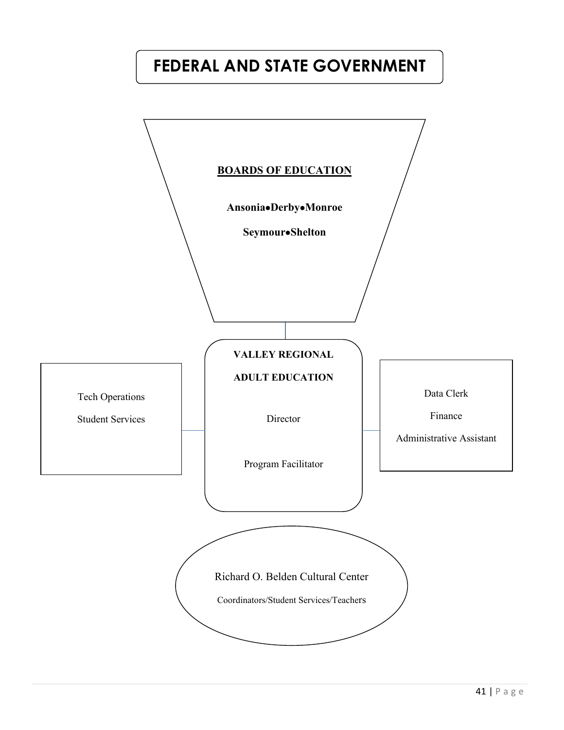# FEDERAL AND STATE GOVERNMENT

**BOARDS OF EDUCATION**

**Ansonia•Derby•Monroe**

**Seymour•Shelton**

**VALLEY REGIONAL**

**ADULT EDUCATION**

Director

Program Facilitator

Tech Operations

Student Services

Data Clerk

Finance

Administrative Assistant

Richard O. Belden Cultural Center

Coordinators/Student Services/Teachers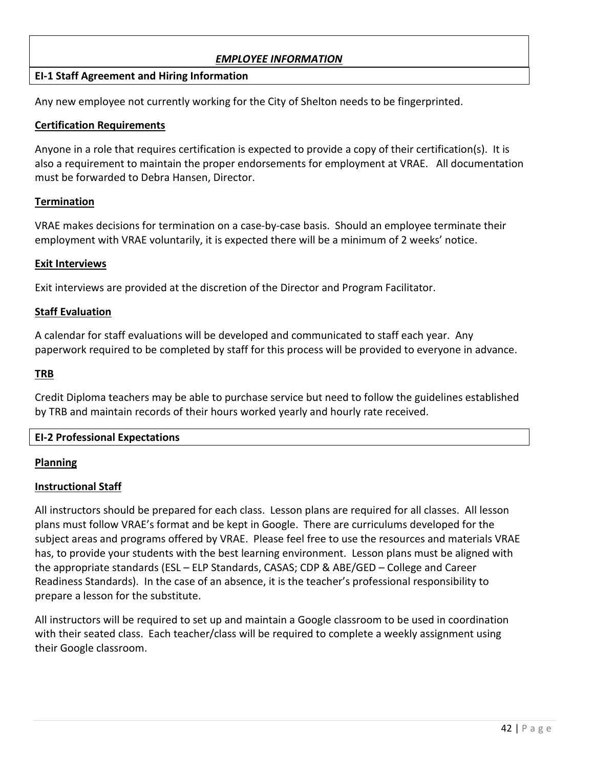## *EMPLOYEE INFORMATION*

### EI-1 Staff Agreement and Hiring Information

Any new employee not currently working for the City of Shelton needs to be fingerprinted.

**Certification Requirements**

Anyone in a role that requires certification is expected to provide a copy of their certification(s). It is also a requirement to maintain the proper endorsements for employment at VRAE. All documentation must be forwarded to Debra Hansen, Director.

**Termination**

VRAE makes decisions for termination on a case-by-case basis. Should an employee terminate their employment with VRAE voluntarily, it is expected there will be a minimum of 2 weeks' notice.

**Exit Interviews**

Exit interviews are provided at the discretion of the Director and Program Facilitator.

**Staff Evaluation**

A calendar for staff evaluations will be developed and communicated to staff each year. Any paperwork required to be completed by staff for this process will be provided to everyone in advance.

**TRB**

Credit Diploma teachers may be able to purchase service but need to follow the guidelines established by TRB and maintain records of their hours worked yearly and hourly rate received.

### EI-2 Professional Expectations

**Planning**

**Instructional Staff**

All instructors should be prepared for each class. Lesson plans are required for all classes. All lesson plans must follow VRAE's format and be kept in Google. There are curriculums developed for the subject areas and programs offered by VRAE. Please feel free to use the resources and materials VRAE has, to provide your students with the best learning environment. Lesson plans must be aligned with the appropriate standards (ESL – ELP Standards, CASAS; CDP & ABE/GED – College and Career Readiness Standards). In the case of an absence, it is the teacher's professional responsibility to prepare a lesson for the substitute.

All instructors will be required to set up and maintain a Google classroom to be used in coordination with their seated class. Each teacher/class will be required to complete a weekly assignment using their Google classroom.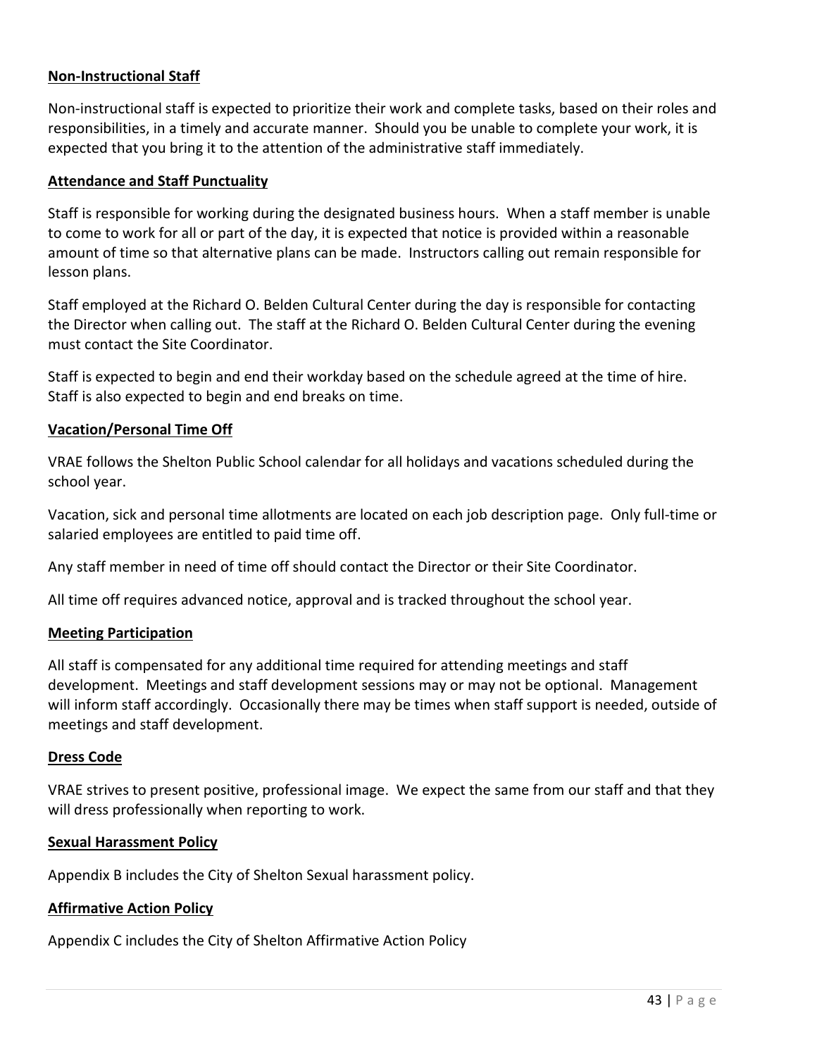**Non-Instructional Staff**

Non-instructional staff is expected to prioritize their work and complete tasks, based on their roles and responsibilities, in a timely and accurate manner. Should you be unable to complete your work, it is expected that you bring it to the attention of the administrative staff immediately.

**Attendance and Staff Punctuality**

Staff is responsible for working during the designated business hours. When a staff member is unable to come to work for all or part of the day, it is expected that notice is provided within a reasonable amount of time so that alternative plans can be made. Instructors calling out remain responsible for lesson plans.

Staff employed at the Richard O. Belden Cultural Center during the day is responsible for contacting the Director when calling out. The staff at the Richard O. Belden Cultural Center during the evening must contact the Site Coordinator.

Staff is expected to begin and end their workday based on the schedule agreed at the time of hire. Staff is also expected to begin and end breaks on time.

**Vacation/Personal Time Off**

VRAE follows the Shelton Public School calendar for all holidays and vacations scheduled during the school year.

Vacation, sick and personal time allotments are located on each job description page. Only full-time or salaried employees are entitled to paid time off.

Any staff member in need of time off should contact the Director or their Site Coordinator.

All time off requires advanced notice, approval and is tracked throughout the school year.

**Meeting Participation**

All staff is compensated for any additional time required for attending meetings and staff development. Meetings and staff development sessions may or may not be optional. Management will inform staff accordingly. Occasionally there may be times when staff support is needed, outside of meetings and staff development.

**Dress Code**

VRAE strives to present positive, professional image. We expect the same from our staff and that they will dress professionally when reporting to work.

**Sexual Harassment Policy**

Appendix B includes the City of Shelton Sexual harassment policy.

**Affirmative Action Policy**

Appendix C includes the City of Shelton Affirmative Action Policy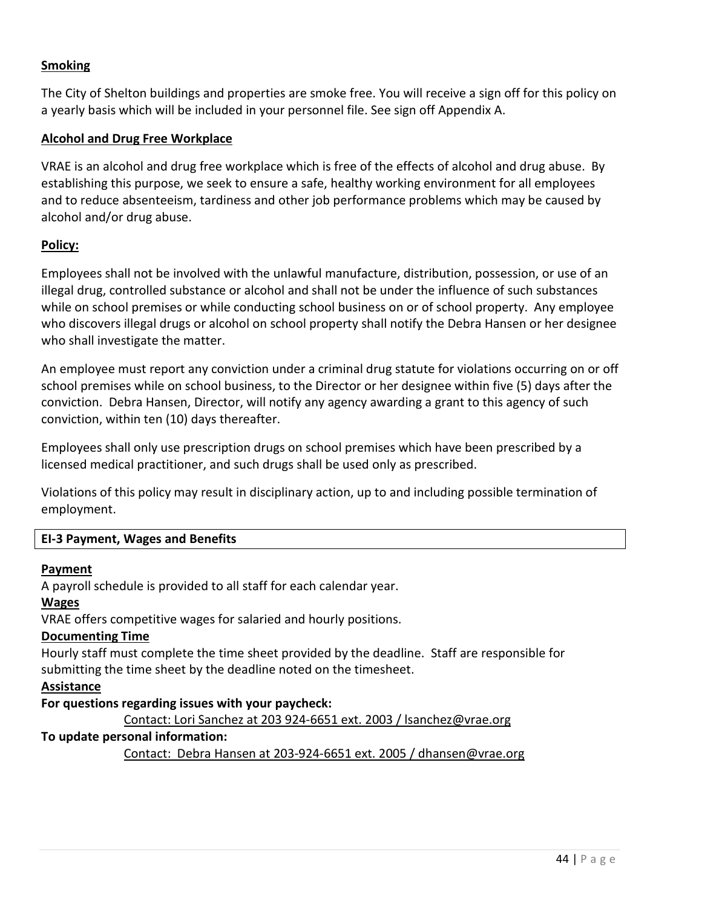**Smoking**

The City of Shelton buildings and properties are smoke free. You will receive a sign off for this policy on a yearly basis which will be included in your personnel file. See sign off Appendix A.

**Alcohol and Drug Free Workplace**

VRAE is an alcohol and drug free workplace which is free of the effects of alcohol and drug abuse. By establishing this purpose, we seek to ensure a safe, healthy working environment for all employees and to reduce absenteeism, tardiness and other job performance problems which may be caused by alcohol and/or drug abuse.

**Policy:**

Employees shall not be involved with the unlawful manufacture, distribution, possession, or use of an illegal drug, controlled substance or alcohol and shall not be under the influence of such substances while on school premises or while conducting school business on or of school property. Any employee who discovers illegal drugs or alcohol on school property shall notify the Debra Hansen or her designee who shall investigate the matter.

An employee must report any conviction under a criminal drug statute for violations occurring on or off school premises while on school business, to the Director or her designee within five (5) days after the conviction. Debra Hansen, Director, will notify any agency awarding a grant to this agency of such conviction, within ten (10) days thereafter.

Employees shall only use prescription drugs on school premises which have been prescribed by a licensed medical practitioner, and such drugs shall be used only as prescribed.

Violations of this policy may result in disciplinary action, up to and including possible termination of employment.

## EI-3 Payment, Wages and Benefits

**Payment**

A payroll schedule is provided to all staff for each calendar year.

**Wages**

VRAE offers competitive wages for salaried and hourly positions.

**Documenting Time**

Hourly staff must complete the time sheet provided by the deadline. Staff are responsible for submitting the time sheet by the deadline noted on the timesheet.

**Assistance**

**For questions regarding issues with your paycheck:**

Contact: Lori Sanchez at 203 924-6651 ext. 2003 / lsanchez@vrae.org

**To update personal information:**

Contact: Debra Hansen at 203-924-6651 ext. 2005 / dhansen@vrae.org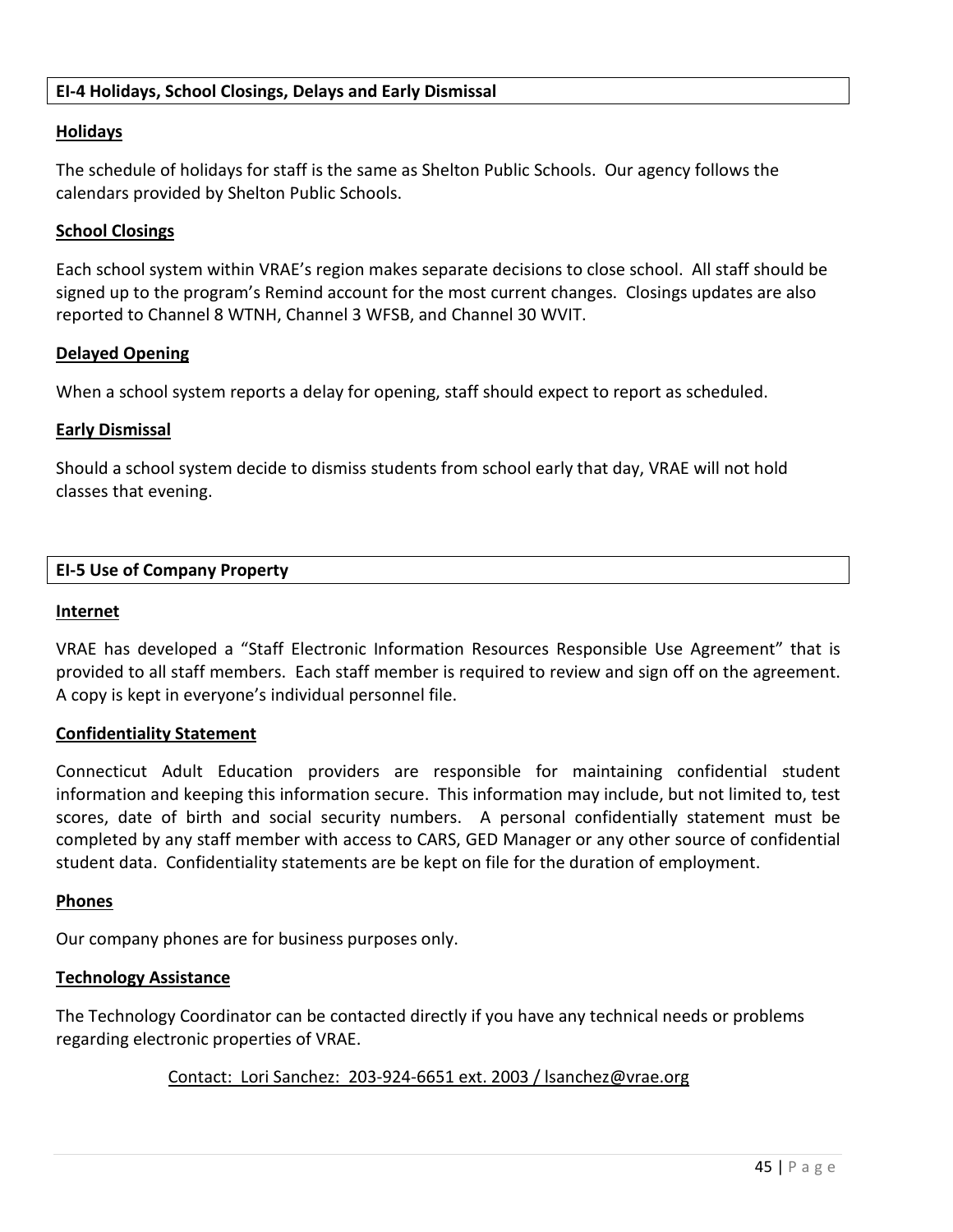## EI-4 Holidays, School Closings, Delays and Early Dismissal

### Holidays

The schedule of holidays for staff is the same as Shelton Public Schools. Our agency follows the calendars provided by Shelton Public Schools.

### School Closings

Each school system within VRAE's region makes separate decisions to close school. All staff should be signed up to the program's Remind account for the most current changes. Closings updates are also reported to Channel 8 WTNH, Channel 3 WFSB, and Channel 30 WVIT.

### Delayed Opening

When a school system reports a delay for opening, staff should expect to report as scheduled.

### Early Dismissal

Should a school system decide to dismiss students from school early that day, VRAE will not hold classes that evening.

## EI-5 Use of Company Property

### Internet

VRAE has developed a "Staff Electronic Information Resources Responsible Use Agreement" that is provided to all staff members. Each staff member is required to review and sign off on the agreement. A copy is kept in everyone's individual personnel file.

### Confidentiality Statement

Connecticut Adult Education providers are responsible for maintaining confidential student information and keeping this information secure. This information may include, but not limited to, test scores, date of birth and social security numbers. A personal confidentially statement must be completed by any staff member with access to CARS, GED Manager or any other source of confidential student data. Confidentiality statements are be kept on file for the duration of employment.

### Phones

Our company phones are for business purposes only.

### Technology Assistance

The Technology Coordinator can be contacted directly if you have any technical needs or problems regarding electronic properties of VRAE.

Contact: Lori Sanchez: 203-924-6651 ext. 2003 / lsanchez@vrae.org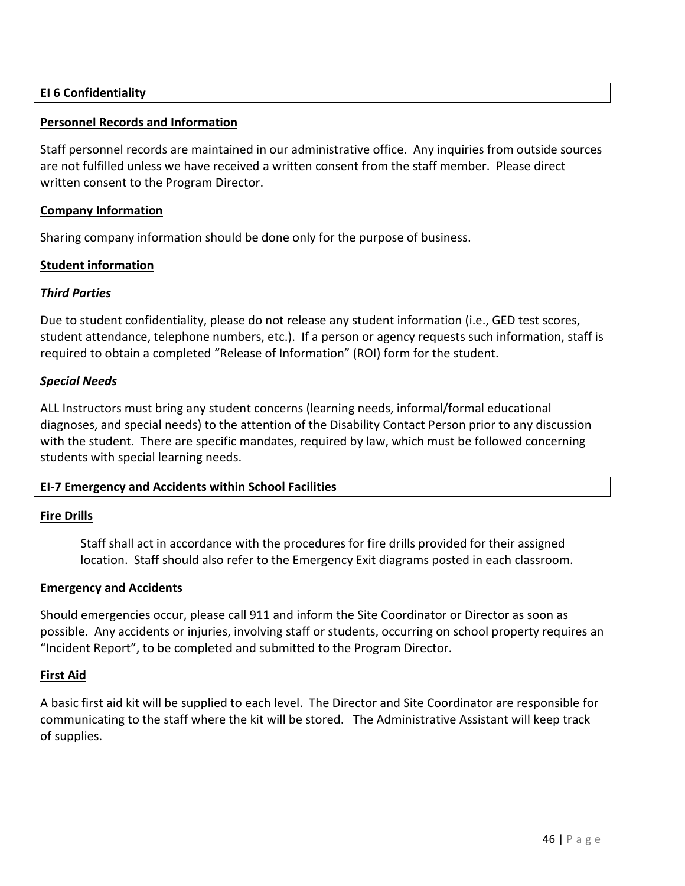## EI 6 Confidentiality

**Personnel Records and Information**

Staff personnel records are maintained in our administrative office. Any inquiries from outside sources are not fulfilled unless we have received a written consent from the staff member. Please direct written consent to the Program Director.

**Company Information**

Sharing company information should be done only for the purpose of business.

**Student information**

***Third Parties***

Due to student confidentiality, please do not release any student information (i.e., GED test scores, student attendance, telephone numbers, etc.). If a person or agency requests such information, staff is required to obtain a completed "Release of Information" (ROI) form for the student.

***Special Needs***

ALL Instructors must bring any student concerns (learning needs, informal/formal educational diagnoses, and special needs) to the attention of the Disability Contact Person prior to any discussion with the student. There are specific mandates, required by law, which must be followed concerning students with special learning needs.

## EI-7 Emergency and Accidents within School Facilities

**Fire Drills**

Staff shall act in accordance with the procedures for fire drills provided for their assigned location. Staff should also refer to the Emergency Exit diagrams posted in each classroom.

**Emergency and Accidents**

Should emergencies occur, please call 911 and inform the Site Coordinator or Director as soon as possible. Any accidents or injuries, involving staff or students, occurring on school property requires an "Incident Report", to be completed and submitted to the Program Director.

**First Aid**

A basic first aid kit will be supplied to each level. The Director and Site Coordinator are responsible for communicating to the staff where the kit will be stored. The Administrative Assistant will keep track of supplies.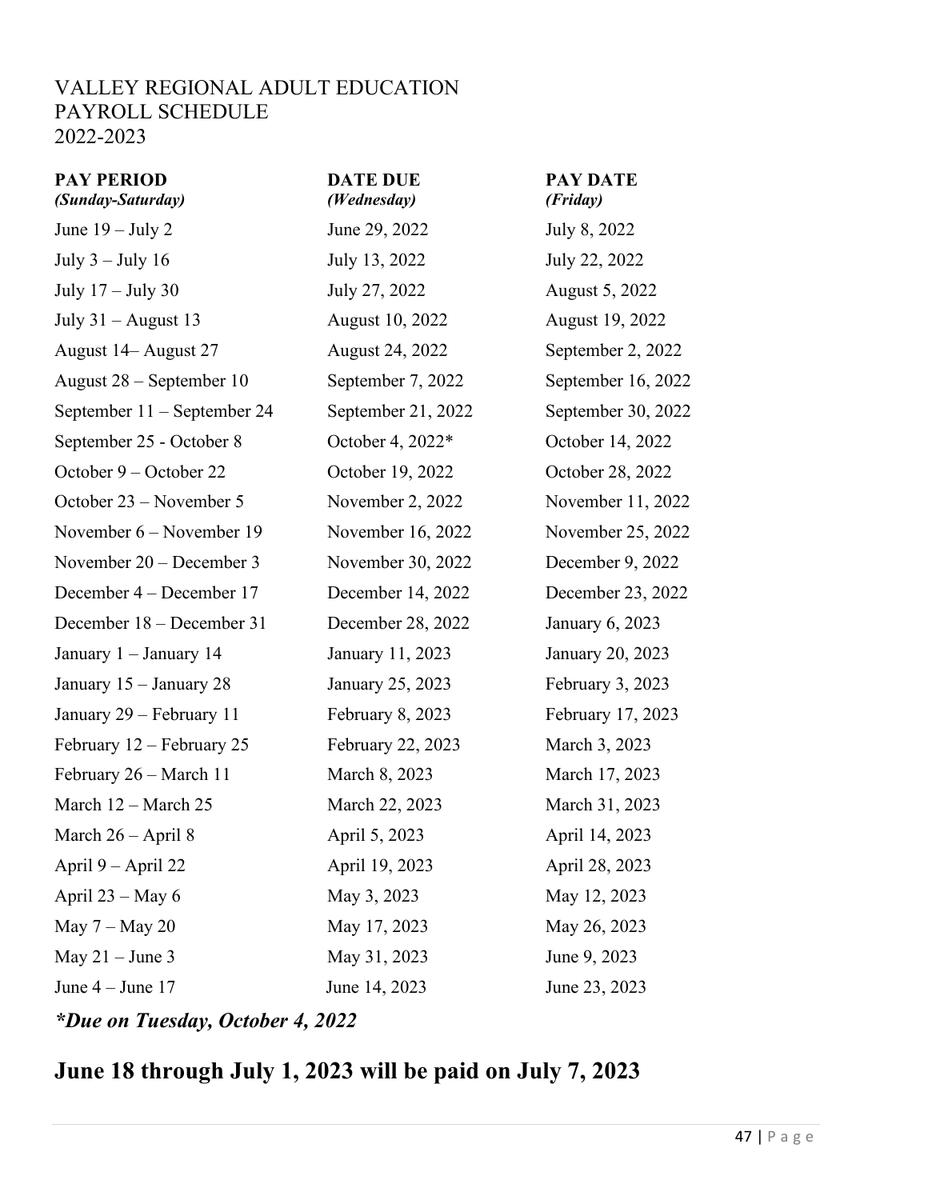VALLEY REGIONAL ADULT EDUCATION
PAYROLL SCHEDULE
2022-2023

| **PAY PERIOD** *(Sunday-Saturday)* | **DATE DUE** *(Wednesday)* | **PAY DATE** *(Friday)* |
|---|---|---|
| June 19 – July 2 | June 29, 2022 | July 8, 2022 |
| July 3 – July 16 | July 13, 2022 | July 22, 2022 |
| July 17 – July 30 | July 27, 2022 | August 5, 2022 |
| July 31 – August 13 | August 10, 2022 | August 19, 2022 |
| August 14– August 27 | August 24, 2022 | September 2, 2022 |
| August 28 – September 10 | September 7, 2022 | September 16, 2022 |
| September 11 – September 24 | September 21, 2022 | September 30, 2022 |
| September 25 - October 8 | October 4, 2022* | October 14, 2022 |
| October 9 – October 22 | October 19, 2022 | October 28, 2022 |
| October 23 – November 5 | November 2, 2022 | November 11, 2022 |
| November 6 – November 19 | November 16, 2022 | November 25, 2022 |
| November 20 – December 3 | November 30, 2022 | December 9, 2022 |
| December 4 – December 17 | December 14, 2022 | December 23, 2022 |
| December 18 – December 31 | December 28, 2022 | January 6, 2023 |
| January 1 – January 14 | January 11, 2023 | January 20, 2023 |
| January 15 – January 28 | January 25, 2023 | February 3, 2023 |
| January 29 – February 11 | February 8, 2023 | February 17, 2023 |
| February 12 – February 25 | February 22, 2023 | March 3, 2023 |
| February 26 – March 11 | March 8, 2023 | March 17, 2023 |
| March 12 – March 25 | March 22, 2023 | March 31, 2023 |
| March 26 – April 8 | April 5, 2023 | April 14, 2023 |
| April 9 – April 22 | April 19, 2023 | April 28, 2023 |
| April 23 – May 6 | May 3, 2023 | May 12, 2023 |
| May 7 – May 20 | May 17, 2023 | May 26, 2023 |
| May 21 – June 3 | May 31, 2023 | June 9, 2023 |
| June 4 – June 17 | June 14, 2023 | June 23, 2023 |

***Due on Tuesday, October 4, 2022**

## June 18 through July 1, 2023 will be paid on July 7, 2023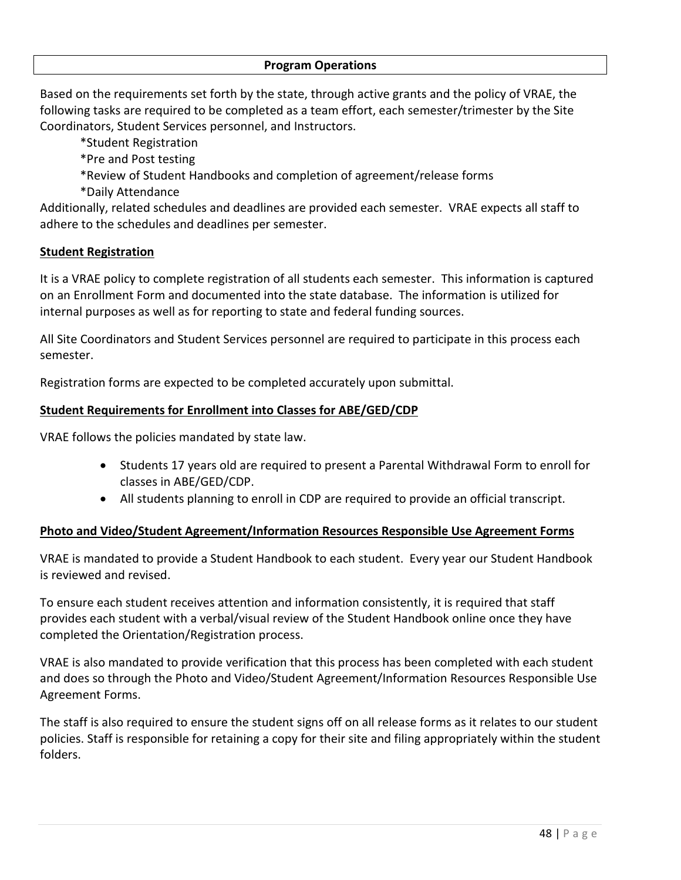## Program Operations

Based on the requirements set forth by the state, through active grants and the policy of VRAE, the following tasks are required to be completed as a team effort, each semester/trimester by the Site Coordinators, Student Services personnel, and Instructors.

*Student Registration
*Pre and Post testing
*Review of Student Handbooks and completion of agreement/release forms
*Daily Attendance

Additionally, related schedules and deadlines are provided each semester. VRAE expects all staff to adhere to the schedules and deadlines per semester.

**Student Registration**

It is a VRAE policy to complete registration of all students each semester. This information is captured on an Enrollment Form and documented into the state database. The information is utilized for internal purposes as well as for reporting to state and federal funding sources.

All Site Coordinators and Student Services personnel are required to participate in this process each semester.

Registration forms are expected to be completed accurately upon submittal.

**Student Requirements for Enrollment into Classes for ABE/GED/CDP**

VRAE follows the policies mandated by state law.

- Students 17 years old are required to present a Parental Withdrawal Form to enroll for classes in ABE/GED/CDP.
- All students planning to enroll in CDP are required to provide an official transcript.

**Photo and Video/Student Agreement/Information Resources Responsible Use Agreement Forms**

VRAE is mandated to provide a Student Handbook to each student. Every year our Student Handbook is reviewed and revised.

To ensure each student receives attention and information consistently, it is required that staff provides each student with a verbal/visual review of the Student Handbook online once they have completed the Orientation/Registration process.

VRAE is also mandated to provide verification that this process has been completed with each student and does so through the Photo and Video/Student Agreement/Information Resources Responsible Use Agreement Forms.

The staff is also required to ensure the student signs off on all release forms as it relates to our student policies. Staff is responsible for retaining a copy for their site and filing appropriately within the student folders.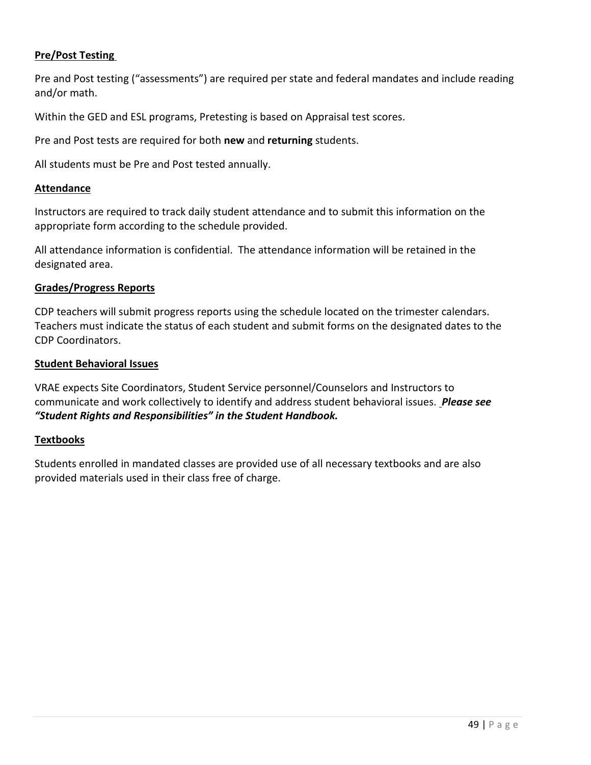**Pre/Post Testing**

Pre and Post testing ("assessments") are required per state and federal mandates and include reading and/or math.

Within the GED and ESL programs, Pretesting is based on Appraisal test scores.

Pre and Post tests are required for both **new** and **returning** students.

All students must be Pre and Post tested annually.

**Attendance**

Instructors are required to track daily student attendance and to submit this information on the appropriate form according to the schedule provided.

All attendance information is confidential. The attendance information will be retained in the designated area.

**Grades/Progress Reports**

CDP teachers will submit progress reports using the schedule located on the trimester calendars. Teachers must indicate the status of each student and submit forms on the designated dates to the CDP Coordinators.

**Student Behavioral Issues**

VRAE expects Site Coordinators, Student Service personnel/Counselors and Instructors to communicate and work collectively to identify and address student behavioral issues. ***Please see "Student Rights and Responsibilities" in the Student Handbook.***

**Textbooks**

Students enrolled in mandated classes are provided use of all necessary textbooks and are also provided materials used in their class free of charge.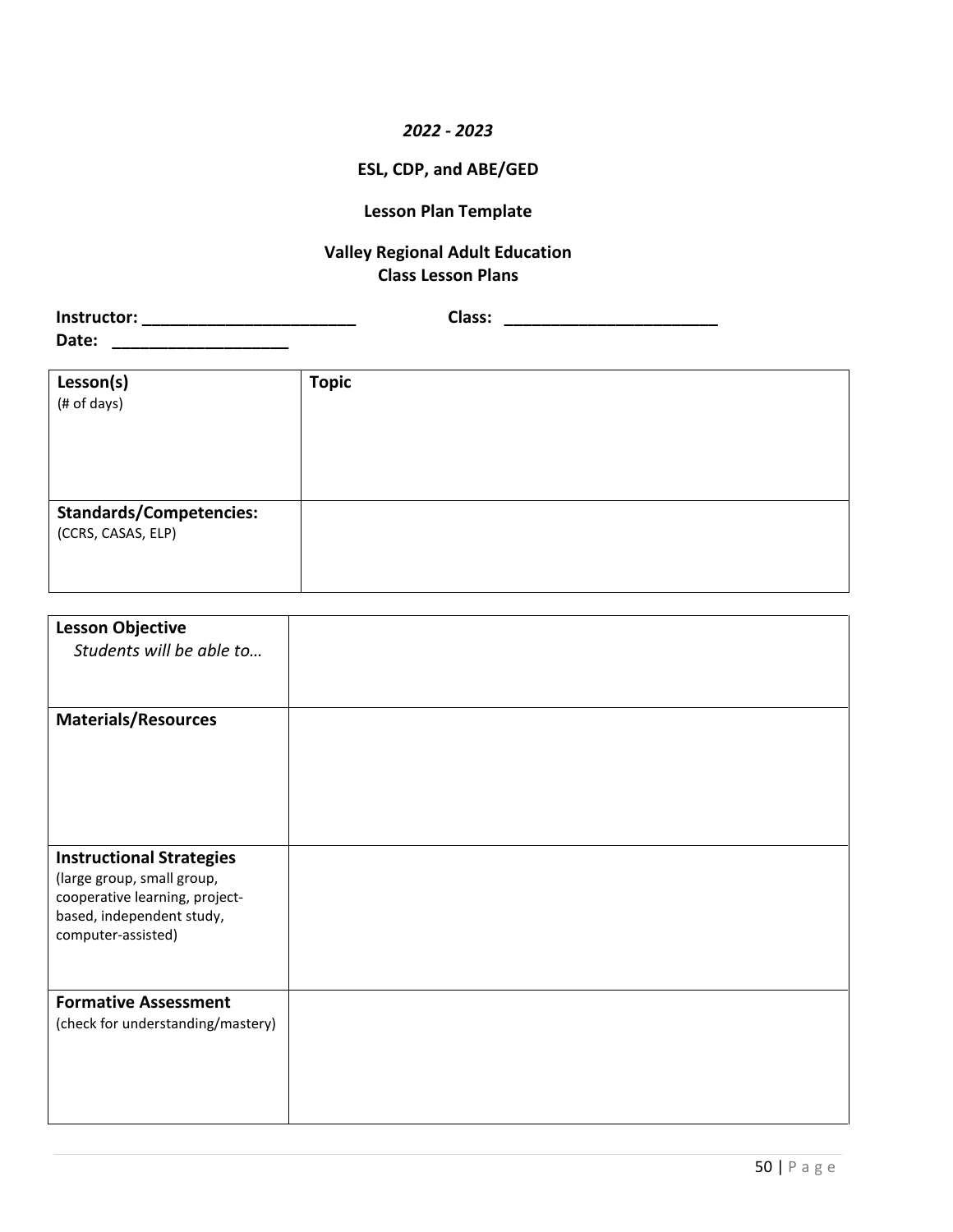*2022 - 2023*

**ESL, CDP, and ABE/GED**

**Lesson Plan Template**

**Valley Regional Adult Education**
**Class Lesson Plans**

**Instructor: ________________________** **Class: ________________________**
**Date: ___________________**

| **Lesson(s)** (# of days) | **Topic** |
|---|---|
| **Standards/Competencies:** (CCRS, CASAS, ELP) | |

| | |
|---|---|
| **Lesson Objective** *Students will be able to…* | |
| **Materials/Resources** | |
| **Instructional Strategies** (large group, small group, cooperative learning, project-based, independent study, computer-assisted) | |
| **Formative Assessment** (check for understanding/mastery) | |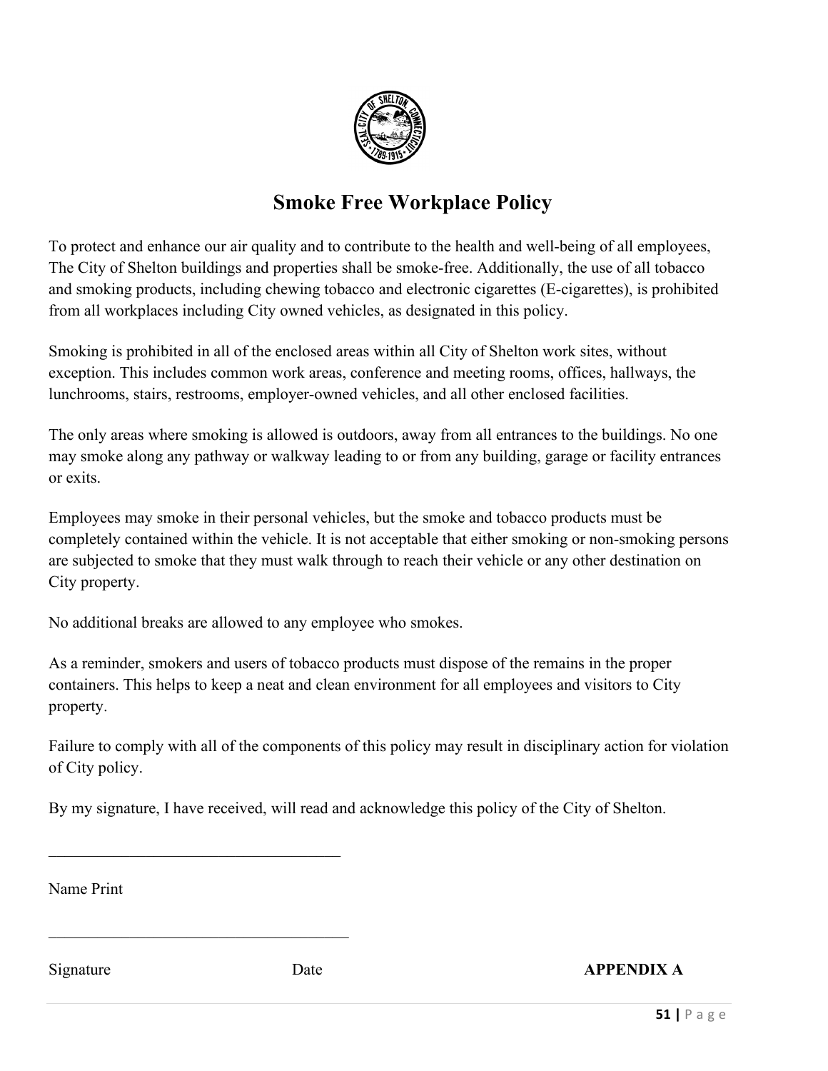# Smoke Free Workplace Policy

To protect and enhance our air quality and to contribute to the health and well-being of all employees, The City of Shelton buildings and properties shall be smoke-free. Additionally, the use of all tobacco and smoking products, including chewing tobacco and electronic cigarettes (E-cigarettes), is prohibited from all workplaces including City owned vehicles, as designated in this policy.

Smoking is prohibited in all of the enclosed areas within all City of Shelton work sites, without exception. This includes common work areas, conference and meeting rooms, offices, hallways, the lunchrooms, stairs, restrooms, employer-owned vehicles, and all other enclosed facilities.

The only areas where smoking is allowed is outdoors, away from all entrances to the buildings. No one may smoke along any pathway or walkway leading to or from any building, garage or facility entrances or exits.

Employees may smoke in their personal vehicles, but the smoke and tobacco products must be completely contained within the vehicle. It is not acceptable that either smoking or non-smoking persons are subjected to smoke that they must walk through to reach their vehicle or any other destination on City property.

No additional breaks are allowed to any employee who smokes.

As a reminder, smokers and users of tobacco products must dispose of the remains in the proper containers. This helps to keep a neat and clean environment for all employees and visitors to City property.

Failure to comply with all of the components of this policy may result in disciplinary action for violation of City policy.

By my signature, I have received, will read and acknowledge this policy of the City of Shelton.

_____________________________________

Name Print

_____________________________________

Signature                    Date                    **APPENDIX A**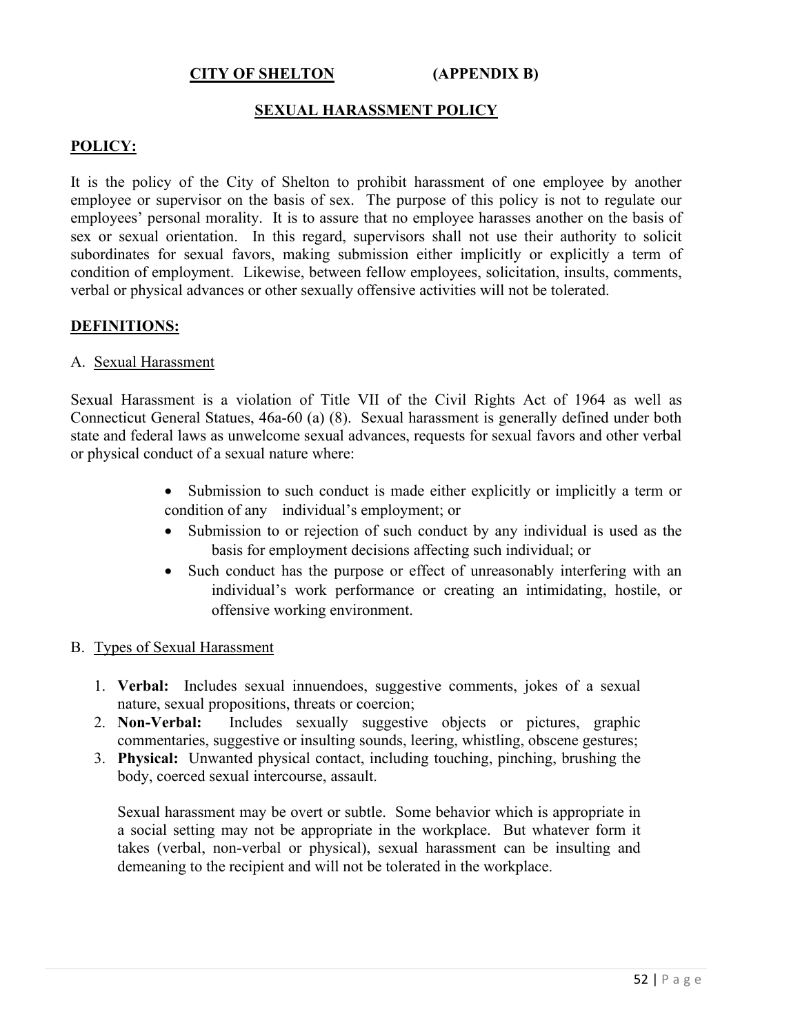**CITY OF SHELTON (APPENDIX B)**

## SEXUAL HARASSMENT POLICY

### POLICY:

It is the policy of the City of Shelton to prohibit harassment of one employee by another employee or supervisor on the basis of sex. The purpose of this policy is not to regulate our employees' personal morality. It is to assure that no employee harasses another on the basis of sex or sexual orientation. In this regard, supervisors shall not use their authority to solicit subordinates for sexual favors, making submission either implicitly or explicitly a term of condition of employment. Likewise, between fellow employees, solicitation, insults, comments, verbal or physical advances or other sexually offensive activities will not be tolerated.

### DEFINITIONS:

A. Sexual Harassment

Sexual Harassment is a violation of Title VII of the Civil Rights Act of 1964 as well as Connecticut General Statues, 46a-60 (a) (8). Sexual harassment is generally defined under both state and federal laws as unwelcome sexual advances, requests for sexual favors and other verbal or physical conduct of a sexual nature where:

- Submission to such conduct is made either explicitly or implicitly a term or condition of any individual's employment; or
- Submission to or rejection of such conduct by any individual is used as the basis for employment decisions affecting such individual; or
- Such conduct has the purpose or effect of unreasonably interfering with an individual's work performance or creating an intimidating, hostile, or offensive working environment.

B. Types of Sexual Harassment

1. **Verbal:** Includes sexual innuendoes, suggestive comments, jokes of a sexual nature, sexual propositions, threats or coercion;
2. **Non-Verbal:** Includes sexually suggestive objects or pictures, graphic commentaries, suggestive or insulting sounds, leering, whistling, obscene gestures;
3. **Physical:** Unwanted physical contact, including touching, pinching, brushing the body, coerced sexual intercourse, assault.

Sexual harassment may be overt or subtle. Some behavior which is appropriate in a social setting may not be appropriate in the workplace. But whatever form it takes (verbal, non-verbal or physical), sexual harassment can be insulting and demeaning to the recipient and will not be tolerated in the workplace.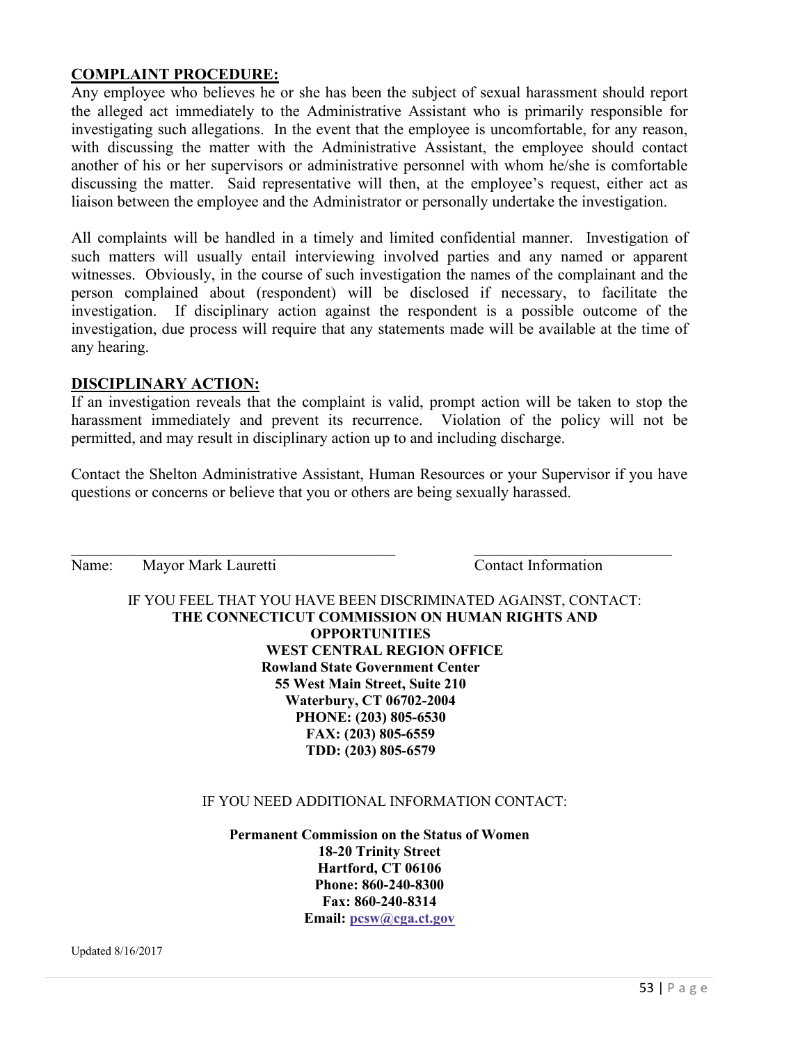**COMPLAINT PROCEDURE:**

Any employee who believes he or she has been the subject of sexual harassment should report the alleged act immediately to the Administrative Assistant who is primarily responsible for investigating such allegations. In the event that the employee is uncomfortable, for any reason, with discussing the matter with the Administrative Assistant, the employee should contact another of his or her supervisors or administrative personnel with whom he/she is comfortable discussing the matter. Said representative will then, at the employee's request, either act as liaison between the employee and the Administrator or personally undertake the investigation.

All complaints will be handled in a timely and limited confidential manner. Investigation of such matters will usually entail interviewing involved parties and any named or apparent witnesses. Obviously, in the course of such investigation the names of the complainant and the person complained about (respondent) will be disclosed if necessary, to facilitate the investigation. If disciplinary action against the respondent is a possible outcome of the investigation, due process will require that any statements made will be available at the time of any hearing.

**DISCIPLINARY ACTION:**

If an investigation reveals that the complaint is valid, prompt action will be taken to stop the harassment immediately and prevent its recurrence. Violation of the policy will not be permitted, and may result in disciplinary action up to and including discharge.

Contact the Shelton Administrative Assistant, Human Resources or your Supervisor if you have questions or concerns or believe that you or others are being sexually harassed.

______________________________________ ________________________

Name: Mayor Mark Lauretti Contact Information

IF YOU FEEL THAT YOU HAVE BEEN DISCRIMINATED AGAINST, CONTACT:

**THE CONNECTICUT COMMISSION ON HUMAN RIGHTS AND OPPORTUNITIES**
**WEST CENTRAL REGION OFFICE**
**Rowland State Government Center**
**55 West Main Street, Suite 210**
**Waterbury, CT 06702-2004**
**PHONE: (203) 805-6530**
**FAX: (203) 805-6559**
**TDD: (203) 805-6579**

IF YOU NEED ADDITIONAL INFORMATION CONTACT:

**Permanent Commission on the Status of Women**
**18-20 Trinity Street**
**Hartford, CT 06106**
**Phone: 860-240-8300**
**Fax: 860-240-8314**
**Email: pcsw@cga.ct.gov**

Updated 8/16/2017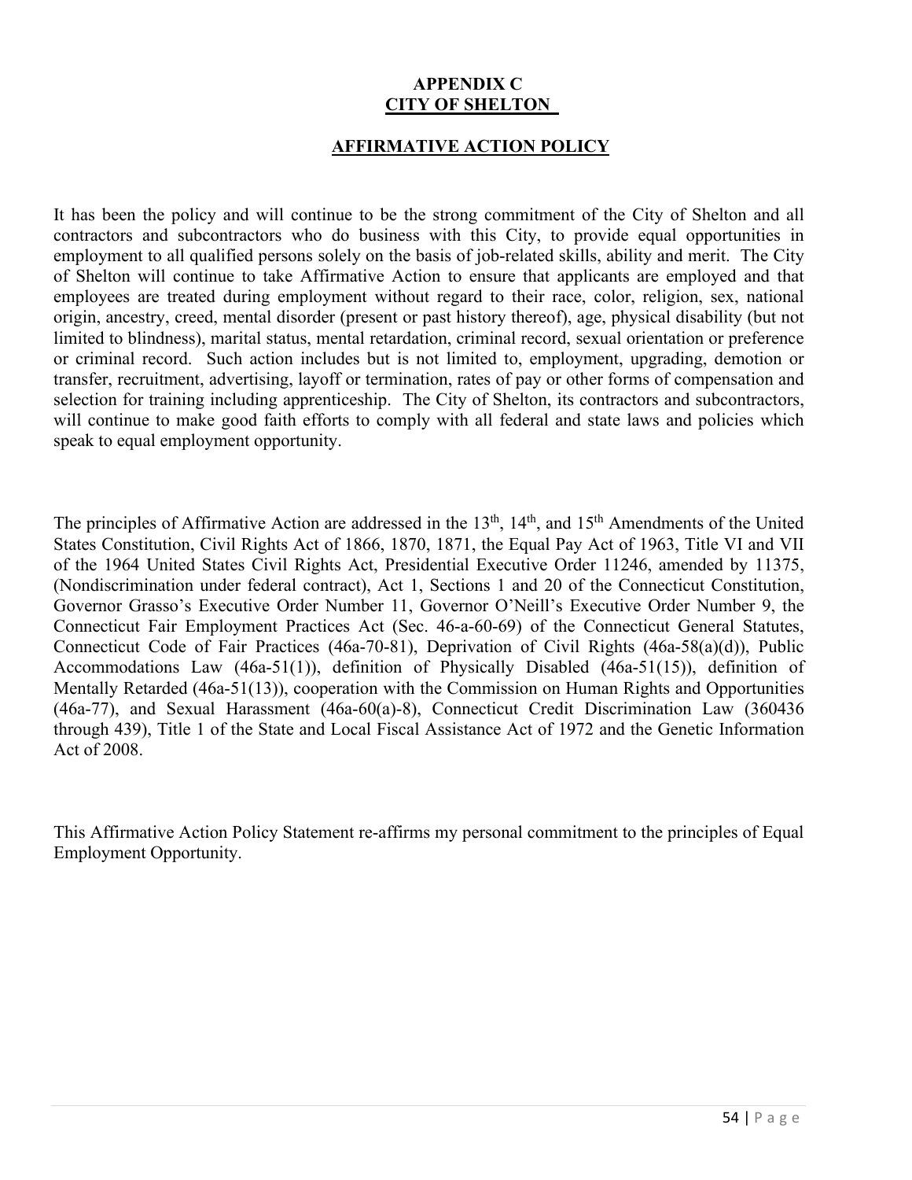# APPENDIX C
## CITY OF SHELTON

## AFFIRMATIVE ACTION POLICY

It has been the policy and will continue to be the strong commitment of the City of Shelton and all contractors and subcontractors who do business with this City, to provide equal opportunities in employment to all qualified persons solely on the basis of job-related skills, ability and merit. The City of Shelton will continue to take Affirmative Action to ensure that applicants are employed and that employees are treated during employment without regard to their race, color, religion, sex, national origin, ancestry, creed, mental disorder (present or past history thereof), age, physical disability (but not limited to blindness), marital status, mental retardation, criminal record, sexual orientation or preference or criminal record. Such action includes but is not limited to, employment, upgrading, demotion or transfer, recruitment, advertising, layoff or termination, rates of pay or other forms of compensation and selection for training including apprenticeship. The City of Shelton, its contractors and subcontractors, will continue to make good faith efforts to comply with all federal and state laws and policies which speak to equal employment opportunity.

The principles of Affirmative Action are addressed in the 13th, 14th, and 15th Amendments of the United States Constitution, Civil Rights Act of 1866, 1870, 1871, the Equal Pay Act of 1963, Title VI and VII of the 1964 United States Civil Rights Act, Presidential Executive Order 11246, amended by 11375, (Nondiscrimination under federal contract), Act 1, Sections 1 and 20 of the Connecticut Constitution, Governor Grasso's Executive Order Number 11, Governor O'Neill's Executive Order Number 9, the Connecticut Fair Employment Practices Act (Sec. 46-a-60-69) of the Connecticut General Statutes, Connecticut Code of Fair Practices (46a-70-81), Deprivation of Civil Rights (46a-58(a)(d)), Public Accommodations Law (46a-51(1)), definition of Physically Disabled (46a-51(15)), definition of Mentally Retarded (46a-51(13)), cooperation with the Commission on Human Rights and Opportunities (46a-77), and Sexual Harassment (46a-60(a)-8), Connecticut Credit Discrimination Law (360436 through 439), Title 1 of the State and Local Fiscal Assistance Act of 1972 and the Genetic Information Act of 2008.

This Affirmative Action Policy Statement re-affirms my personal commitment to the principles of Equal Employment Opportunity.